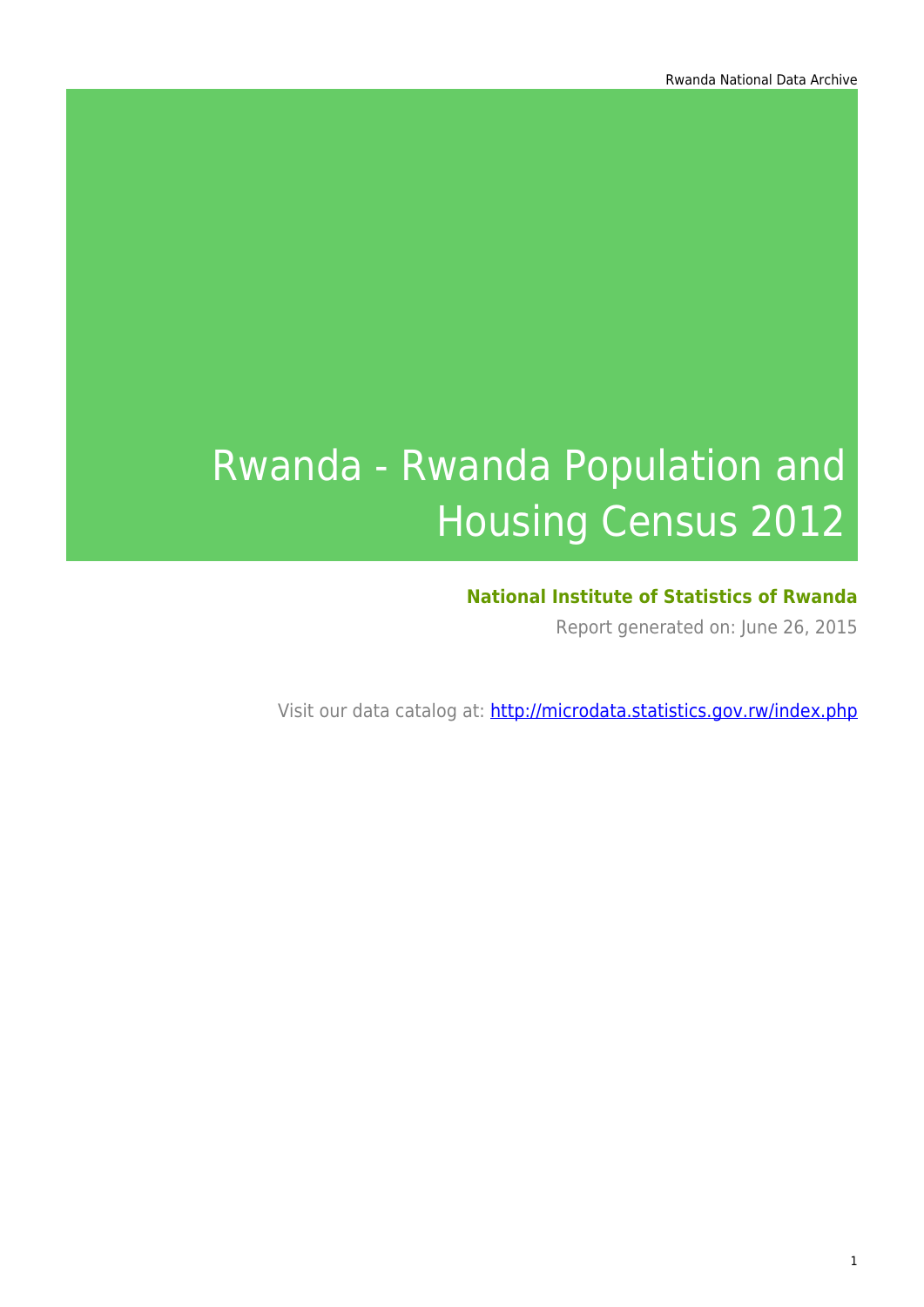# Rwanda - Rwanda Population and Housing Census 2012

**National Institute of Statistics of Rwanda**

Report generated on: June 26, 2015

Visit our data catalog at: [http://microdata.statistics.gov.rw/index.php](http://microdata.statistics.gov.rw/index.php)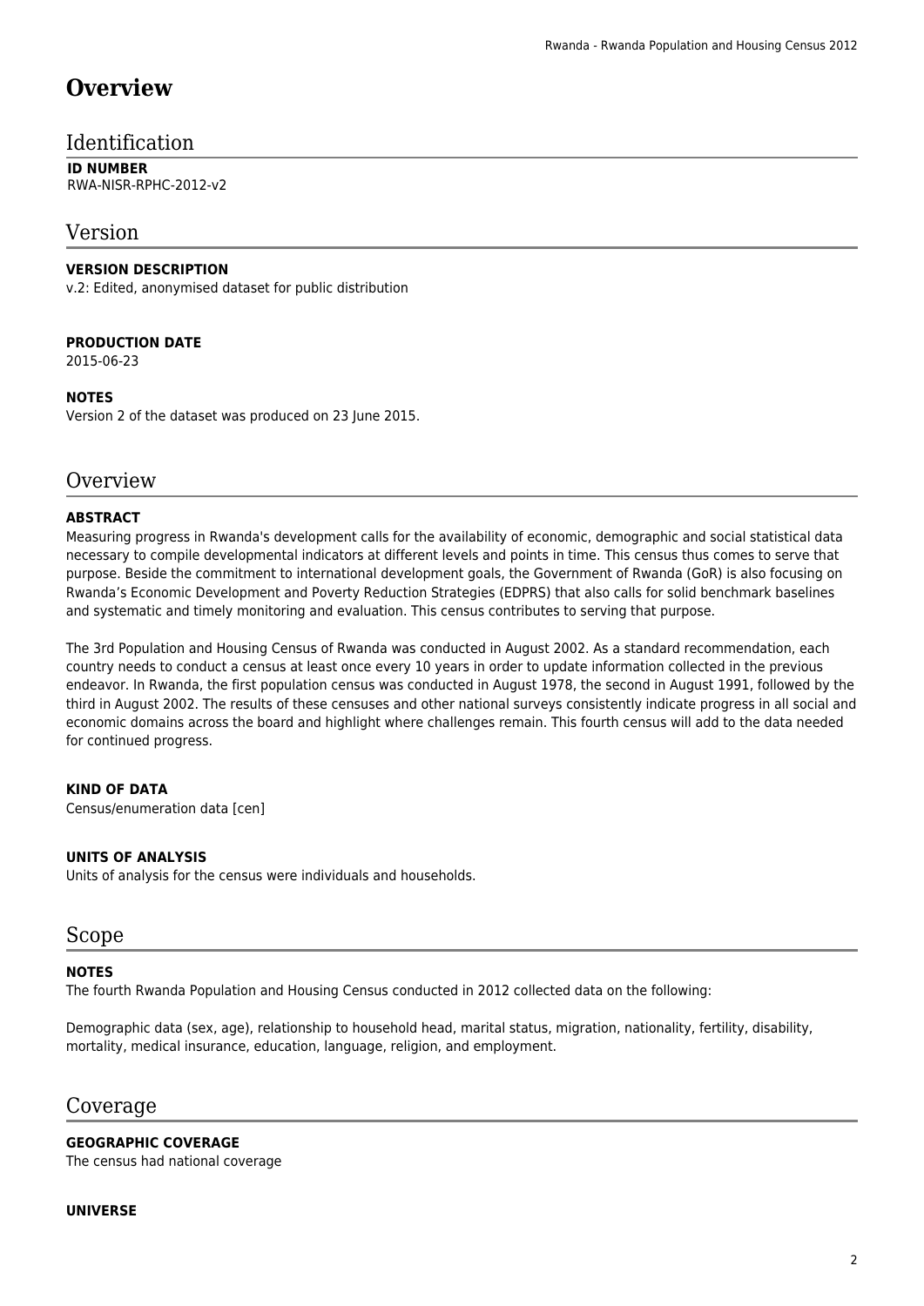# Overview

## Identification

**ID NUMBER**
RWA-NISR-RPHC-2012-v2

## Version

**VERSION DESCRIPTION**
v.2: Edited, anonymised dataset for public distribution

**PRODUCTION DATE**
2015-06-23

**NOTES**
Version 2 of the dataset was produced on 23 June 2015.

## Overview

**ABSTRACT**
Measuring progress in Rwanda's development calls for the availability of economic, demographic and social statistical data necessary to compile developmental indicators at different levels and points in time. This census thus comes to serve that purpose. Beside the commitment to international development goals, the Government of Rwanda (GoR) is also focusing on Rwanda’s Economic Development and Poverty Reduction Strategies (EDPRS) that also calls for solid benchmark baselines and systematic and timely monitoring and evaluation. This census contributes to serving that purpose.

The 3rd Population and Housing Census of Rwanda was conducted in August 2002. As a standard recommendation, each country needs to conduct a census at least once every 10 years in order to update information collected in the previous endeavor. In Rwanda, the first population census was conducted in August 1978, the second in August 1991, followed by the third in August 2002. The results of these censuses and other national surveys consistently indicate progress in all social and economic domains across the board and highlight where challenges remain. This fourth census will add to the data needed for continued progress.

**KIND OF DATA**
Census/enumeration data [cen]

**UNITS OF ANALYSIS**
Units of analysis for the census were individuals and households.

## Scope

**NOTES**
The fourth Rwanda Population and Housing Census conducted in 2012 collected data on the following:

Demographic data (sex, age), relationship to household head, marital status, migration, nationality, fertility, disability, mortality, medical insurance, education, language, religion, and employment.

## Coverage

**GEOGRAPHIC COVERAGE**
The census had national coverage

**UNIVERSE**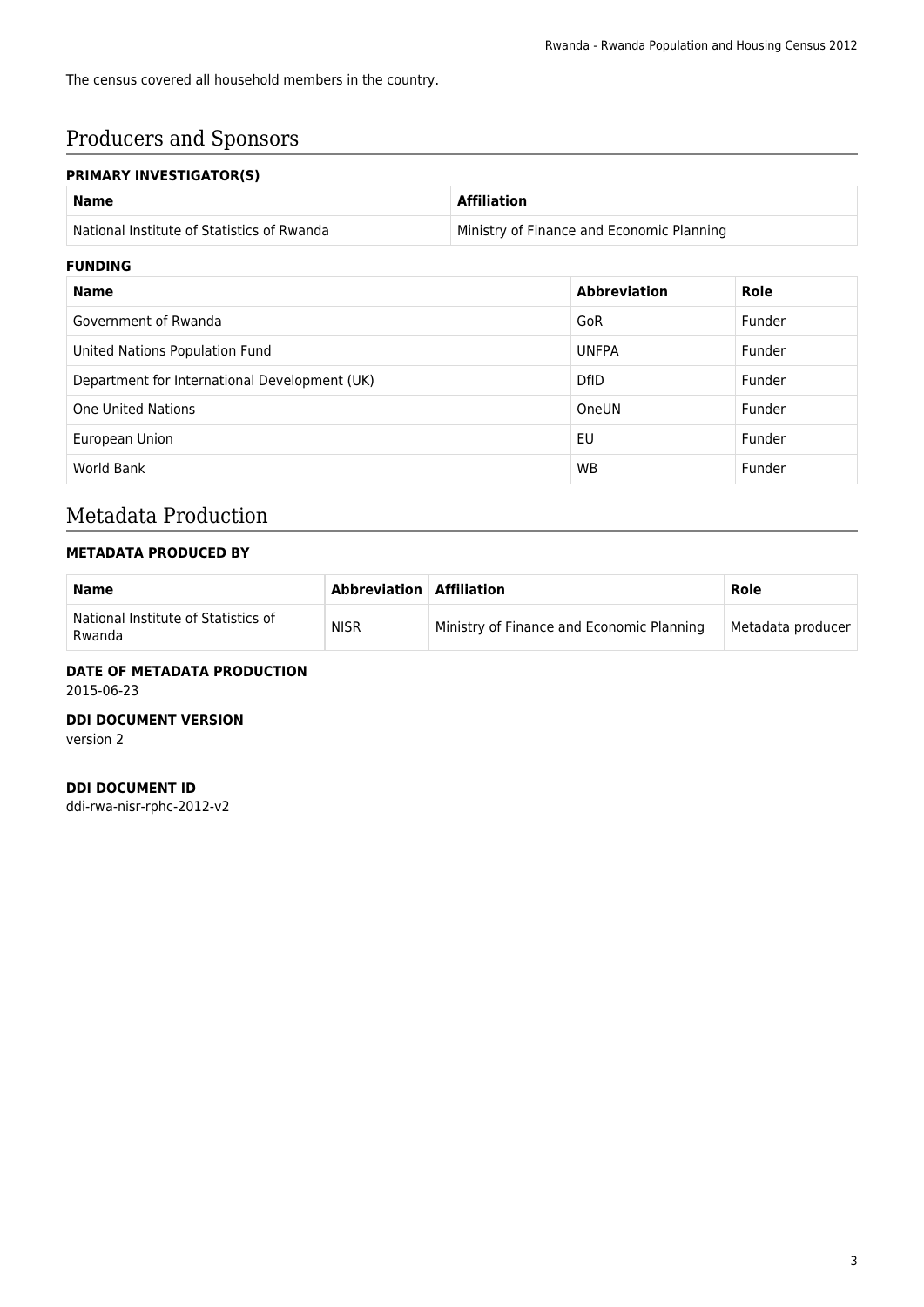The census covered all household members in the country.

# Producers and Sponsors

### PRIMARY INVESTIGATOR(S)

| Name | Affiliation |
|---|---|
| National Institute of Statistics of Rwanda | Ministry of Finance and Economic Planning |

### FUNDING

| Name | Abbreviation | Role |
|---|---|---|
| Government of Rwanda | GoR | Funder |
| United Nations Population Fund | UNFPA | Funder |
| Department for International Development (UK) | DfID | Funder |
| One United Nations | OneUN | Funder |
| European Union | EU | Funder |
| World Bank | WB | Funder |

# Metadata Production

### METADATA PRODUCED BY

| Name | Abbreviation | Affiliation | Role |
|---|---|---|---|
| National Institute of Statistics of Rwanda | NISR | Ministry of Finance and Economic Planning | Metadata producer |

### DATE OF METADATA PRODUCTION

2015-06-23

### DDI DOCUMENT VERSION

version 2

### DDI DOCUMENT ID

ddi-rwa-nisr-rphc-2012-v2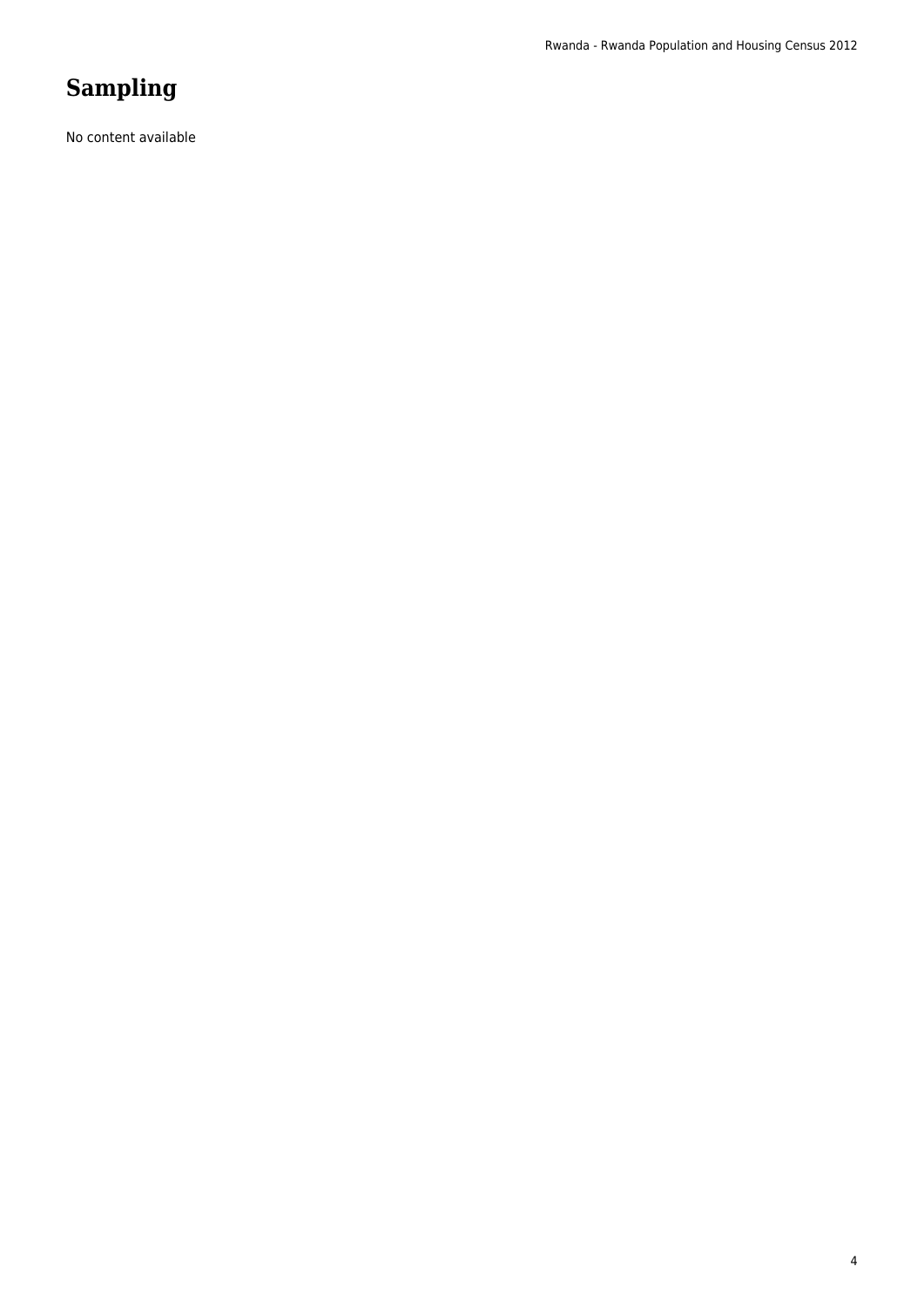# Sampling

No content available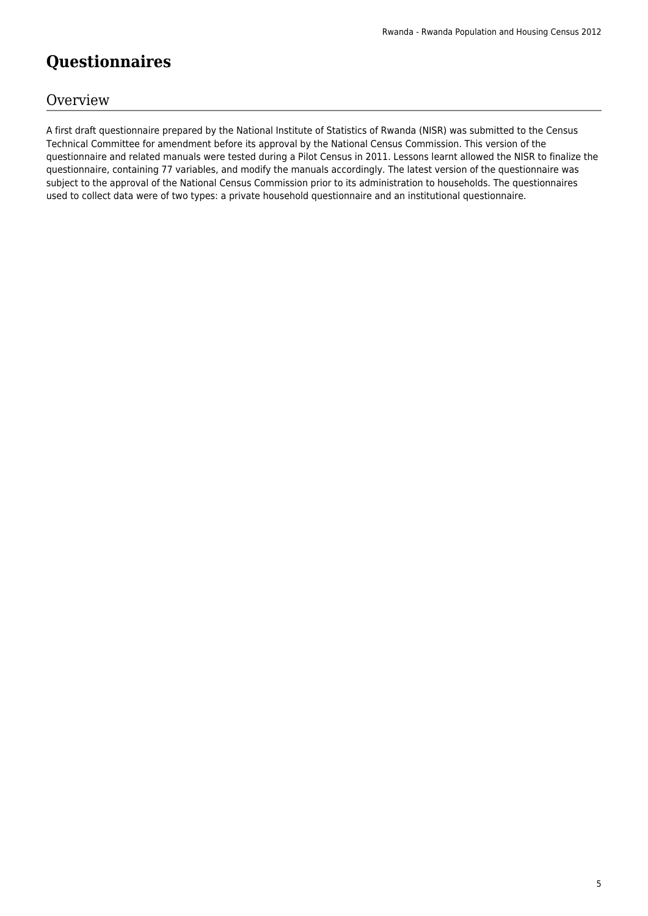# Questionnaires

## Overview

A first draft questionnaire prepared by the National Institute of Statistics of Rwanda (NISR) was submitted to the Census Technical Committee for amendment before its approval by the National Census Commission. This version of the questionnaire and related manuals were tested during a Pilot Census in 2011. Lessons learnt allowed the NISR to finalize the questionnaire, containing 77 variables, and modify the manuals accordingly. The latest version of the questionnaire was subject to the approval of the National Census Commission prior to its administration to households. The questionnaires used to collect data were of two types: a private household questionnaire and an institutional questionnaire.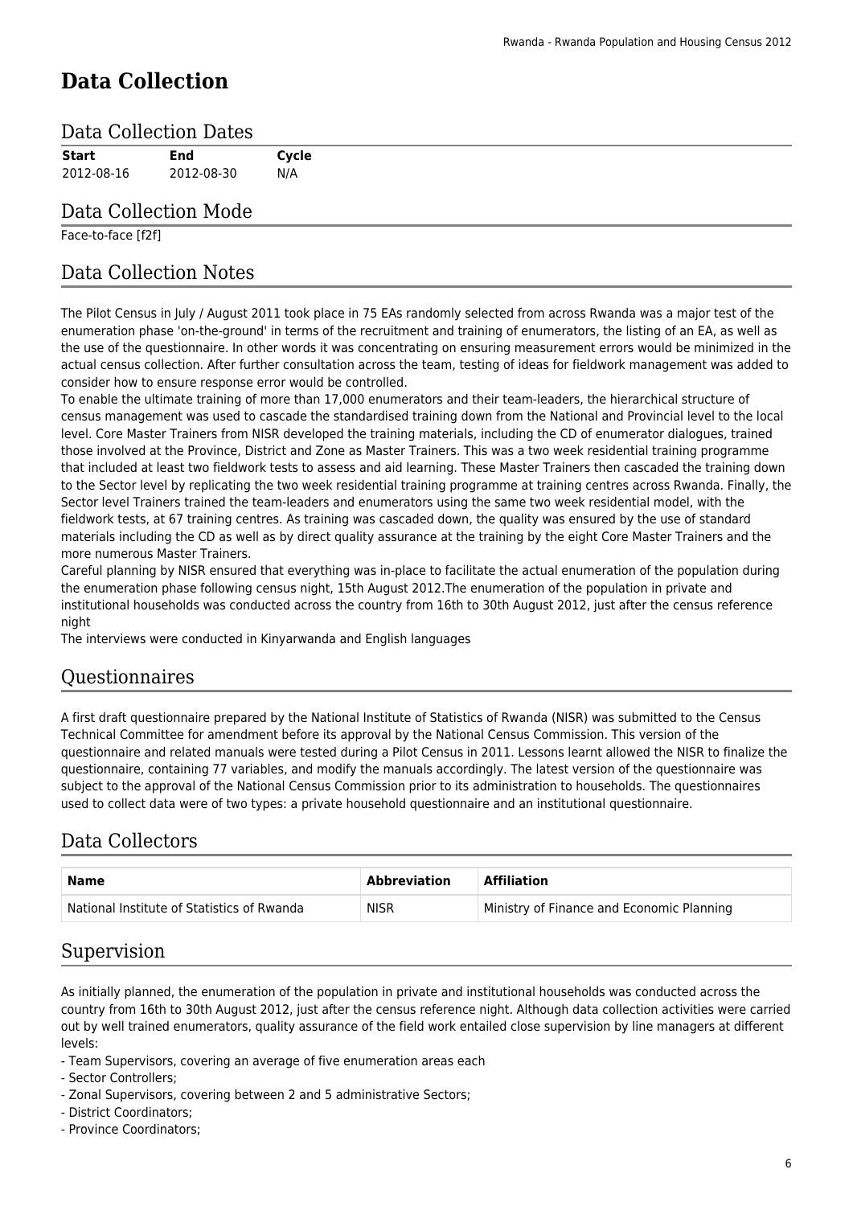# Data Collection

## Data Collection Dates

| Start | End | Cycle |
|---|---|---|
| 2012-08-16 | 2012-08-30 | N/A |

## Data Collection Mode

Face-to-face [f2f]

## Data Collection Notes

The Pilot Census in July / August 2011 took place in 75 EAs randomly selected from across Rwanda was a major test of the enumeration phase 'on-the-ground' in terms of the recruitment and training of enumerators, the listing of an EA, as well as the use of the questionnaire. In other words it was concentrating on ensuring measurement errors would be minimized in the actual census collection. After further consultation across the team, testing of ideas for fieldwork management was added to consider how to ensure response error would be controlled.
To enable the ultimate training of more than 17,000 enumerators and their team-leaders, the hierarchical structure of census management was used to cascade the standardised training down from the National and Provincial level to the local level. Core Master Trainers from NISR developed the training materials, including the CD of enumerator dialogues, trained those involved at the Province, District and Zone as Master Trainers. This was a two week residential training programme that included at least two fieldwork tests to assess and aid learning. These Master Trainers then cascaded the training down to the Sector level by replicating the two week residential training programme at training centres across Rwanda. Finally, the Sector level Trainers trained the team-leaders and enumerators using the same two week residential model, with the fieldwork tests, at 67 training centres. As training was cascaded down, the quality was ensured by the use of standard materials including the CD as well as by direct quality assurance at the training by the eight Core Master Trainers and the more numerous Master Trainers.
Careful planning by NISR ensured that everything was in-place to facilitate the actual enumeration of the population during the enumeration phase following census night, 15th August 2012.The enumeration of the population in private and institutional households was conducted across the country from 16th to 30th August 2012, just after the census reference night
The interviews were conducted in Kinyarwanda and English languages

## Questionnaires

A first draft questionnaire prepared by the National Institute of Statistics of Rwanda (NISR) was submitted to the Census Technical Committee for amendment before its approval by the National Census Commission. This version of the questionnaire and related manuals were tested during a Pilot Census in 2011. Lessons learnt allowed the NISR to finalize the questionnaire, containing 77 variables, and modify the manuals accordingly. The latest version of the questionnaire was subject to the approval of the National Census Commission prior to its administration to households. The questionnaires used to collect data were of two types: a private household questionnaire and an institutional questionnaire.

## Data Collectors

| Name | Abbreviation | Affiliation |
|---|---|---|
| National Institute of Statistics of Rwanda | NISR | Ministry of Finance and Economic Planning |

## Supervision

As initially planned, the enumeration of the population in private and institutional households was conducted across the country from 16th to 30th August 2012, just after the census reference night. Although data collection activities were carried out by well trained enumerators, quality assurance of the field work entailed close supervision by line managers at different levels:
- Team Supervisors, covering an average of five enumeration areas each
- Sector Controllers;
- Zonal Supervisors, covering between 2 and 5 administrative Sectors;
- District Coordinators;
- Province Coordinators;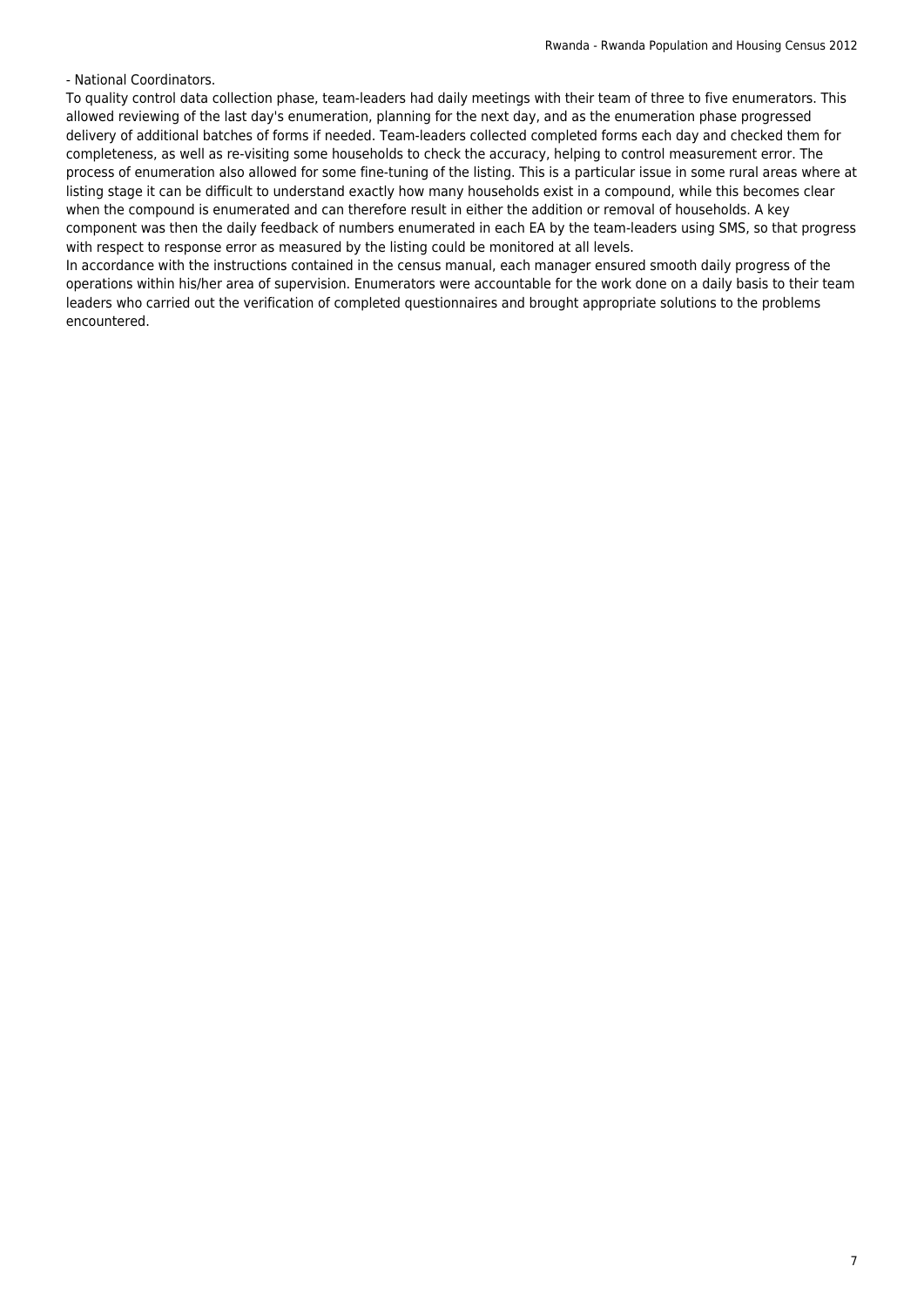- National Coordinators.

To quality control data collection phase, team-leaders had daily meetings with their team of three to five enumerators. This allowed reviewing of the last day's enumeration, planning for the next day, and as the enumeration phase progressed delivery of additional batches of forms if needed. Team-leaders collected completed forms each day and checked them for completeness, as well as re-visiting some households to check the accuracy, helping to control measurement error. The process of enumeration also allowed for some fine-tuning of the listing. This is a particular issue in some rural areas where at listing stage it can be difficult to understand exactly how many households exist in a compound, while this becomes clear when the compound is enumerated and can therefore result in either the addition or removal of households. A key component was then the daily feedback of numbers enumerated in each EA by the team-leaders using SMS, so that progress with respect to response error as measured by the listing could be monitored at all levels.

In accordance with the instructions contained in the census manual, each manager ensured smooth daily progress of the operations within his/her area of supervision. Enumerators were accountable for the work done on a daily basis to their team leaders who carried out the verification of completed questionnaires and brought appropriate solutions to the problems encountered.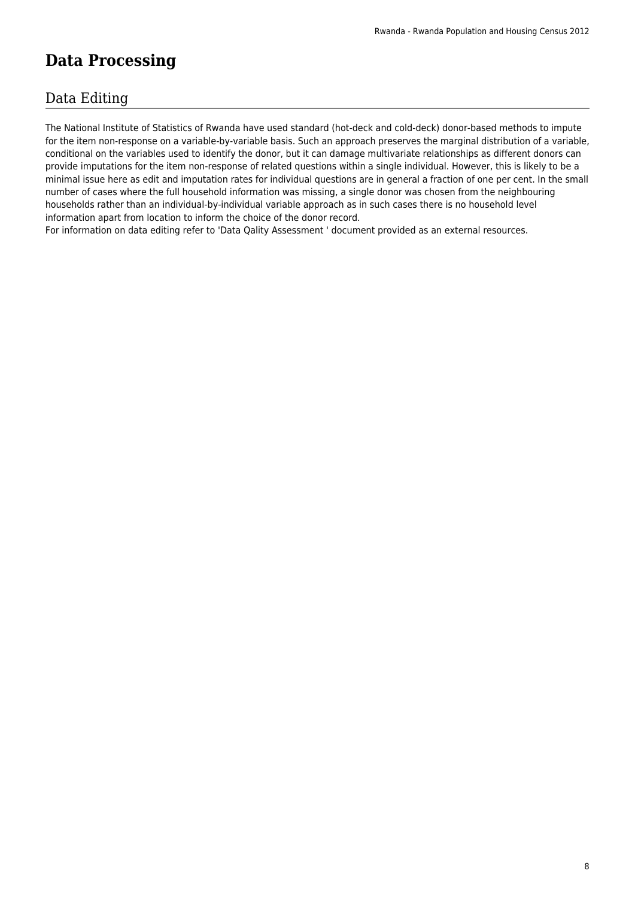# Data Processing

## Data Editing

The National Institute of Statistics of Rwanda have used standard (hot-deck and cold-deck) donor-based methods to impute for the item non-response on a variable-by-variable basis. Such an approach preserves the marginal distribution of a variable, conditional on the variables used to identify the donor, but it can damage multivariate relationships as different donors can provide imputations for the item non-response of related questions within a single individual. However, this is likely to be a minimal issue here as edit and imputation rates for individual questions are in general a fraction of one per cent. In the small number of cases where the full household information was missing, a single donor was chosen from the neighbouring households rather than an individual-by-individual variable approach as in such cases there is no household level information apart from location to inform the choice of the donor record.
For information on data editing refer to 'Data Qality Assessment ' document provided as an external resources.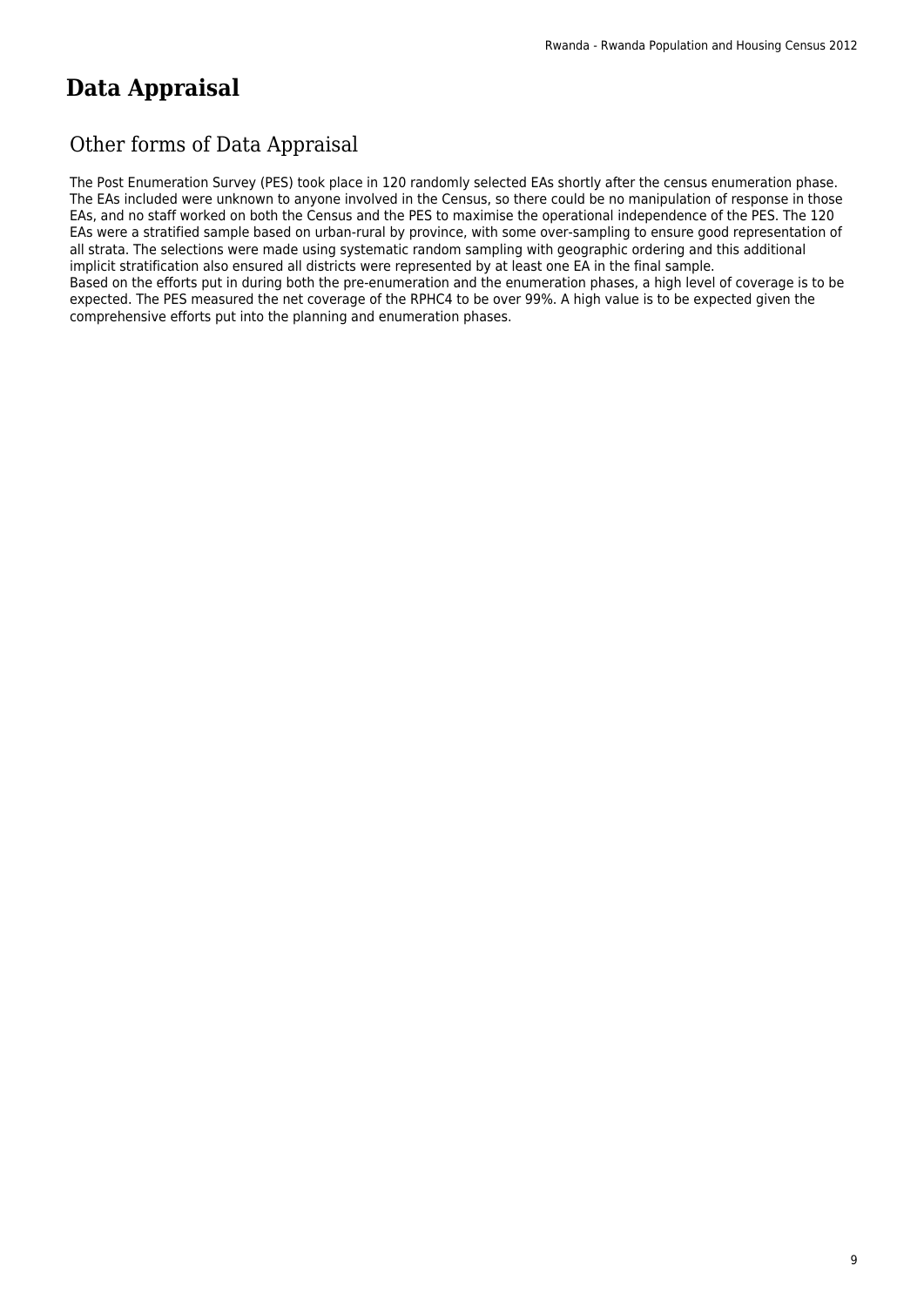# Data Appraisal

## Other forms of Data Appraisal

The Post Enumeration Survey (PES) took place in 120 randomly selected EAs shortly after the census enumeration phase. The EAs included were unknown to anyone involved in the Census, so there could be no manipulation of response in those EAs, and no staff worked on both the Census and the PES to maximise the operational independence of the PES. The 120 EAs were a stratified sample based on urban-rural by province, with some over-sampling to ensure good representation of all strata. The selections were made using systematic random sampling with geographic ordering and this additional implicit stratification also ensured all districts were represented by at least one EA in the final sample.
Based on the efforts put in during both the pre-enumeration and the enumeration phases, a high level of coverage is to be expected. The PES measured the net coverage of the RPHC4 to be over 99%. A high value is to be expected given the comprehensive efforts put into the planning and enumeration phases.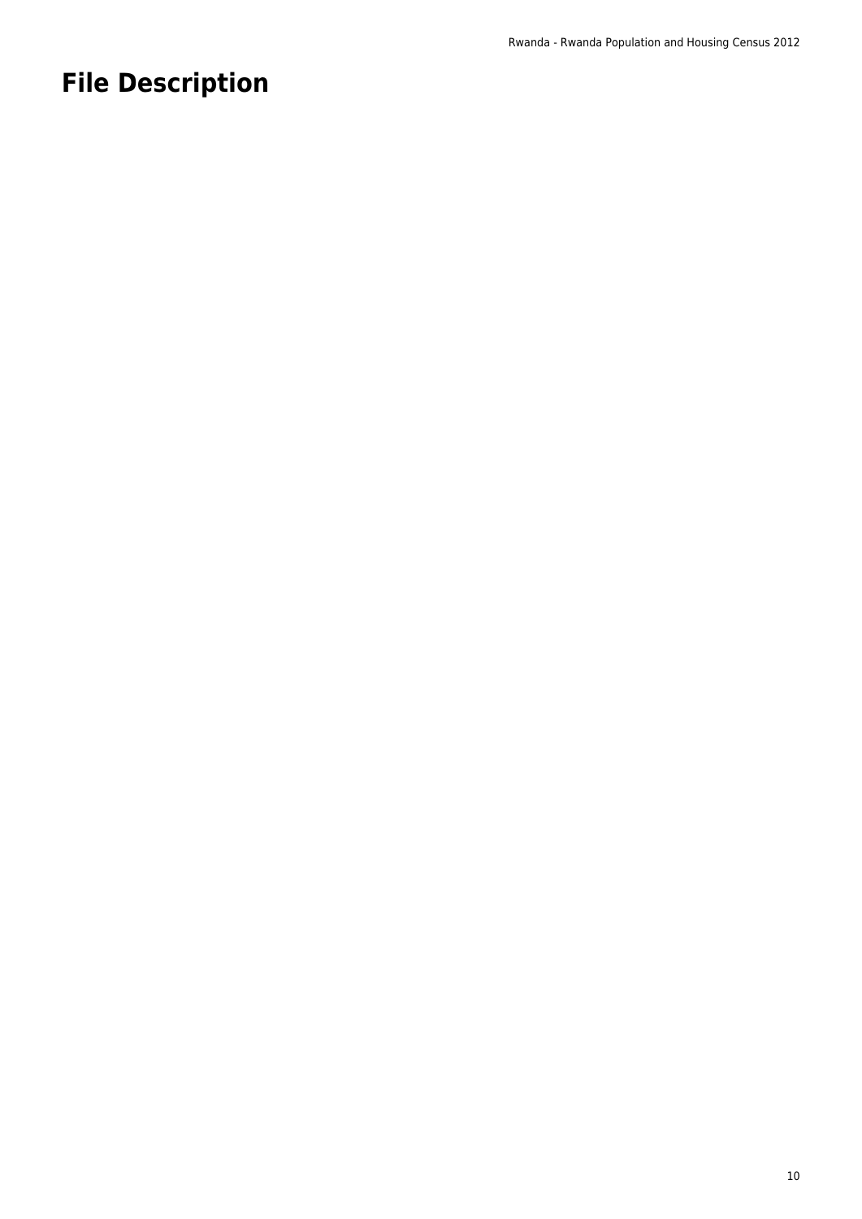# File Description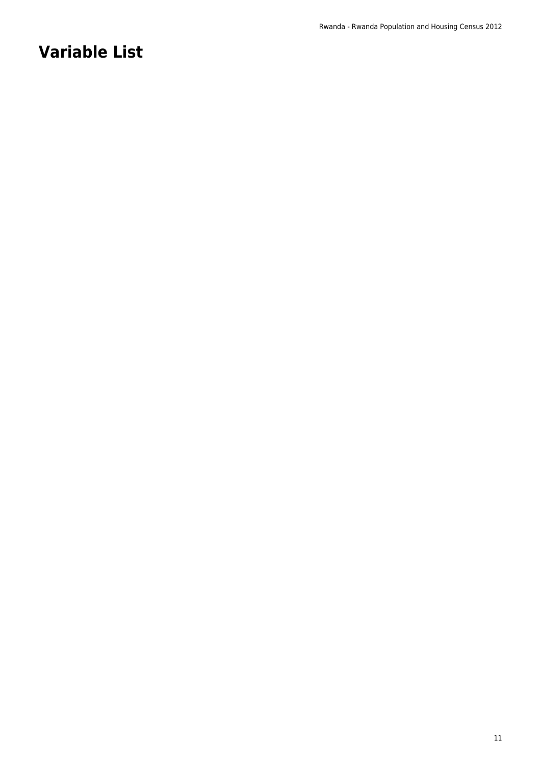# Variable List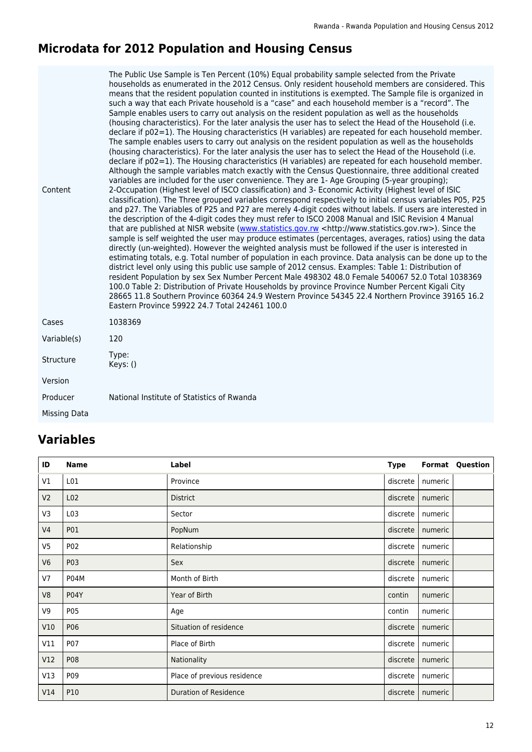## Microdata for 2012 Population and Housing Census

| | |
|---|---|
| Content | The Public Use Sample is Ten Percent (10%) Equal probability sample selected from the Private households as enumerated in the 2012 Census. Only resident household members are considered. This means that the resident population counted in institutions is exempted. The Sample file is organized in such a way that each Private household is a "case" and each household member is a "record". The Sample enables users to carry out analysis on the resident population as well as the households (housing characteristics). For the later analysis the user has to select the Head of the Household (i.e. declare if p02=1). The Housing characteristics (H variables) are repeated for each household member. The sample enables users to carry out analysis on the resident population as well as the households (housing characteristics). For the later analysis the user has to select the Head of the Household (i.e. declare if p02=1). The Housing characteristics (H variables) are repeated for each household member. Although the sample variables match exactly with the Census Questionnaire, three additional created variables are included for the user convenience. They are 1- Age Grouping (5-year grouping); 2-Occupation (Highest level of ISCO classification) and 3- Economic Activity (Highest level of ISIC classification). The Three grouped variables correspond respectively to initial census variables P05, P25 and p27. The Variables of P25 and P27 are merely 4-digit codes without labels. If users are interested in the description of the 4-digit codes they must refer to ISCO 2008 Manual and ISIC Revision 4 Manual that are published at NISR website (www.statistics.gov.rw <http://www.statistics.gov.rw>). Since the sample is self weighted the user may produce estimates (percentages, averages, ratios) using the data directly (un-weighted). However the weighted analysis must be followed if the user is interested in estimating totals, e.g. Total number of population in each province. Data analysis can be done up to the district level only using this public use sample of 2012 census. Examples: Table 1: Distribution of resident Population by sex Sex Number Percent Male 498302 48.0 Female 540067 52.0 Total 1038369 100.0 Table 2: Distribution of Private Households by province Province Number Percent Kigali City 28665 11.8 Southern Province 60364 24.9 Western Province 54345 22.4 Northern Province 39165 16.2 Eastern Province 59922 24.7 Total 242461 100.0 |
| Cases | 1038369 |
| Variable(s) | 120 |
| Structure | Type:<br>Keys: () |
| Version | |
| Producer | National Institute of Statistics of Rwanda |
| Missing Data | |

## Variables

| ID | Name | Label | Type | Format | Question |
|---|---|---|---|---|---|
| V1 | L01 | Province | discrete | numeric | |
| V2 | L02 | District | discrete | numeric | |
| V3 | L03 | Sector | discrete | numeric | |
| V4 | P01 | PopNum | discrete | numeric | |
| V5 | P02 | Relationship | discrete | numeric | |
| V6 | P03 | Sex | discrete | numeric | |
| V7 | P04M | Month of Birth | discrete | numeric | |
| V8 | P04Y | Year of Birth | contin | numeric | |
| V9 | P05 | Age | contin | numeric | |
| V10 | P06 | Situation of residence | discrete | numeric | |
| V11 | P07 | Place of Birth | discrete | numeric | |
| V12 | P08 | Nationality | discrete | numeric | |
| V13 | P09 | Place of previous residence | discrete | numeric | |
| V14 | P10 | Duration of Residence | discrete | numeric | |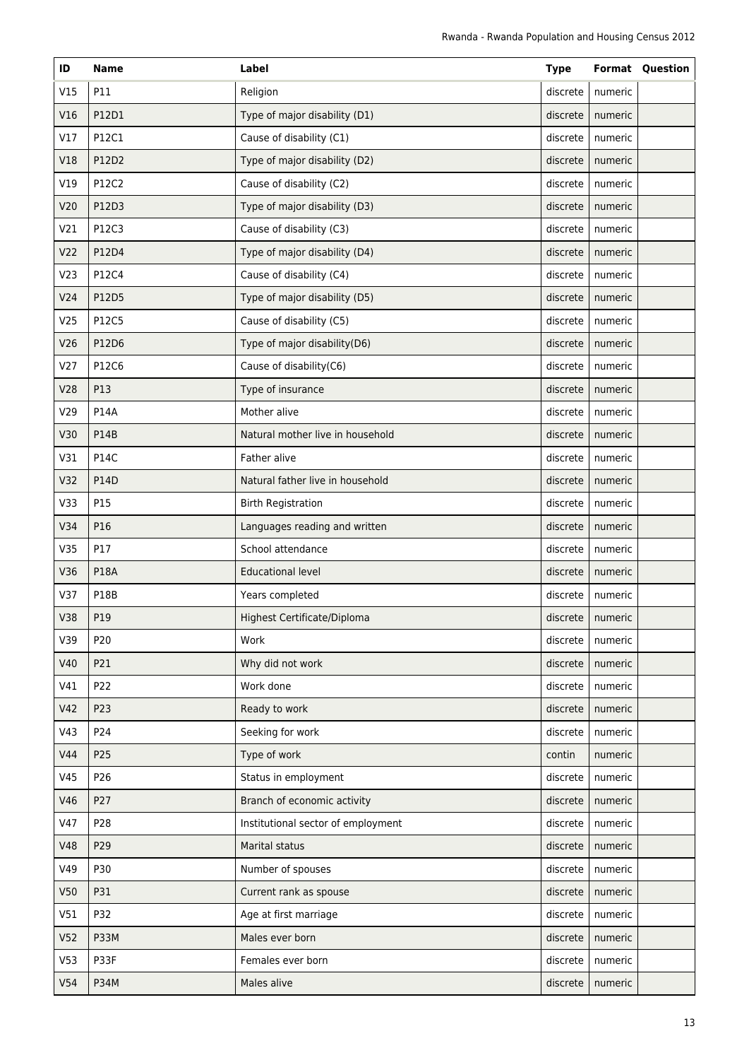| ID | Name | Label | Type | Format | Question |
|---|---|---|---|---|---|
| V15 | P11 | Religion | discrete | numeric | |
| V16 | P12D1 | Type of major disability (D1) | discrete | numeric | |
| V17 | P12C1 | Cause of disability (C1) | discrete | numeric | |
| V18 | P12D2 | Type of major disability (D2) | discrete | numeric | |
| V19 | P12C2 | Cause of disability (C2) | discrete | numeric | |
| V20 | P12D3 | Type of major disability (D3) | discrete | numeric | |
| V21 | P12C3 | Cause of disability (C3) | discrete | numeric | |
| V22 | P12D4 | Type of major disability (D4) | discrete | numeric | |
| V23 | P12C4 | Cause of disability (C4) | discrete | numeric | |
| V24 | P12D5 | Type of major disability (D5) | discrete | numeric | |
| V25 | P12C5 | Cause of disability (C5) | discrete | numeric | |
| V26 | P12D6 | Type of major disability(D6) | discrete | numeric | |
| V27 | P12C6 | Cause of disability(C6) | discrete | numeric | |
| V28 | P13 | Type of insurance | discrete | numeric | |
| V29 | P14A | Mother alive | discrete | numeric | |
| V30 | P14B | Natural mother live in household | discrete | numeric | |
| V31 | P14C | Father alive | discrete | numeric | |
| V32 | P14D | Natural father live in household | discrete | numeric | |
| V33 | P15 | Birth Registration | discrete | numeric | |
| V34 | P16 | Languages reading and written | discrete | numeric | |
| V35 | P17 | School attendance | discrete | numeric | |
| V36 | P18A | Educational level | discrete | numeric | |
| V37 | P18B | Years completed | discrete | numeric | |
| V38 | P19 | Highest Certificate/Diploma | discrete | numeric | |
| V39 | P20 | Work | discrete | numeric | |
| V40 | P21 | Why did not work | discrete | numeric | |
| V41 | P22 | Work done | discrete | numeric | |
| V42 | P23 | Ready to work | discrete | numeric | |
| V43 | P24 | Seeking for work | discrete | numeric | |
| V44 | P25 | Type of work | contin | numeric | |
| V45 | P26 | Status in employment | discrete | numeric | |
| V46 | P27 | Branch of economic activity | discrete | numeric | |
| V47 | P28 | Institutional sector of employment | discrete | numeric | |
| V48 | P29 | Marital status | discrete | numeric | |
| V49 | P30 | Number of spouses | discrete | numeric | |
| V50 | P31 | Current rank as spouse | discrete | numeric | |
| V51 | P32 | Age at first marriage | discrete | numeric | |
| V52 | P33M | Males ever born | discrete | numeric | |
| V53 | P33F | Females ever born | discrete | numeric | |
| V54 | P34M | Males alive | discrete | numeric | |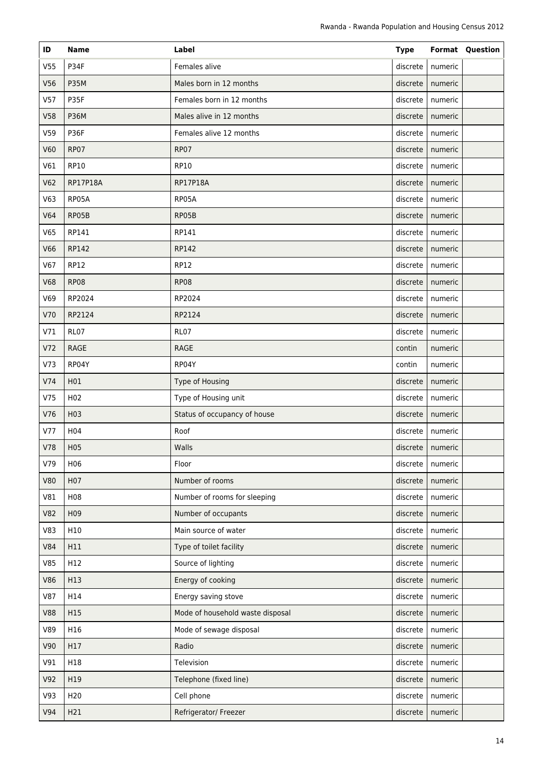| ID | Name | Label | Type | Format | Question |
|---|---|---|---|---|---|
| V55 | P34F | Females alive | discrete | numeric | |
| V56 | P35M | Males born in 12 months | discrete | numeric | |
| V57 | P35F | Females born in 12 months | discrete | numeric | |
| V58 | P36M | Males alive in 12 months | discrete | numeric | |
| V59 | P36F | Females alive 12 months | discrete | numeric | |
| V60 | RP07 | RP07 | discrete | numeric | |
| V61 | RP10 | RP10 | discrete | numeric | |
| V62 | RP17P18A | RP17P18A | discrete | numeric | |
| V63 | RP05A | RP05A | discrete | numeric | |
| V64 | RP05B | RP05B | discrete | numeric | |
| V65 | RP141 | RP141 | discrete | numeric | |
| V66 | RP142 | RP142 | discrete | numeric | |
| V67 | RP12 | RP12 | discrete | numeric | |
| V68 | RP08 | RP08 | discrete | numeric | |
| V69 | RP2024 | RP2024 | discrete | numeric | |
| V70 | RP2124 | RP2124 | discrete | numeric | |
| V71 | RL07 | RL07 | discrete | numeric | |
| V72 | RAGE | RAGE | contin | numeric | |
| V73 | RP04Y | RP04Y | contin | numeric | |
| V74 | H01 | Type of Housing | discrete | numeric | |
| V75 | H02 | Type of Housing unit | discrete | numeric | |
| V76 | H03 | Status of occupancy of house | discrete | numeric | |
| V77 | H04 | Roof | discrete | numeric | |
| V78 | H05 | Walls | discrete | numeric | |
| V79 | H06 | Floor | discrete | numeric | |
| V80 | H07 | Number of rooms | discrete | numeric | |
| V81 | H08 | Number of rooms for sleeping | discrete | numeric | |
| V82 | H09 | Number of occupants | discrete | numeric | |
| V83 | H10 | Main source of water | discrete | numeric | |
| V84 | H11 | Type of toilet facility | discrete | numeric | |
| V85 | H12 | Source of lighting | discrete | numeric | |
| V86 | H13 | Energy of cooking | discrete | numeric | |
| V87 | H14 | Energy saving stove | discrete | numeric | |
| V88 | H15 | Mode of household waste disposal | discrete | numeric | |
| V89 | H16 | Mode of sewage disposal | discrete | numeric | |
| V90 | H17 | Radio | discrete | numeric | |
| V91 | H18 | Television | discrete | numeric | |
| V92 | H19 | Telephone (fixed line) | discrete | numeric | |
| V93 | H20 | Cell phone | discrete | numeric | |
| V94 | H21 | Refrigerator/ Freezer | discrete | numeric | |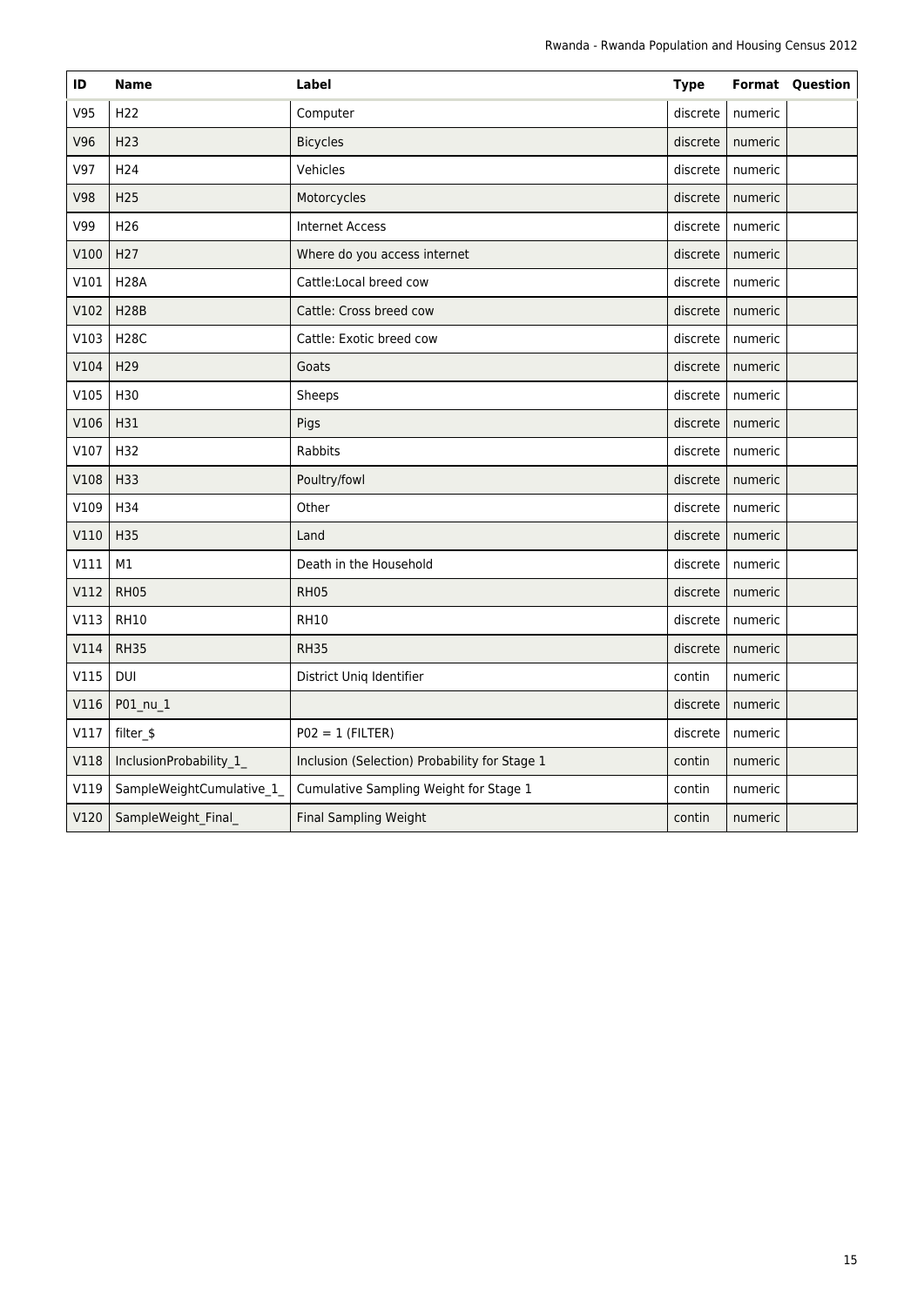| ID | Name | Label | Type | Format | Question |
|---|---|---|---|---|---|
| V95 | H22 | Computer | discrete | numeric | |
| V96 | H23 | Bicycles | discrete | numeric | |
| V97 | H24 | Vehicles | discrete | numeric | |
| V98 | H25 | Motorcycles | discrete | numeric | |
| V99 | H26 | Internet Access | discrete | numeric | |
| V100 | H27 | Where do you access internet | discrete | numeric | |
| V101 | H28A | Cattle:Local breed cow | discrete | numeric | |
| V102 | H28B | Cattle: Cross breed cow | discrete | numeric | |
| V103 | H28C | Cattle: Exotic breed cow | discrete | numeric | |
| V104 | H29 | Goats | discrete | numeric | |
| V105 | H30 | Sheeps | discrete | numeric | |
| V106 | H31 | Pigs | discrete | numeric | |
| V107 | H32 | Rabbits | discrete | numeric | |
| V108 | H33 | Poultry/fowl | discrete | numeric | |
| V109 | H34 | Other | discrete | numeric | |
| V110 | H35 | Land | discrete | numeric | |
| V111 | M1 | Death in the Household | discrete | numeric | |
| V112 | RH05 | RH05 | discrete | numeric | |
| V113 | RH10 | RH10 | discrete | numeric | |
| V114 | RH35 | RH35 | discrete | numeric | |
| V115 | DUI | District Uniq Identifier | contin | numeric | |
| V116 | P01_nu_1 | | discrete | numeric | |
| V117 | filter_$ | P02 = 1 (FILTER) | discrete | numeric | |
| V118 | InclusionProbability_1_ | Inclusion (Selection) Probability for Stage 1 | contin | numeric | |
| V119 | SampleWeightCumulative_1_ | Cumulative Sampling Weight for Stage 1 | contin | numeric | |
| V120 | SampleWeight_Final_ | Final Sampling Weight | contin | numeric | |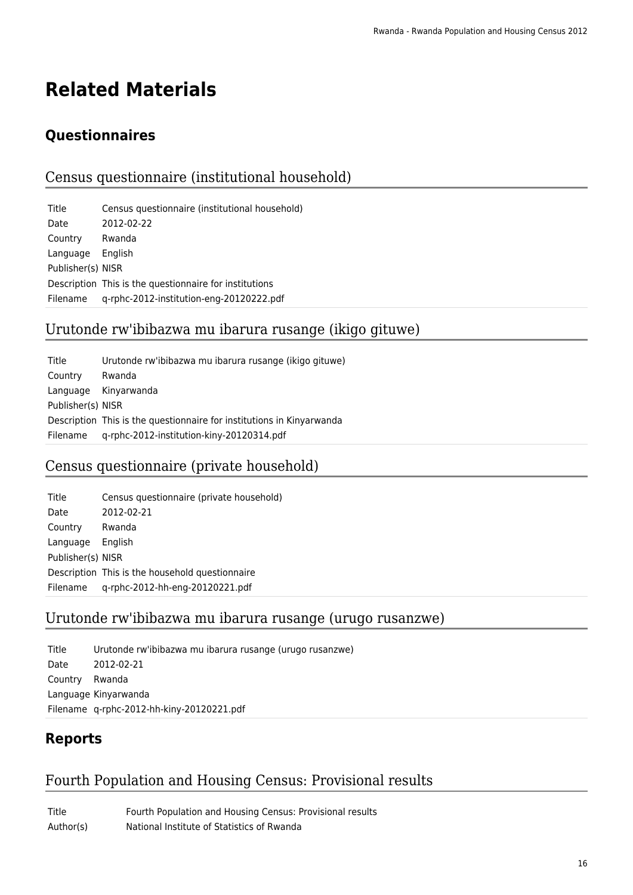# Related Materials

## Questionnaires

### Census questionnaire (institutional household)

| | |
|---|---|
| Title | Census questionnaire (institutional household) |
| Date | 2012-02-22 |
| Country | Rwanda |
| Language | English |
| Publisher(s) | NISR |
| Description | This is the questionnaire for institutions |
| Filename | q-rphc-2012-institution-eng-20120222.pdf |

### Urutonde rw'ibibazwa mu ibarura rusange (ikigo gituwe)

| | |
|---|---|
| Title | Urutonde rw'ibibazwa mu ibarura rusange (ikigo gituwe) |
| Country | Rwanda |
| Language | Kinyarwanda |
| Publisher(s) | NISR |
| Description | This is the questionnaire for institutions in Kinyarwanda |
| Filename | q-rphc-2012-institution-kiny-20120314.pdf |

### Census questionnaire (private household)

| | |
|---|---|
| Title | Census questionnaire (private household) |
| Date | 2012-02-21 |
| Country | Rwanda |
| Language | English |
| Publisher(s) | NISR |
| Description | This is the household questionnaire |
| Filename | q-rphc-2012-hh-eng-20120221.pdf |

### Urutonde rw'ibibazwa mu ibarura rusange (urugo rusanzwe)

| | |
|---|---|
| Title | Urutonde rw'ibibazwa mu ibarura rusange (urugo rusanzwe) |
| Date | 2012-02-21 |
| Country | Rwanda |
| Language | Kinyarwanda |
| Filename | q-rphc-2012-hh-kiny-20120221.pdf |

## Reports

### Fourth Population and Housing Census: Provisional results

| | |
|---|---|
| Title | Fourth Population and Housing Census: Provisional results |
| Author(s) | National Institute of Statistics of Rwanda |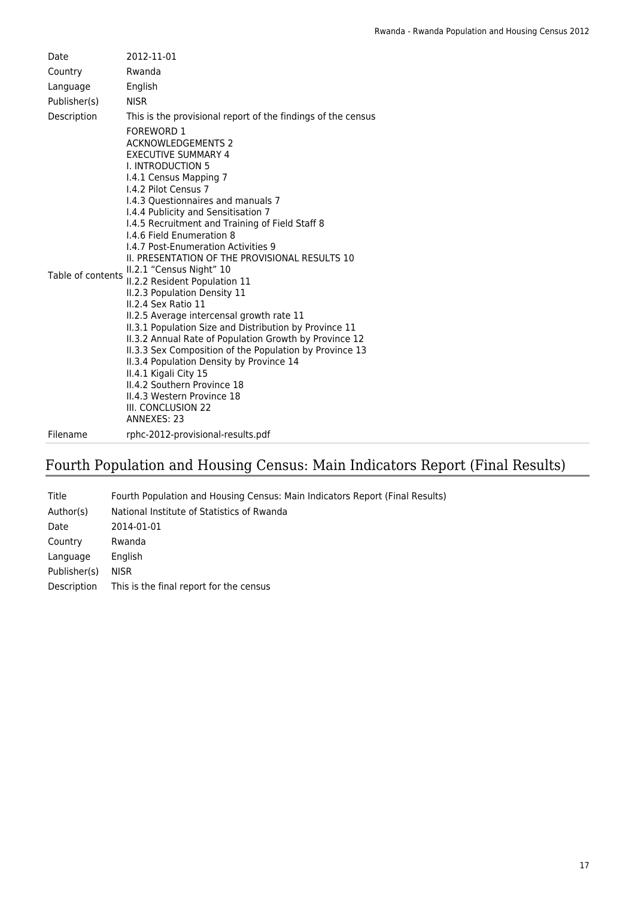| | |
|---|---|
| Date | 2012-11-01 |
| Country | Rwanda |
| Language | English |
| Publisher(s) | NISR |
| Description | This is the provisional report of the findings of the census |
| Table of contents | FOREWORD 1<br>ACKNOWLEDGEMENTS 2<br>EXECUTIVE SUMMARY 4<br>I. INTRODUCTION 5<br>I.4.1 Census Mapping 7<br>I.4.2 Pilot Census 7<br>I.4.3 Questionnaires and manuals 7<br>I.4.4 Publicity and Sensitisation 7<br>I.4.5 Recruitment and Training of Field Staff 8<br>I.4.6 Field Enumeration 8<br>I.4.7 Post-Enumeration Activities 9<br>II. PRESENTATION OF THE PROVISIONAL RESULTS 10<br>II.2.1 "Census Night" 10<br>II.2.2 Resident Population 11<br>II.2.3 Population Density 11<br>II.2.4 Sex Ratio 11<br>II.2.5 Average intercensal growth rate 11<br>II.3.1 Population Size and Distribution by Province 11<br>II.3.2 Annual Rate of Population Growth by Province 12<br>II.3.3 Sex Composition of the Population by Province 13<br>II.3.4 Population Density by Province 14<br>II.4.1 Kigali City 15<br>II.4.2 Southern Province 18<br>II.4.3 Western Province 18<br>III. CONCLUSION 22<br>ANNEXES: 23 |
| Filename | rphc-2012-provisional-results.pdf |

## Fourth Population and Housing Census: Main Indicators Report (Final Results)

| | |
|---|---|
| Title | Fourth Population and Housing Census: Main Indicators Report (Final Results) |
| Author(s) | National Institute of Statistics of Rwanda |
| Date | 2014-01-01 |
| Country | Rwanda |
| Language | English |
| Publisher(s) | NISR |
| Description | This is the final report for the census |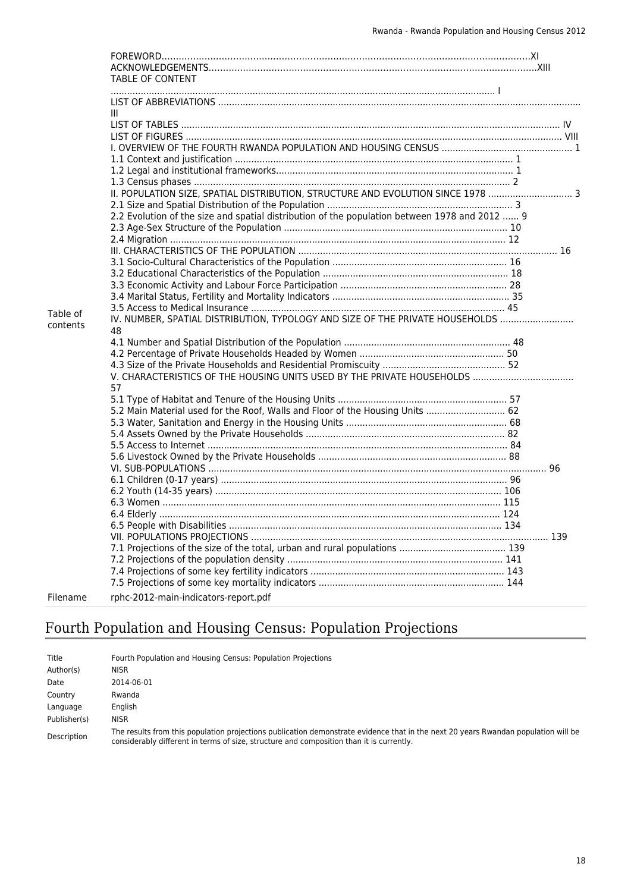| | |
|---|---|
| Table of contents | FOREWORD....XI<br>ACKNOWLEDGEMENTS....XIII<br>TABLE OF CONTENT<br>.... I<br>LIST OF ABBREVIATIONS ....<br>III<br>LIST OF TABLES .... IV<br>LIST OF FIGURES .... VIII<br>I. OVERVIEW OF THE FOURTH RWANDA POPULATION AND HOUSING CENSUS .... 1<br>1.1 Context and justification .... 1<br>1.2 Legal and institutional frameworks.... 1<br>1.3 Census phases .... 2<br>II. POPULATION SIZE, SPATIAL DISTRIBUTION, STRUCTURE AND EVOLUTION SINCE 1978 .... 3<br>2.1 Size and Spatial Distribution of the Population .... 3<br>2.2 Evolution of the size and spatial distribution of the population between 1978 and 2012 ...... 9<br>2.3 Age-Sex Structure of the Population .... 10<br>2.4 Migration .... 12<br>III. CHARACTERISTICS OF THE POPULATION .... 16<br>3.1 Socio-Cultural Characteristics of the Population .... 16<br>3.2 Educational Characteristics of the Population .... 18<br>3.3 Economic Activity and Labour Force Participation .... 28<br>3.4 Marital Status, Fertility and Mortality Indicators .... 35<br>3.5 Access to Medical Insurance .... 45<br>IV. NUMBER, SPATIAL DISTRIBUTION, TYPOLOGY AND SIZE OF THE PRIVATE HOUSEHOLDS ....<br>48<br>4.1 Number and Spatial Distribution of the Population .... 48<br>4.2 Percentage of Private Households Headed by Women .... 50<br>4.3 Size of the Private Households and Residential Promiscuity .... 52<br>V. CHARACTERISTICS OF THE HOUSING UNITS USED BY THE PRIVATE HOUSEHOLDS ....<br>57<br>5.1 Type of Habitat and Tenure of the Housing Units .... 57<br>5.2 Main Material used for the Roof, Walls and Floor of the Housing Units .... 62<br>5.3 Water, Sanitation and Energy in the Housing Units .... 68<br>5.4 Assets Owned by the Private Households .... 82<br>5.5 Access to Internet .... 84<br>5.6 Livestock Owned by the Private Households .... 88<br>VI. SUB-POPULATIONS .... 96<br>6.1 Children (0-17 years) .... 96<br>6.2 Youth (14-35 years) .... 106<br>6.3 Women .... 115<br>6.4 Elderly .... 124<br>6.5 People with Disabilities .... 134<br>VII. POPULATIONS PROJECTIONS .... 139<br>7.1 Projections of the size of the total, urban and rural populations .... 139<br>7.2 Projections of the population density .... 141<br>7.4 Projections of some key fertility indicators .... 143<br>7.5 Projections of some key mortality indicators .... 144 |
| Filename | rphc-2012-main-indicators-report.pdf |

## Fourth Population and Housing Census: Population Projections

| | |
|---|---|
| Title | Fourth Population and Housing Census: Population Projections |
| Author(s) | NISR |
| Date | 2014-06-01 |
| Country | Rwanda |
| Language | English |
| Publisher(s) | NISR |
| Description | The results from this population projections publication demonstrate evidence that in the next 20 years Rwandan population will be considerably different in terms of size, structure and composition than it is currently. |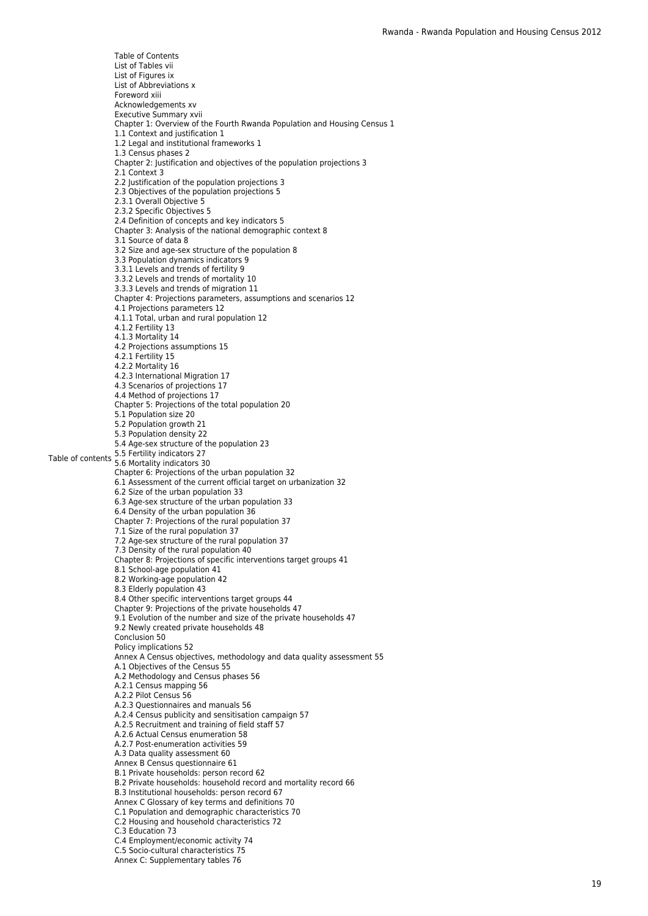Table of contents

Table of Contents
List of Tables vii
List of Figures ix
List of Abbreviations x
Foreword xiii
Acknowledgements xv
Executive Summary xvii
Chapter 1: Overview of the Fourth Rwanda Population and Housing Census 1
1.1 Context and justification 1
1.2 Legal and institutional frameworks 1
1.3 Census phases 2
Chapter 2: Justification and objectives of the population projections 3
2.1 Context 3
2.2 Justification of the population projections 3
2.3 Objectives of the population projections 5
2.3.1 Overall Objective 5
2.3.2 Specific Objectives 5
2.4 Definition of concepts and key indicators 5
Chapter 3: Analysis of the national demographic context 8
3.1 Source of data 8
3.2 Size and age-sex structure of the population 8
3.3 Population dynamics indicators 9
3.3.1 Levels and trends of fertility 9
3.3.2 Levels and trends of mortality 10
3.3.3 Levels and trends of migration 11
Chapter 4: Projections parameters, assumptions and scenarios 12
4.1 Projections parameters 12
4.1.1 Total, urban and rural population 12
4.1.2 Fertility 13
4.1.3 Mortality 14
4.2 Projections assumptions 15
4.2.1 Fertility 15
4.2.2 Mortality 16
4.2.3 International Migration 17
4.3 Scenarios of projections 17
4.4 Method of projections 17
Chapter 5: Projections of the total population 20
5.1 Population size 20
5.2 Population growth 21
5.3 Population density 22
5.4 Age-sex structure of the population 23
5.5 Fertility indicators 27
5.6 Mortality indicators 30
Chapter 6: Projections of the urban population 32
6.1 Assessment of the current official target on urbanization 32
6.2 Size of the urban population 33
6.3 Age-sex structure of the urban population 33
6.4 Density of the urban population 36
Chapter 7: Projections of the rural population 37
7.1 Size of the rural population 37
7.2 Age-sex structure of the rural population 37
7.3 Density of the rural population 40
Chapter 8: Projections of specific interventions target groups 41
8.1 School-age population 41
8.2 Working-age population 42
8.3 Elderly population 43
8.4 Other specific interventions target groups 44
Chapter 9: Projections of the private households 47
9.1 Evolution of the number and size of the private households 47
9.2 Newly created private households 48
Conclusion 50
Policy implications 52
Annex A Census objectives, methodology and data quality assessment 55
A.1 Objectives of the Census 55
A.2 Methodology and Census phases 56
A.2.1 Census mapping 56
A.2.2 Pilot Census 56
A.2.3 Questionnaires and manuals 56
A.2.4 Census publicity and sensitisation campaign 57
A.2.5 Recruitment and training of field staff 57
A.2.6 Actual Census enumeration 58
A.2.7 Post-enumeration activities 59
A.3 Data quality assessment 60
Annex B Census questionnaire 61
B.1 Private households: person record 62
B.2 Private households: household record and mortality record 66
B.3 Institutional households: person record 67
Annex C Glossary of key terms and definitions 70
C.1 Population and demographic characteristics 70
C.2 Housing and household characteristics 72
C.3 Education 73
C.4 Employment/economic activity 74
C.5 Socio-cultural characteristics 75
Annex C: Supplementary tables 76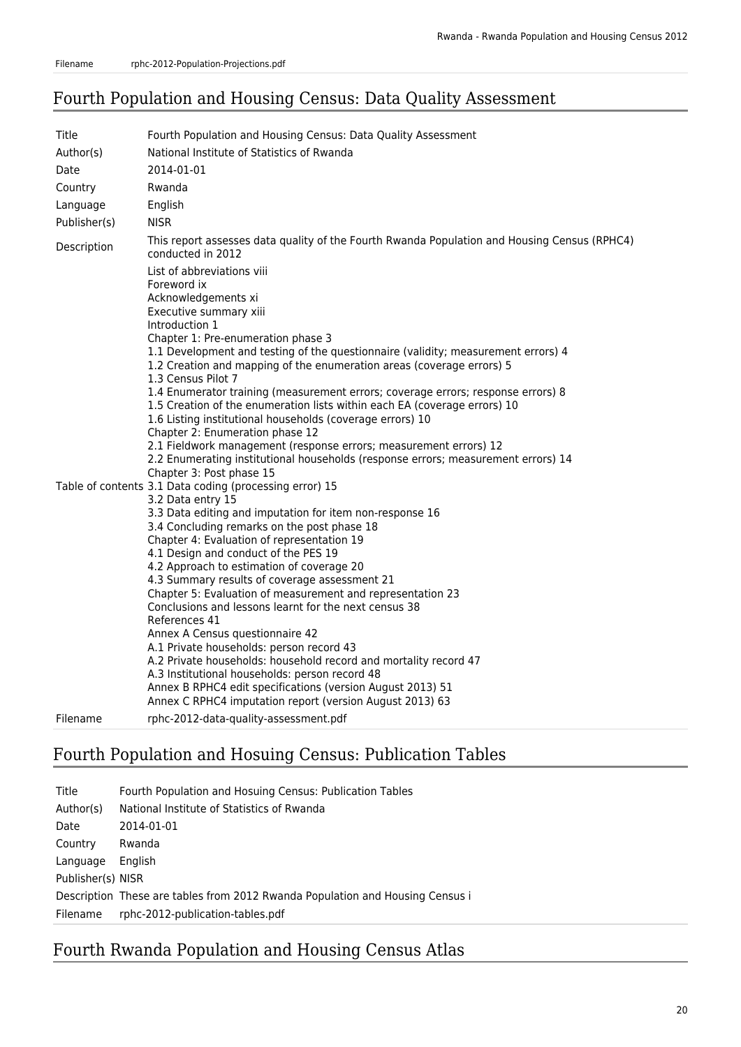| Filename | rphc-2012-Population-Projections.pdf |
| --- | --- |

## Fourth Population and Housing Census: Data Quality Assessment

| | |
| --- | --- |
| Title | Fourth Population and Housing Census: Data Quality Assessment |
| Author(s) | National Institute of Statistics of Rwanda |
| Date | 2014-01-01 |
| Country | Rwanda |
| Language | English |
| Publisher(s) | NISR |
| Description | This report assesses data quality of the Fourth Rwanda Population and Housing Census (RPHC4) conducted in 2012 |
| Table of contents | List of abbreviations viii<br>Foreword ix<br>Acknowledgements xi<br>Executive summary xiii<br>Introduction 1<br>Chapter 1: Pre-enumeration phase 3<br>1.1 Development and testing of the questionnaire (validity; measurement errors) 4<br>1.2 Creation and mapping of the enumeration areas (coverage errors) 5<br>1.3 Census Pilot 7<br>1.4 Enumerator training (measurement errors; coverage errors; response errors) 8<br>1.5 Creation of the enumeration lists within each EA (coverage errors) 10<br>1.6 Listing institutional households (coverage errors) 10<br>Chapter 2: Enumeration phase 12<br>2.1 Fieldwork management (response errors; measurement errors) 12<br>2.2 Enumerating institutional households (response errors; measurement errors) 14<br>Chapter 3: Post phase 15<br>3.1 Data coding (processing error) 15<br>3.2 Data entry 15<br>3.3 Data editing and imputation for item non-response 16<br>3.4 Concluding remarks on the post phase 18<br>Chapter 4: Evaluation of representation 19<br>4.1 Design and conduct of the PES 19<br>4.2 Approach to estimation of coverage 20<br>4.3 Summary results of coverage assessment 21<br>Chapter 5: Evaluation of measurement and representation 23<br>Conclusions and lessons learnt for the next census 38<br>References 41<br>Annex A Census questionnaire 42<br>A.1 Private households: person record 43<br>A.2 Private households: household record and mortality record 47<br>A.3 Institutional households: person record 48<br>Annex B RPHC4 edit specifications (version August 2013) 51<br>Annex C RPHC4 imputation report (version August 2013) 63 |
| Filename | rphc-2012-data-quality-assessment.pdf |

## Fourth Population and Hosuing Census: Publication Tables

| | |
| --- | --- |
| Title | Fourth Population and Hosuing Census: Publication Tables |
| Author(s) | National Institute of Statistics of Rwanda |
| Date | 2014-01-01 |
| Country | Rwanda |
| Language | English |
| Publisher(s) | NISR |
| Description | These are tables from 2012 Rwanda Population and Housing Census i |
| Filename | rphc-2012-publication-tables.pdf |

## Fourth Rwanda Population and Housing Census Atlas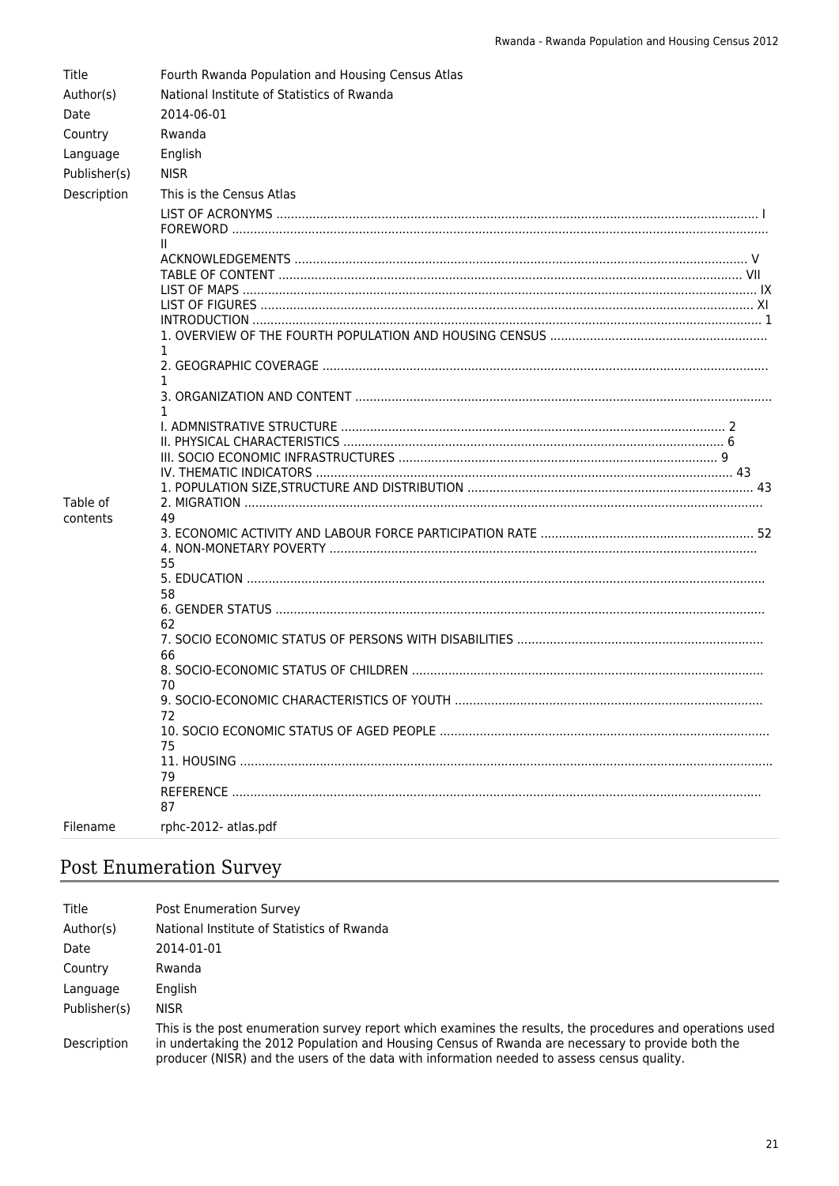| | |
|---|---|
| Title | Fourth Rwanda Population and Housing Census Atlas |
| Author(s) | National Institute of Statistics of Rwanda |
| Date | 2014-06-01 |
| Country | Rwanda |
| Language | English |
| Publisher(s) | NISR |
| Description | This is the Census Atlas |
| Table of contents | LIST OF ACRONYMS .......... I<br>FOREWORD .......... II<br>ACKNOWLEDGEMENTS .......... V<br>TABLE OF CONTENT .......... VII<br>LIST OF MAPS .......... IX<br>LIST OF FIGURES .......... XI<br>INTRODUCTION .......... 1<br>1. OVERVIEW OF THE FOURTH POPULATION AND HOUSING CENSUS .......... 1<br>2. GEOGRAPHIC COVERAGE .......... 1<br>3. ORGANIZATION AND CONTENT .......... 1<br>I. ADMNISTRATIVE STRUCTURE .......... 2<br>II. PHYSICAL CHARACTERISTICS .......... 6<br>III. SOCIO ECONOMIC INFRASTRUCTURES .......... 9<br>IV. THEMATIC INDICATORS .......... 43<br>1. POPULATION SIZE,STRUCTURE AND DISTRIBUTION .......... 43<br>2. MIGRATION .......... 49<br>3. ECONOMIC ACTIVITY AND LABOUR FORCE PARTICIPATION RATE .......... 52<br>4. NON-MONETARY POVERTY .......... 55<br>5. EDUCATION .......... 58<br>6. GENDER STATUS .......... 62<br>7. SOCIO ECONOMIC STATUS OF PERSONS WITH DISABILITIES .......... 66<br>8. SOCIO-ECONOMIC STATUS OF CHILDREN .......... 70<br>9. SOCIO-ECONOMIC CHARACTERISTICS OF YOUTH .......... 72<br>10. SOCIO ECONOMIC STATUS OF AGED PEOPLE .......... 75<br>11. HOUSING .......... 79<br>REFERENCE .......... 87 |
| Filename | rphc-2012- atlas.pdf |

## Post Enumeration Survey

| | |
|---|---|
| Title | Post Enumeration Survey |
| Author(s) | National Institute of Statistics of Rwanda |
| Date | 2014-01-01 |
| Country | Rwanda |
| Language | English |
| Publisher(s) | NISR |
| Description | This is the post enumeration survey report which examines the results, the procedures and operations used in undertaking the 2012 Population and Housing Census of Rwanda are necessary to provide both the producer (NISR) and the users of the data with information needed to assess census quality. |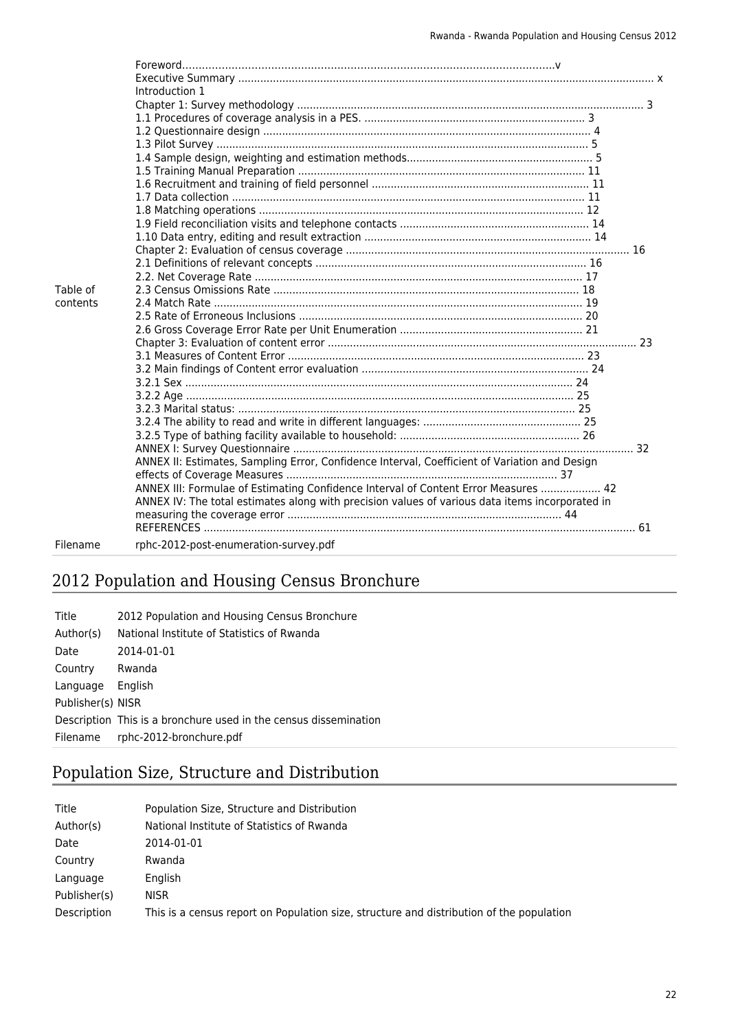| | |
|---|---|
| Table of contents | Foreword....................................................................................................................v<br>Executive Summary ......................................................................................................................... x<br>Introduction 1<br>Chapter 1: Survey methodology ............................................................................................... 3<br>1.1 Procedures of coverage analysis in a PES. ..................................................................... 3<br>1.2 Questionnaire design ...................................................................................................... 4<br>1.3 Pilot Survey ..................................................................................................................... 5<br>1.4 Sample design, weighting and estimation methods.......................................................... 5<br>1.5 Training Manual Preparation ......................................................................................... 11<br>1.6 Recruitment and training of field personnel .................................................................... 11<br>1.7 Data collection .............................................................................................................. 11<br>1.8 Matching operations ..................................................................................................... 12<br>1.9 Field reconciliation visits and telephone contacts ........................................................... 14<br>1.10 Data entry, editing and result extraction ........................................................................ 14<br>Chapter 2: Evaluation of census coverage ..................................................................................... 16<br>2.1 Definitions of relevant concepts ..................................................................................... 16<br>2.2. Net Coverage Rate ...................................................................................................... 17<br>2.3 Census Omissions Rate ................................................................................................ 18<br>2.4 Match Rate .................................................................................................................... 19<br>2.5 Rate of Erroneous Inclusions ......................................................................................... 20<br>2.6 Gross Coverage Error Rate per Unit Enumeration ......................................................... 21<br>Chapter 3: Evaluation of content error ........................................................................................... 23<br>3.1 Measures of Content Error ............................................................................................ 23<br>3.2 Main findings of Content error evaluation ....................................................................... 24<br>3.2.1 Sex ............................................................................................................................ 24<br>3.2.2 Age ............................................................................................................................ 25<br>3.2.3 Marital status: ............................................................................................................ 25<br>3.2.4 The ability to read and write in different languages: .................................................. 25<br>3.2.5 Type of bathing facility available to household: ......................................................... 26<br>ANNEX I: Survey Questionnaire ................................................................................................... 32<br>ANNEX II: Estimates, Sampling Error, Confidence Interval, Coefficient of Variation and Design effects of Coverage Measures ...................................................................................... 37<br>ANNEX III: Formulae of Estimating Confidence Interval of Content Error Measures ................... 42<br>ANNEX IV: The total estimates along with precision values of various data items incorporated in measuring the coverage error ...................................................................................... 44<br>REFERENCES ............................................................................................................................ 61 |
| Filename | rphc-2012-post-enumeration-survey.pdf |

## 2012 Population and Housing Census Bronchure

| | |
|---|---|
| Title | 2012 Population and Housing Census Bronchure |
| Author(s) | National Institute of Statistics of Rwanda |
| Date | 2014-01-01 |
| Country | Rwanda |
| Language | English |
| Publisher(s) | NISR |
| Description | This is a bronchure used in the census dissemination |
| Filename | rphc-2012-bronchure.pdf |

## Population Size, Structure and Distribution

| | |
|---|---|
| Title | Population Size, Structure and Distribution |
| Author(s) | National Institute of Statistics of Rwanda |
| Date | 2014-01-01 |
| Country | Rwanda |
| Language | English |
| Publisher(s) | NISR |
| Description | This is a census report on Population size, structure and distribution of the population |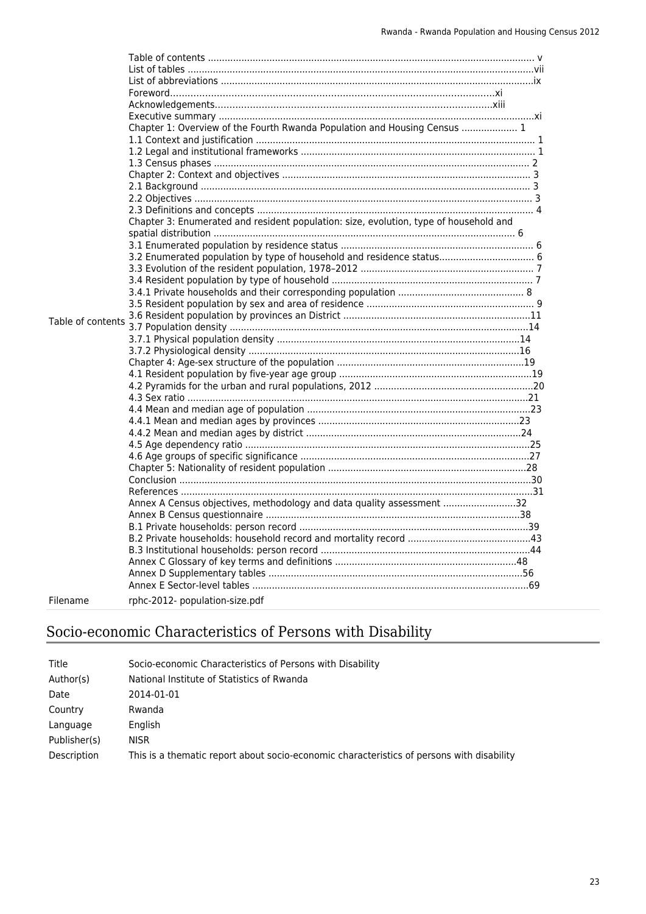| | |
|---|---|
| Table of contents | Table of contents ........................................................................................................ v<br>List of tables ............................................................................................................vii<br>List of abbreviations ..................................................................................................ix<br>Foreword.................................................................................................xi<br>Acknowledgements.....................................................................................xiii<br>Executive summary ....................................................................................................xi<br>Chapter 1: Overview of the Fourth Rwanda Population and Housing Census .................... 1<br>1.1 Context and justification ........................................................................................ 1<br>1.2 Legal and institutional frameworks ......................................................................... 1<br>1.3 Census phases ...................................................................................................... 2<br>Chapter 2: Context and objectives ............................................................................... 3<br>2.1 Background ........................................................................................................... 3<br>2.2 Objectives ............................................................................................................. 3<br>2.3 Definitions and concepts ........................................................................................ 4<br>Chapter 3: Enumerated and resident population: size, evolution, type of household and spatial distribution ......................................................................................... 6<br>3.1 Enumerated population by residence status ........................................................... 6<br>3.2 Enumerated population by type of household and residence status.............................. 6<br>3.3 Evolution of the resident population, 1978–2012 ...................................................... 7<br>3.4 Resident population by type of household ................................................................ 7<br>3.4.1 Private households and their corresponding population ........................................... 8<br>3.5 Resident population by sex and area of residence .................................................... 9<br>3.6 Resident population by provinces an District ..........................................................11<br>3.7 Population density ................................................................................................14<br>3.7.1 Physical population density ..............................................................................14<br>3.7.2 Physiological density .......................................................................................16<br>Chapter 4: Age-sex structure of the population ...........................................................19<br>4.1 Resident population by five-year age group .............................................................19<br>4.2 Pyramids for the urban and rural populations, 2012 ..................................................20<br>4.3 Sex ratio ..............................................................................................................21<br>4.4 Mean and median age of population .......................................................................23<br>4.4.1 Mean and median ages by provinces ...................................................................23<br>4.4.2 Mean and median ages by district ........................................................................24<br>4.5 Age dependency ratio ............................................................................................25<br>4.6 Age groups of specific significance ..........................................................................27<br>Chapter 5: Nationality of resident population ...............................................................28<br>Conclusion .............................................................................................................30<br>References .............................................................................................................31<br>Annex A Census objectives, methodology and data quality assessment ..........................32<br>Annex B Census questionnaire ...................................................................................38<br>B.1 Private households: person record ..........................................................................39<br>B.2 Private households: household record and mortality record ......................................43<br>B.3 Institutional households: person record ...................................................................44<br>Annex C Glossary of key terms and definitions ............................................................48<br>Annex D Supplementary tables ...................................................................................56<br>Annex E Sector-level tables .......................................................................................69 |
| Filename | rphc-2012- population-size.pdf |

## Socio-economic Characteristics of Persons with Disability

| | |
|---|---|
| Title | Socio-economic Characteristics of Persons with Disability |
| Author(s) | National Institute of Statistics of Rwanda |
| Date | 2014-01-01 |
| Country | Rwanda |
| Language | English |
| Publisher(s) | NISR |
| Description | This is a thematic report about socio-economic characteristics of persons with disability |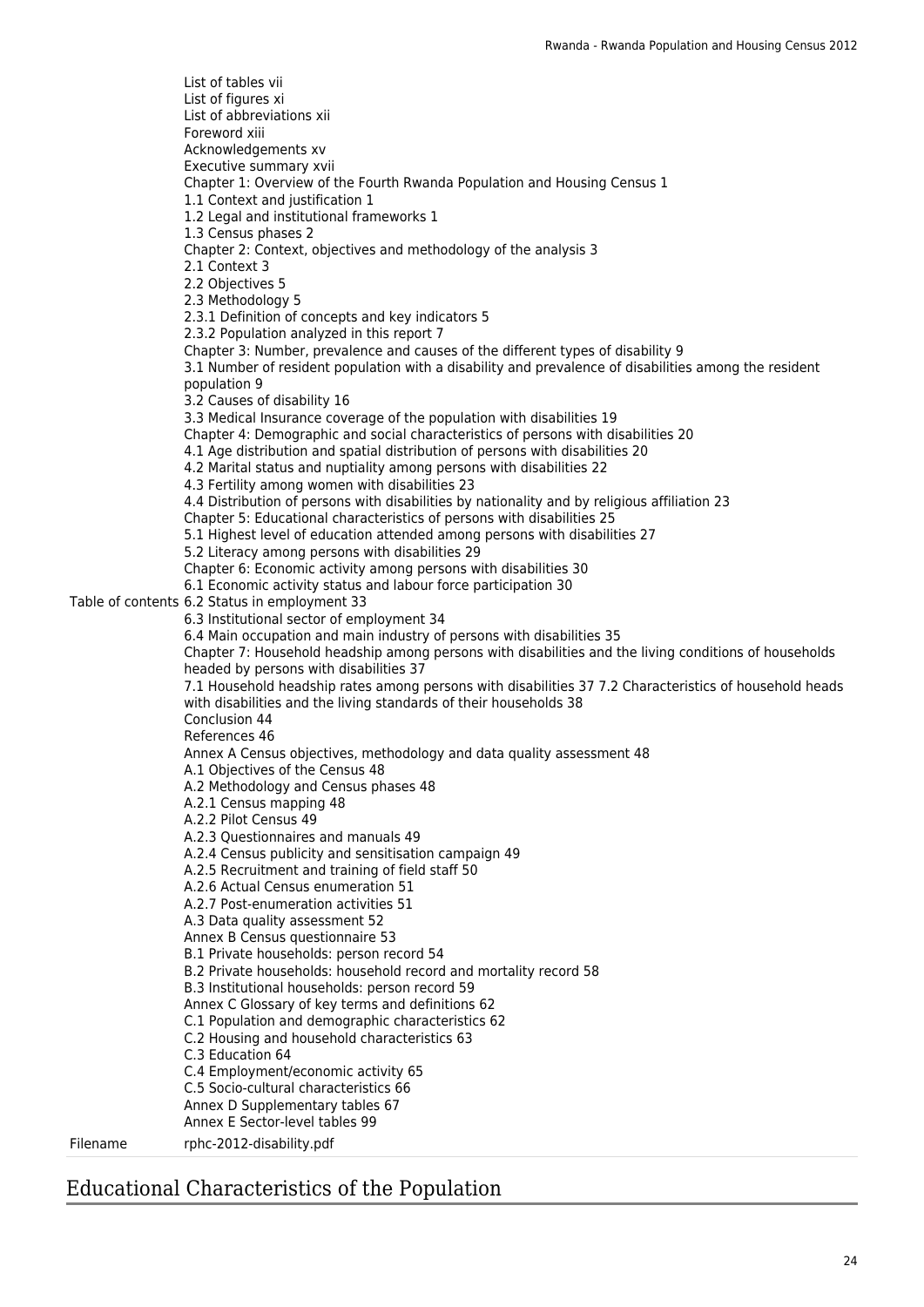| | |
|---|---|
| Table of contents | List of tables vii<br>List of figures xi<br>List of abbreviations xii<br>Foreword xiii<br>Acknowledgements xv<br>Executive summary xvii<br>Chapter 1: Overview of the Fourth Rwanda Population and Housing Census 1<br>1.1 Context and justification 1<br>1.2 Legal and institutional frameworks 1<br>1.3 Census phases 2<br>Chapter 2: Context, objectives and methodology of the analysis 3<br>2.1 Context 3<br>2.2 Objectives 5<br>2.3 Methodology 5<br>2.3.1 Definition of concepts and key indicators 5<br>2.3.2 Population analyzed in this report 7<br>Chapter 3: Number, prevalence and causes of the different types of disability 9<br>3.1 Number of resident population with a disability and prevalence of disabilities among the resident population 9<br>3.2 Causes of disability 16<br>3.3 Medical Insurance coverage of the population with disabilities 19<br>Chapter 4: Demographic and social characteristics of persons with disabilities 20<br>4.1 Age distribution and spatial distribution of persons with disabilities 20<br>4.2 Marital status and nuptiality among persons with disabilities 22<br>4.3 Fertility among women with disabilities 23<br>4.4 Distribution of persons with disabilities by nationality and by religious affiliation 23<br>Chapter 5: Educational characteristics of persons with disabilities 25<br>5.1 Highest level of education attended among persons with disabilities 27<br>5.2 Literacy among persons with disabilities 29<br>Chapter 6: Economic activity among persons with disabilities 30<br>6.1 Economic activity status and labour force participation 30<br>6.2 Status in employment 33<br>6.3 Institutional sector of employment 34<br>6.4 Main occupation and main industry of persons with disabilities 35<br>Chapter 7: Household headship among persons with disabilities and the living conditions of households headed by persons with disabilities 37<br>7.1 Household headship rates among persons with disabilities 37 7.2 Characteristics of household heads with disabilities and the living standards of their households 38<br>Conclusion 44<br>References 46<br>Annex A Census objectives, methodology and data quality assessment 48<br>A.1 Objectives of the Census 48<br>A.2 Methodology and Census phases 48<br>A.2.1 Census mapping 48<br>A.2.2 Pilot Census 49<br>A.2.3 Questionnaires and manuals 49<br>A.2.4 Census publicity and sensitisation campaign 49<br>A.2.5 Recruitment and training of field staff 50<br>A.2.6 Actual Census enumeration 51<br>A.2.7 Post-enumeration activities 51<br>A.3 Data quality assessment 52<br>Annex B Census questionnaire 53<br>B.1 Private households: person record 54<br>B.2 Private households: household record and mortality record 58<br>B.3 Institutional households: person record 59<br>Annex C Glossary of key terms and definitions 62<br>C.1 Population and demographic characteristics 62<br>C.2 Housing and household characteristics 63<br>C.3 Education 64<br>C.4 Employment/economic activity 65<br>C.5 Socio-cultural characteristics 66<br>Annex D Supplementary tables 67<br>Annex E Sector-level tables 99 |
| Filename | rphc-2012-disability.pdf |

## Educational Characteristics of the Population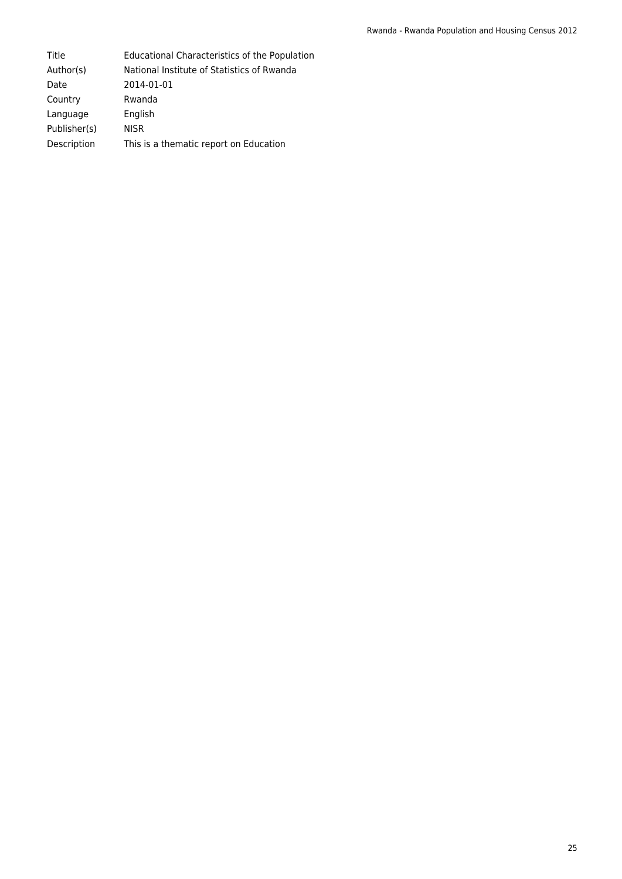| Title | Educational Characteristics of the Population |
|---|---|
| Author(s) | National Institute of Statistics of Rwanda |
| Date | 2014-01-01 |
| Country | Rwanda |
| Language | English |
| Publisher(s) | NISR |
| Description | This is a thematic report on Education |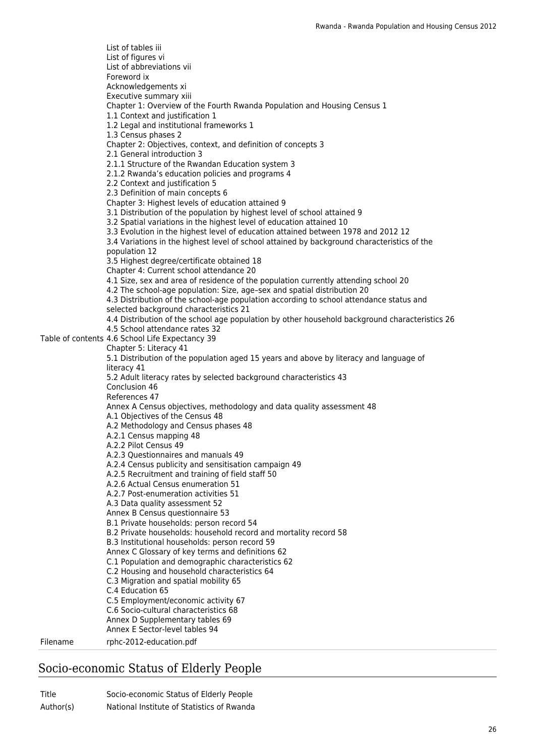| | |
|---|---|
| Table of contents | List of tables iii<br>List of figures vi<br>List of abbreviations vii<br>Foreword ix<br>Acknowledgements xi<br>Executive summary xiii<br>Chapter 1: Overview of the Fourth Rwanda Population and Housing Census 1<br>1.1 Context and justification 1<br>1.2 Legal and institutional frameworks 1<br>1.3 Census phases 2<br>Chapter 2: Objectives, context, and definition of concepts 3<br>2.1 General introduction 3<br>2.1.1 Structure of the Rwandan Education system 3<br>2.1.2 Rwanda's education policies and programs 4<br>2.2 Context and justification 5<br>2.3 Definition of main concepts 6<br>Chapter 3: Highest levels of education attained 9<br>3.1 Distribution of the population by highest level of school attained 9<br>3.2 Spatial variations in the highest level of education attained 10<br>3.3 Evolution in the highest level of education attained between 1978 and 2012 12<br>3.4 Variations in the highest level of school attained by background characteristics of the population 12<br>3.5 Highest degree/certificate obtained 18<br>Chapter 4: Current school attendance 20<br>4.1 Size, sex and area of residence of the population currently attending school 20<br>4.2 The school-age population: Size, age–sex and spatial distribution 20<br>4.3 Distribution of the school-age population according to school attendance status and selected background characteristics 21<br>4.4 Distribution of the school age population by other household background characteristics 26<br>4.5 School attendance rates 32<br>4.6 School Life Expectancy 39<br>Chapter 5: Literacy 41<br>5.1 Distribution of the population aged 15 years and above by literacy and language of literacy 41<br>5.2 Adult literacy rates by selected background characteristics 43<br>Conclusion 46<br>References 47<br>Annex A Census objectives, methodology and data quality assessment 48<br>A.1 Objectives of the Census 48<br>A.2 Methodology and Census phases 48<br>A.2.1 Census mapping 48<br>A.2.2 Pilot Census 49<br>A.2.3 Questionnaires and manuals 49<br>A.2.4 Census publicity and sensitisation campaign 49<br>A.2.5 Recruitment and training of field staff 50<br>A.2.6 Actual Census enumeration 51<br>A.2.7 Post-enumeration activities 51<br>A.3 Data quality assessment 52<br>Annex B Census questionnaire 53<br>B.1 Private households: person record 54<br>B.2 Private households: household record and mortality record 58<br>B.3 Institutional households: person record 59<br>Annex C Glossary of key terms and definitions 62<br>C.1 Population and demographic characteristics 62<br>C.2 Housing and household characteristics 64<br>C.3 Migration and spatial mobility 65<br>C.4 Education 65<br>C.5 Employment/economic activity 67<br>C.6 Socio-cultural characteristics 68<br>Annex D Supplementary tables 69<br>Annex E Sector-level tables 94 |
| Filename | rphc-2012-education.pdf |

## Socio-economic Status of Elderly People

| | |
|---|---|
| Title | Socio-economic Status of Elderly People |
| Author(s) | National Institute of Statistics of Rwanda |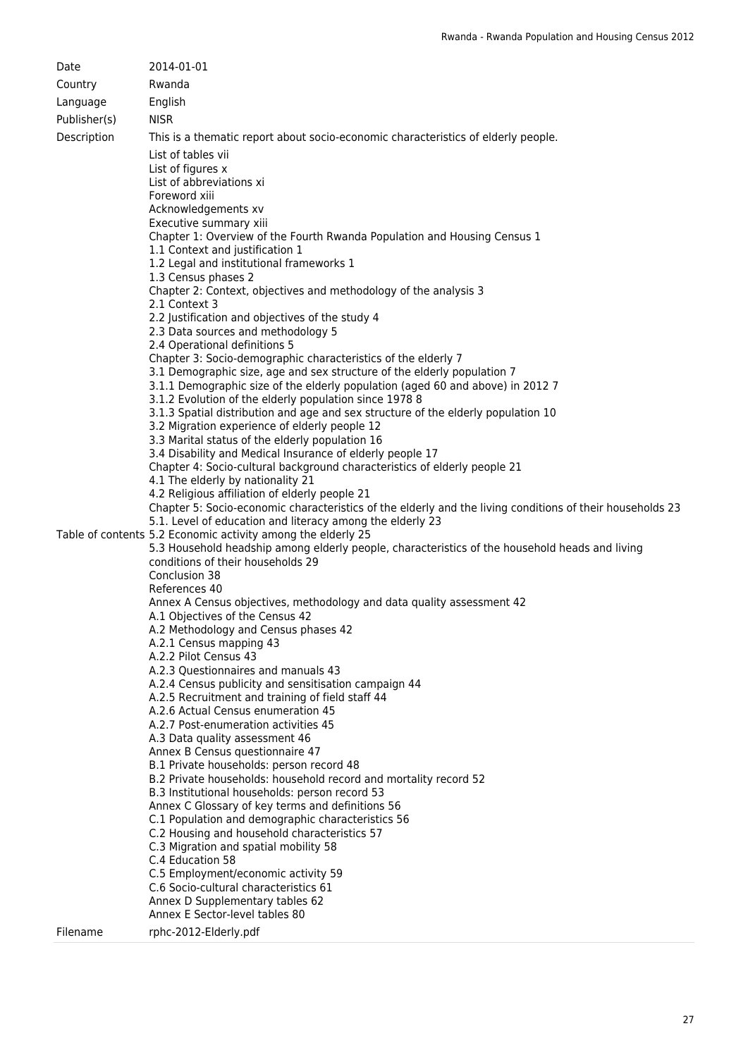| | |
|---|---|
| Date | 2014-01-01 |
| Country | Rwanda |
| Language | English |
| Publisher(s) | NISR |
| Description | This is a thematic report about socio-economic characteristics of elderly people. |
| Table of contents | List of tables vii<br>List of figures x<br>List of abbreviations xi<br>Foreword xiii<br>Acknowledgements xv<br>Executive summary xiii<br>Chapter 1: Overview of the Fourth Rwanda Population and Housing Census 1<br>1.1 Context and justification 1<br>1.2 Legal and institutional frameworks 1<br>1.3 Census phases 2<br>Chapter 2: Context, objectives and methodology of the analysis 3<br>2.1 Context 3<br>2.2 Justification and objectives of the study 4<br>2.3 Data sources and methodology 5<br>2.4 Operational definitions 5<br>Chapter 3: Socio-demographic characteristics of the elderly 7<br>3.1 Demographic size, age and sex structure of the elderly population 7<br>3.1.1 Demographic size of the elderly population (aged 60 and above) in 2012 7<br>3.1.2 Evolution of the elderly population since 1978 8<br>3.1.3 Spatial distribution and age and sex structure of the elderly population 10<br>3.2 Migration experience of elderly people 12<br>3.3 Marital status of the elderly population 16<br>3.4 Disability and Medical Insurance of elderly people 17<br>Chapter 4: Socio-cultural background characteristics of elderly people 21<br>4.1 The elderly by nationality 21<br>4.2 Religious affiliation of elderly people 21<br>Chapter 5: Socio-economic characteristics of the elderly and the living conditions of their households 23<br>5.1. Level of education and literacy among the elderly 23<br>5.2 Economic activity among the elderly 25<br>5.3 Household headship among elderly people, characteristics of the household heads and living conditions of their households 29<br>Conclusion 38<br>References 40<br>Annex A Census objectives, methodology and data quality assessment 42<br>A.1 Objectives of the Census 42<br>A.2 Methodology and Census phases 42<br>A.2.1 Census mapping 43<br>A.2.2 Pilot Census 43<br>A.2.3 Questionnaires and manuals 43<br>A.2.4 Census publicity and sensitisation campaign 44<br>A.2.5 Recruitment and training of field staff 44<br>A.2.6 Actual Census enumeration 45<br>A.2.7 Post-enumeration activities 45<br>A.3 Data quality assessment 46<br>Annex B Census questionnaire 47<br>B.1 Private households: person record 48<br>B.2 Private households: household record and mortality record 52<br>B.3 Institutional households: person record 53<br>Annex C Glossary of key terms and definitions 56<br>C.1 Population and demographic characteristics 56<br>C.2 Housing and household characteristics 57<br>C.3 Migration and spatial mobility 58<br>C.4 Education 58<br>C.5 Employment/economic activity 59<br>C.6 Socio-cultural characteristics 61<br>Annex D Supplementary tables 62<br>Annex E Sector-level tables 80 |
| Filename | rphc-2012-Elderly.pdf |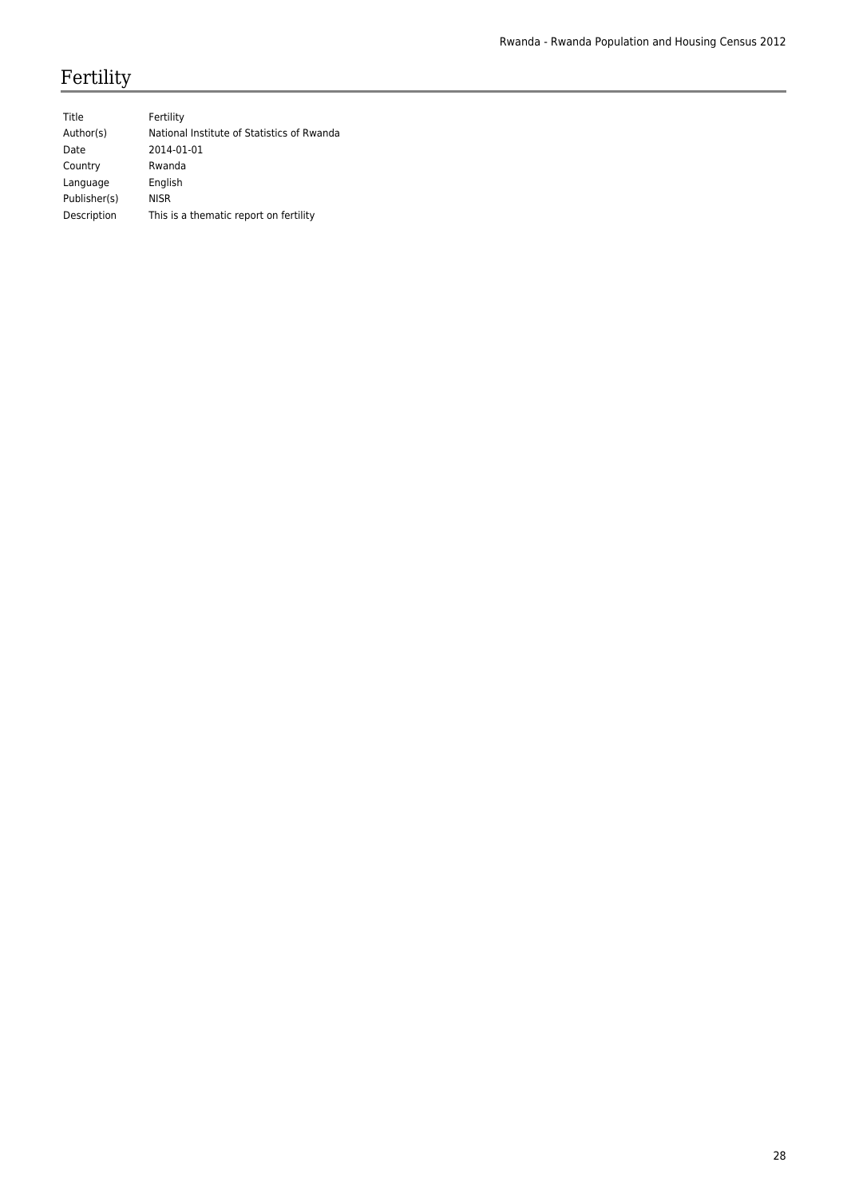# Fertility

| Title | Fertility |
|---|---|
| Author(s) | National Institute of Statistics of Rwanda |
| Date | 2014-01-01 |
| Country | Rwanda |
| Language | English |
| Publisher(s) | NISR |
| Description | This is a thematic report on fertility |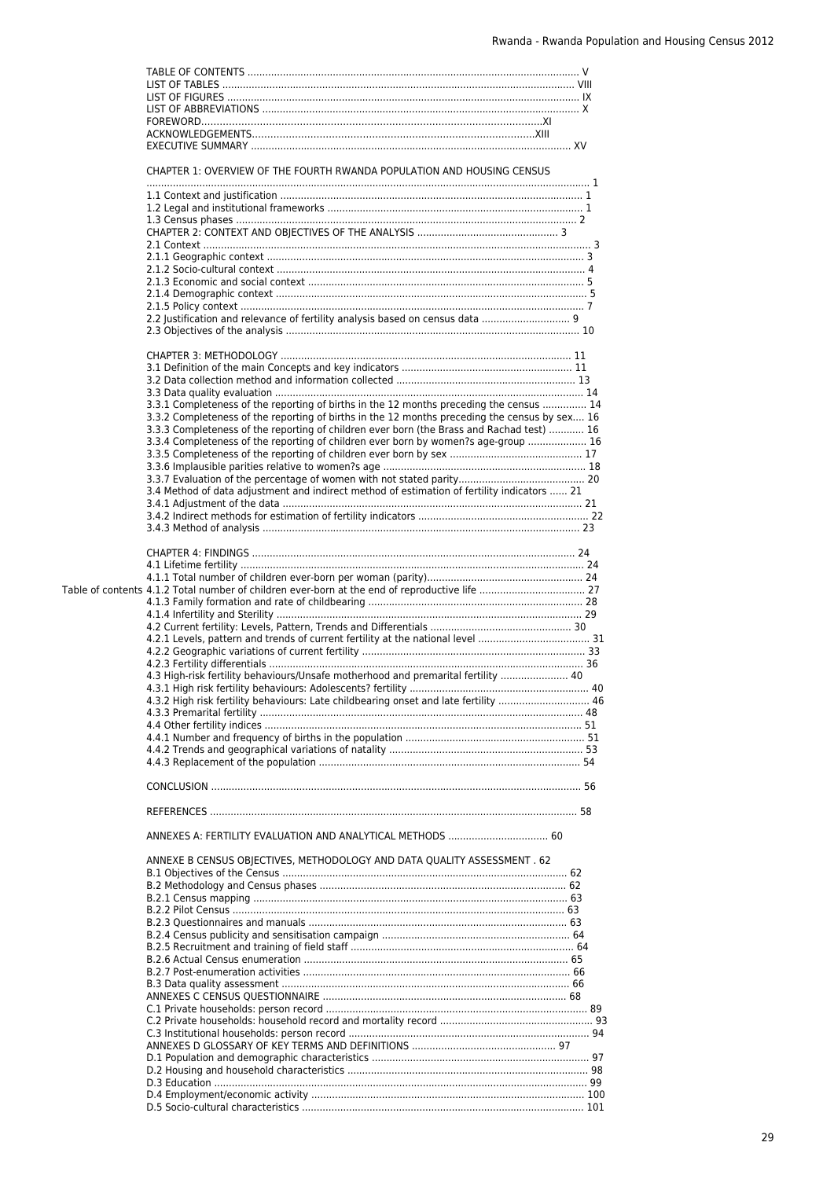Table of contents

TABLE OF CONTENTS ............................................................................................................. V
LIST OF TABLES ...................................................................................................................... VIII
LIST OF FIGURES ..................................................................................................................... IX
LIST OF ABBREVIATIONS .......................................................................................................... X
FOREWORD.................................................................................................................XI
ACKNOWLEDGEMENTS.............................................................................................XIII
EXECUTIVE SUMMARY ............................................................................................................. XV

CHAPTER 1: OVERVIEW OF THE FOURTH RWANDA POPULATION AND HOUSING CENSUS ........................................................................................................................................ 1
1.1 Context and justification ...................................................................................................... 1
1.2 Legal and institutional frameworks ...................................................................................... 1
1.3 Census phases .................................................................................................................... 2
CHAPTER 2: CONTEXT AND OBJECTIVES OF THE ANALYSIS ................................................ 3
2.1 Context ................................................................................................................................. 3
2.1.1 Geographic context ........................................................................................................... 3
2.1.2 Socio-cultural context ........................................................................................................ 4
2.1.3 Economic and social context ............................................................................................. 5
2.1.4 Demographic context ......................................................................................................... 5
2.1.5 Policy context .................................................................................................................... 7
2.2 Justification and relevance of fertility analysis based on census data .............................. 9
2.3 Objectives of the analysis ................................................................................................... 10

CHAPTER 3: METHODOLOGY .................................................................................................. 11
3.1 Definition of the main Concepts and key indicators ......................................................... 11
3.2 Data collection method and information collected ............................................................ 13
3.3 Data quality evaluation ....................................................................................................... 14
3.3.1 Completeness of the reporting of births in the 12 months preceding the census ............... 14
3.3.2 Completeness of the reporting of births in the 12 months preceding the census by sex.... 16
3.3.3 Completeness of the reporting of children ever born (the Brass and Rachad test) ............ 16
3.3.4 Completeness of the reporting of children ever born by women?s age-group .................... 16
3.3.5 Completeness of the reporting of children ever born by sex ............................................. 17
3.3.6 Implausible parities relative to women?s age .................................................................... 18
3.3.7 Evaluation of the percentage of women with not stated parity........................................... 20
3.4 Method of data adjustment and indirect method of estimation of fertility indicators ...... 21
3.4.1 Adjustment of the data ...................................................................................................... 21
3.4.2 Indirect methods for estimation of fertility indicators ......................................................... 22
3.4.3 Method of analysis ............................................................................................................ 23

CHAPTER 4: FINDINGS .............................................................................................................. 24
4.1 Lifetime fertility ................................................................................................................... 24
4.1.1 Total number of children ever-born per woman (parity).................................................... 24
4.1.2 Total number of children ever-born at the end of reproductive life .................................... 27
4.1.3 Family formation and rate of childbearing ........................................................................ 28
4.1.4 Infertility and Sterility ....................................................................................................... 29
4.2 Current fertility: Levels, Pattern, Trends and Differentials ................................................ 30
4.2.1 Levels, pattern and trends of current fertility at the national level ...................................... 31
4.2.2 Geographic variations of current fertility ........................................................................... 33
4.2.3 Fertility differentials ........................................................................................................... 36
4.3 High-risk fertility behaviours/Unsafe motherhood and premarital fertility ....................... 40
4.3.1 High risk fertility behaviours: Adolescents? fertility ............................................................ 40
4.3.2 High risk fertility behaviours: Late childbearing onset and late fertility ............................... 46
4.3.3 Premarital fertility ............................................................................................................. 48
4.4 Other fertility indices ........................................................................................................... 51
4.4.1 Number and frequency of births in the population ............................................................ 51
4.4.2 Trends and geographical variations of natality ................................................................. 53
4.4.3 Replacement of the population ......................................................................................... 54

CONCLUSION ............................................................................................................................. 56

REFERENCES ............................................................................................................................. 58

ANNEXES A: FERTILITY EVALUATION AND ANALYTICAL METHODS .................................. 60

ANNEXE B CENSUS OBJECTIVES, METHODOLOGY AND DATA QUALITY ASSESSMENT . 62
B.1 Objectives of the Census ................................................................................................ 62
B.2 Methodology and Census phases ................................................................................... 62
B.2.1 Census mapping .......................................................................................................... 63
B.2.2 Pilot Census ................................................................................................................ 63
B.2.3 Questionnaires and manuals ....................................................................................... 63
B.2.4 Census publicity and sensitisation campaign ............................................................... 64
B.2.5 Recruitment and training of field staff ........................................................................... 64
B.2.6 Actual Census enumeration ......................................................................................... 65
B.2.7 Post-enumeration activities .......................................................................................... 66
B.3 Data quality assessment ................................................................................................. 66
ANNEXES C CENSUS QUESTIONNAIRE .................................................................................. 68
C.1 Private households: person record ....................................................................................... 89
C.2 Private households: household record and mortality record ................................................... 93
C.3 Institutional households: person record ................................................................................. 94
ANNEXES D GLOSSARY OF KEY TERMS AND DEFINITIONS ................................................ 97
D.1 Population and demographic characteristics .......................................................................... 97
D.2 Housing and household characteristics ................................................................................. 98
D.3 Education ............................................................................................................................. 99
D.4 Employment/economic activity ............................................................................................ 100
D.5 Socio-cultural characteristics .............................................................................................. 101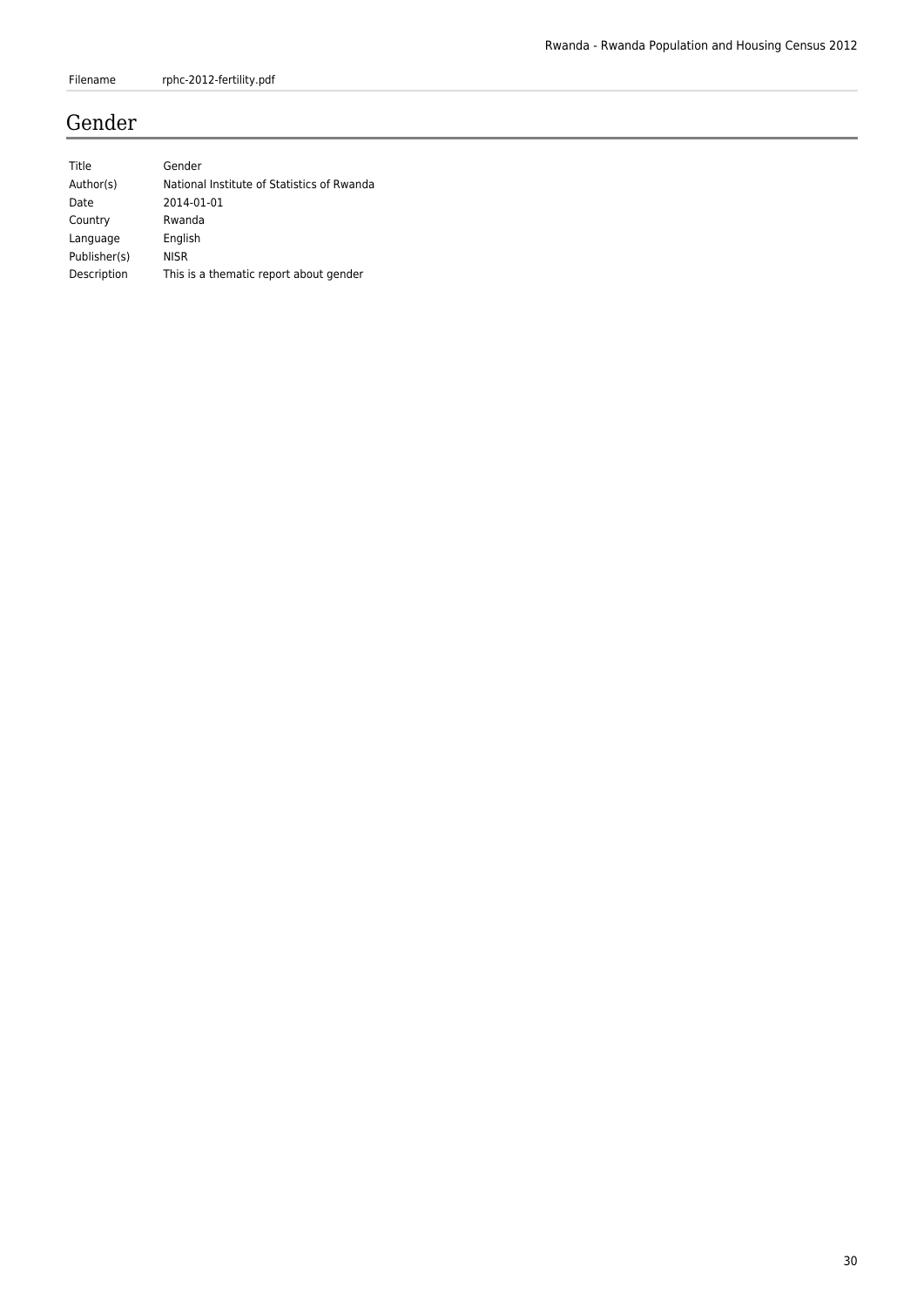| Filename | rphc-2012-fertility.pdf |
| --- | --- |

## Gender

| Title | Gender |
| --- | --- |
| Author(s) | National Institute of Statistics of Rwanda |
| Date | 2014-01-01 |
| Country | Rwanda |
| Language | English |
| Publisher(s) | NISR |
| Description | This is a thematic report about gender |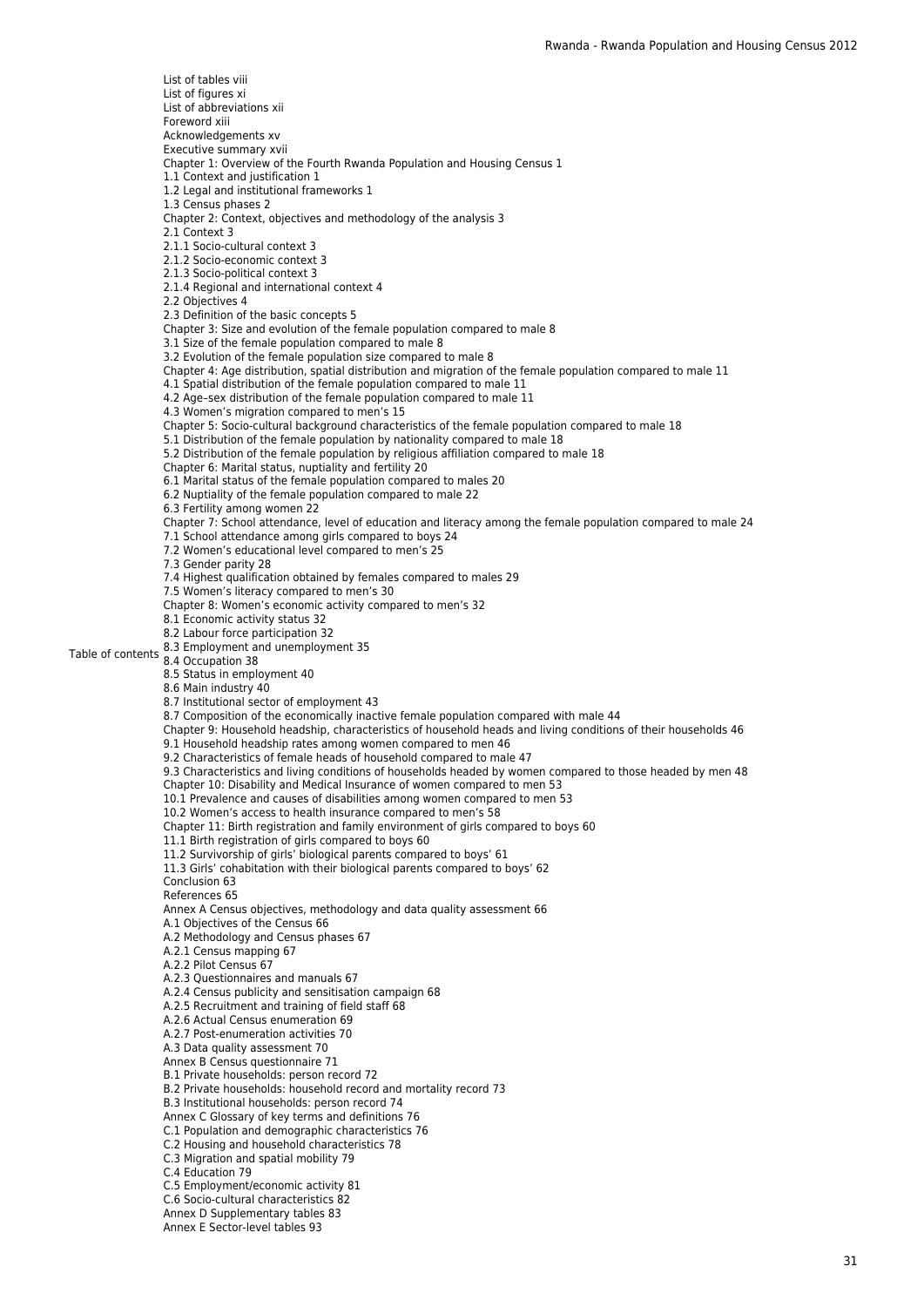Table of contents

List of tables viii
List of figures xi
List of abbreviations xii
Foreword xiii
Acknowledgements xv
Executive summary xvii
Chapter 1: Overview of the Fourth Rwanda Population and Housing Census 1
1.1 Context and justification 1
1.2 Legal and institutional frameworks 1
1.3 Census phases 2
Chapter 2: Context, objectives and methodology of the analysis 3
2.1 Context 3
2.1.1 Socio-cultural context 3
2.1.2 Socio-economic context 3
2.1.3 Socio-political context 3
2.1.4 Regional and international context 4
2.2 Objectives 4
2.3 Definition of the basic concepts 5
Chapter 3: Size and evolution of the female population compared to male 8
3.1 Size of the female population compared to male 8
3.2 Evolution of the female population size compared to male 8
Chapter 4: Age distribution, spatial distribution and migration of the female population compared to male 11
4.1 Spatial distribution of the female population compared to male 11
4.2 Age–sex distribution of the female population compared to male 11
4.3 Women's migration compared to men's 15
Chapter 5: Socio-cultural background characteristics of the female population compared to male 18
5.1 Distribution of the female population by nationality compared to male 18
5.2 Distribution of the female population by religious affiliation compared to male 18
Chapter 6: Marital status, nuptiality and fertility 20
6.1 Marital status of the female population compared to males 20
6.2 Nuptiality of the female population compared to male 22
6.3 Fertility among women 22
Chapter 7: School attendance, level of education and literacy among the female population compared to male 24
7.1 School attendance among girls compared to boys 24
7.2 Women's educational level compared to men's 25
7.3 Gender parity 28
7.4 Highest qualification obtained by females compared to males 29
7.5 Women's literacy compared to men's 30
Chapter 8: Women's economic activity compared to men's 32
8.1 Economic activity status 32
8.2 Labour force participation 32
8.3 Employment and unemployment 35
8.4 Occupation 38
8.5 Status in employment 40
8.6 Main industry 40
8.7 Institutional sector of employment 43
8.7 Composition of the economically inactive female population compared with male 44
Chapter 9: Household headship, characteristics of household heads and living conditions of their households 46
9.1 Household headship rates among women compared to men 46
9.2 Characteristics of female heads of household compared to male 47
9.3 Characteristics and living conditions of households headed by women compared to those headed by men 48
Chapter 10: Disability and Medical Insurance of women compared to men 53
10.1 Prevalence and causes of disabilities among women compared to men 53
10.2 Women's access to health insurance compared to men's 58
Chapter 11: Birth registration and family environment of girls compared to boys 60
11.1 Birth registration of girls compared to boys 60
11.2 Survivorship of girls' biological parents compared to boys' 61
11.3 Girls' cohabitation with their biological parents compared to boys' 62
Conclusion 63
References 65
Annex A Census objectives, methodology and data quality assessment 66
A.1 Objectives of the Census 66
A.2 Methodology and Census phases 67
A.2.1 Census mapping 67
A.2.2 Pilot Census 67
A.2.3 Questionnaires and manuals 67
A.2.4 Census publicity and sensitisation campaign 68
A.2.5 Recruitment and training of field staff 68
A.2.6 Actual Census enumeration 69
A.2.7 Post-enumeration activities 70
A.3 Data quality assessment 70
Annex B Census questionnaire 71
B.1 Private households: person record 72
B.2 Private households: household record and mortality record 73
B.3 Institutional households: person record 74
Annex C Glossary of key terms and definitions 76
C.1 Population and demographic characteristics 76
C.2 Housing and household characteristics 78
C.3 Migration and spatial mobility 79
C.4 Education 79
C.5 Employment/economic activity 81
C.6 Socio-cultural characteristics 82
Annex D Supplementary tables 83
Annex E Sector-level tables 93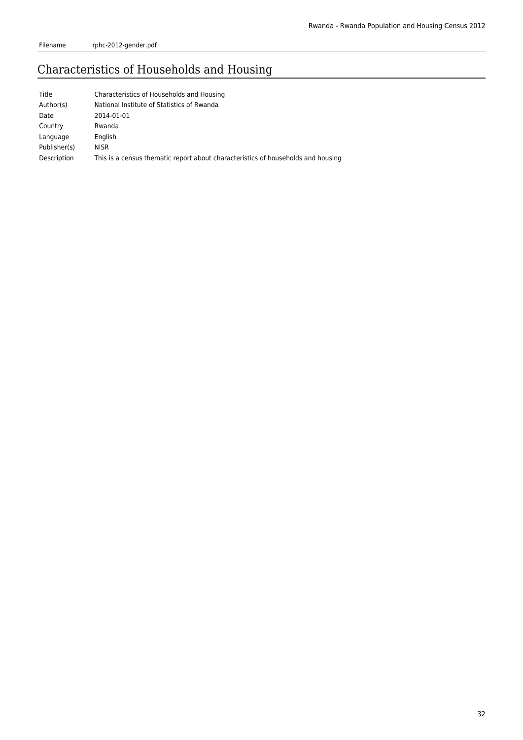| Filename | rphc-2012-gender.pdf |
|---|---|

# Characteristics of Households and Housing

| Title | Characteristics of Households and Housing |
|---|---|
| Author(s) | National Institute of Statistics of Rwanda |
| Date | 2014-01-01 |
| Country | Rwanda |
| Language | English |
| Publisher(s) | NISR |
| Description | This is a census thematic report about characteristics of households and housing |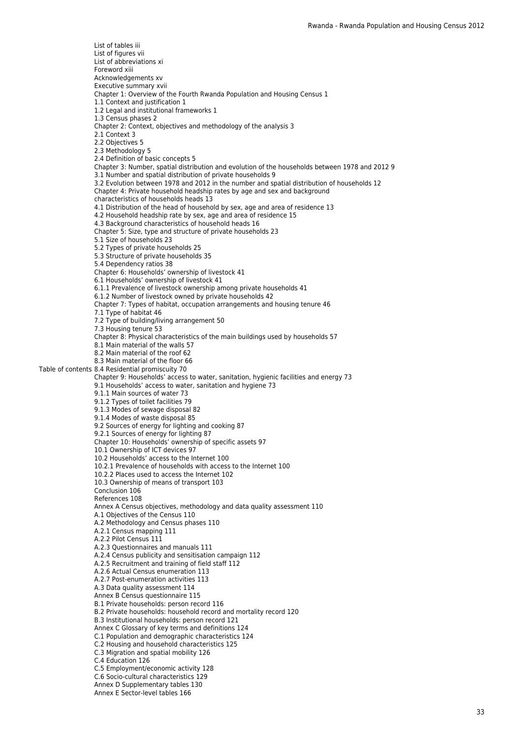Table of contents

List of tables iii
List of figures vii
List of abbreviations xi
Foreword xiii
Acknowledgements xv
Executive summary xvii
Chapter 1: Overview of the Fourth Rwanda Population and Housing Census 1
1.1 Context and justification 1
1.2 Legal and institutional frameworks 1
1.3 Census phases 2
Chapter 2: Context, objectives and methodology of the analysis 3
2.1 Context 3
2.2 Objectives 5
2.3 Methodology 5
2.4 Definition of basic concepts 5
Chapter 3: Number, spatial distribution and evolution of the households between 1978 and 2012 9
3.1 Number and spatial distribution of private households 9
3.2 Evolution between 1978 and 2012 in the number and spatial distribution of households 12
Chapter 4: Private household headship rates by age and sex and background characteristics of households heads 13
4.1 Distribution of the head of household by sex, age and area of residence 13
4.2 Household headship rate by sex, age and area of residence 15
4.3 Background characteristics of household heads 16
Chapter 5: Size, type and structure of private households 23
5.1 Size of households 23
5.2 Types of private households 25
5.3 Structure of private households 35
5.4 Dependency ratios 38
Chapter 6: Households' ownership of livestock 41
6.1 Households' ownership of livestock 41
6.1.1 Prevalence of livestock ownership among private households 41
6.1.2 Number of livestock owned by private households 42
Chapter 7: Types of habitat, occupation arrangements and housing tenure 46
7.1 Type of habitat 46
7.2 Type of building/living arrangement 50
7.3 Housing tenure 53
Chapter 8: Physical characteristics of the main buildings used by households 57
8.1 Main material of the walls 57
8.2 Main material of the roof 62
8.3 Main material of the floor 66
8.4 Residential promiscuity 70
Chapter 9: Households' access to water, sanitation, hygienic facilities and energy 73
9.1 Households' access to water, sanitation and hygiene 73
9.1.1 Main sources of water 73
9.1.2 Types of toilet facilities 79
9.1.3 Modes of sewage disposal 82
9.1.4 Modes of waste disposal 85
9.2 Sources of energy for lighting and cooking 87
9.2.1 Sources of energy for lighting 87
Chapter 10: Households' ownership of specific assets 97
10.1 Ownership of ICT devices 97
10.2 Households' access to the Internet 100
10.2.1 Prevalence of households with access to the Internet 100
10.2.2 Places used to access the Internet 102
10.3 Ownership of means of transport 103
Conclusion 106
References 108
Annex A Census objectives, methodology and data quality assessment 110
A.1 Objectives of the Census 110
A.2 Methodology and Census phases 110
A.2.1 Census mapping 111
A.2.2 Pilot Census 111
A.2.3 Questionnaires and manuals 111
A.2.4 Census publicity and sensitisation campaign 112
A.2.5 Recruitment and training of field staff 112
A.2.6 Actual Census enumeration 113
A.2.7 Post-enumeration activities 113
A.3 Data quality assessment 114
Annex B Census questionnaire 115
B.1 Private households: person record 116
B.2 Private households: household record and mortality record 120
B.3 Institutional households: person record 121
Annex C Glossary of key terms and definitions 124
C.1 Population and demographic characteristics 124
C.2 Housing and household characteristics 125
C.3 Migration and spatial mobility 126
C.4 Education 126
C.5 Employment/economic activity 128
C.6 Socio-cultural characteristics 129
Annex D Supplementary tables 130
Annex E Sector-level tables 166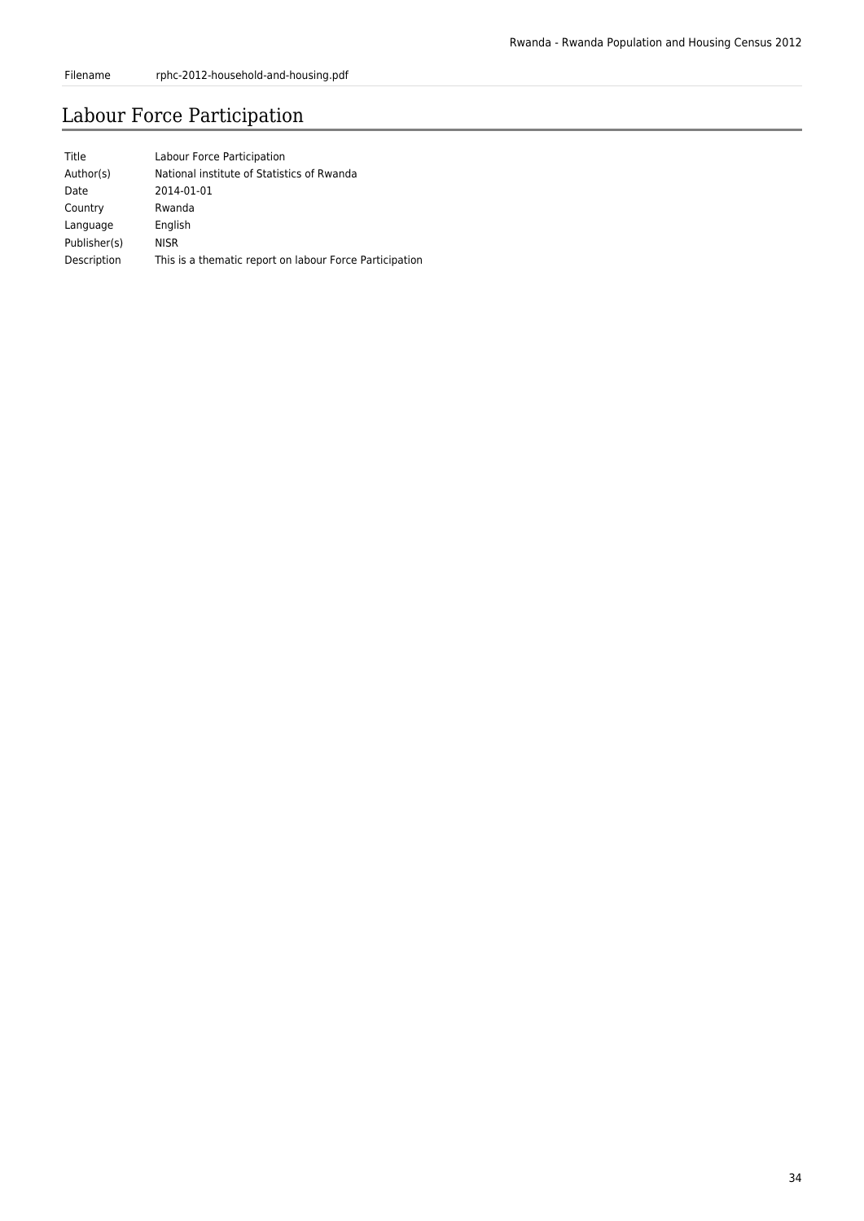| Filename | rphc-2012-household-and-housing.pdf |
| --- | --- |

## Labour Force Participation

| Title | Labour Force Participation |
| --- | --- |
| Author(s) | National institute of Statistics of Rwanda |
| Date | 2014-01-01 |
| Country | Rwanda |
| Language | English |
| Publisher(s) | NISR |
| Description | This is a thematic report on labour Force Participation |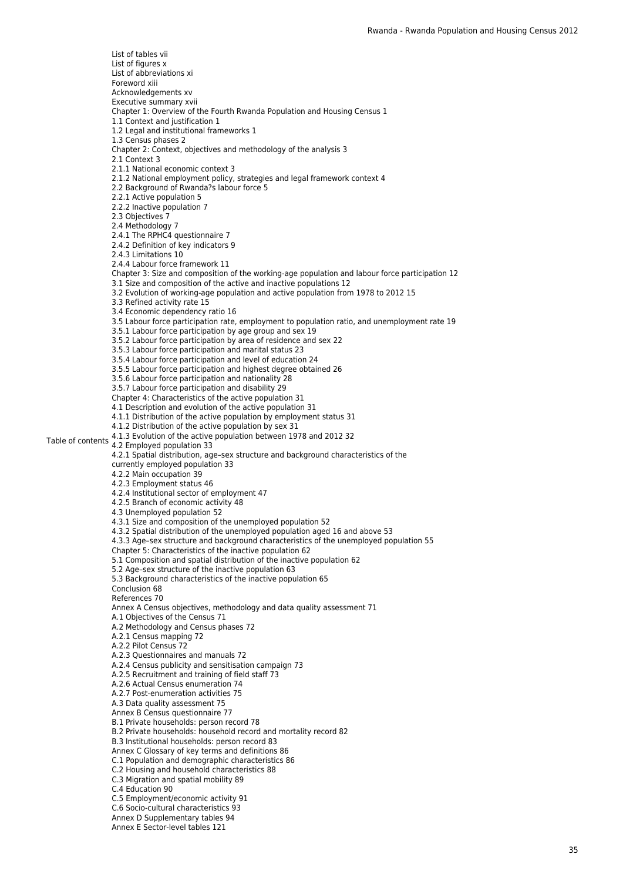Table of contents

List of tables vii
List of figures x
List of abbreviations xi
Foreword xiii
Acknowledgements xv
Executive summary xvii
Chapter 1: Overview of the Fourth Rwanda Population and Housing Census 1
1.1 Context and justification 1
1.2 Legal and institutional frameworks 1
1.3 Census phases 2
Chapter 2: Context, objectives and methodology of the analysis 3
2.1 Context 3
2.1.1 National economic context 3
2.1.2 National employment policy, strategies and legal framework context 4
2.2 Background of Rwanda?s labour force 5
2.2.1 Active population 5
2.2.2 Inactive population 7
2.3 Objectives 7
2.4 Methodology 7
2.4.1 The RPHC4 questionnaire 7
2.4.2 Definition of key indicators 9
2.4.3 Limitations 10
2.4.4 Labour force framework 11
Chapter 3: Size and composition of the working-age population and labour force participation 12
3.1 Size and composition of the active and inactive populations 12
3.2 Evolution of working-age population and active population from 1978 to 2012 15
3.3 Refined activity rate 15
3.4 Economic dependency ratio 16
3.5 Labour force participation rate, employment to population ratio, and unemployment rate 19
3.5.1 Labour force participation by age group and sex 19
3.5.2 Labour force participation by area of residence and sex 22
3.5.3 Labour force participation and marital status 23
3.5.4 Labour force participation and level of education 24
3.5.5 Labour force participation and highest degree obtained 26
3.5.6 Labour force participation and nationality 28
3.5.7 Labour force participation and disability 29
Chapter 4: Characteristics of the active population 31
4.1 Description and evolution of the active population 31
4.1.1 Distribution of the active population by employment status 31
4.1.2 Distribution of the active population by sex 31
4.1.3 Evolution of the active population between 1978 and 2012 32
4.2 Employed population 33
4.2.1 Spatial distribution, age–sex structure and background characteristics of the currently employed population 33
4.2.2 Main occupation 39
4.2.3 Employment status 46
4.2.4 Institutional sector of employment 47
4.2.5 Branch of economic activity 48
4.3 Unemployed population 52
4.3.1 Size and composition of the unemployed population 52
4.3.2 Spatial distribution of the unemployed population aged 16 and above 53
4.3.3 Age–sex structure and background characteristics of the unemployed population 55
Chapter 5: Characteristics of the inactive population 62
5.1 Composition and spatial distribution of the inactive population 62
5.2 Age–sex structure of the inactive population 63
5.3 Background characteristics of the inactive population 65
Conclusion 68
References 70
Annex A Census objectives, methodology and data quality assessment 71
A.1 Objectives of the Census 71
A.2 Methodology and Census phases 72
A.2.1 Census mapping 72
A.2.2 Pilot Census 72
A.2.3 Questionnaires and manuals 72
A.2.4 Census publicity and sensitisation campaign 73
A.2.5 Recruitment and training of field staff 73
A.2.6 Actual Census enumeration 74
A.2.7 Post-enumeration activities 75
A.3 Data quality assessment 75
Annex B Census questionnaire 77
B.1 Private households: person record 78
B.2 Private households: household record and mortality record 82
B.3 Institutional households: person record 83
Annex C Glossary of key terms and definitions 86
C.1 Population and demographic characteristics 86
C.2 Housing and household characteristics 88
C.3 Migration and spatial mobility 89
C.4 Education 90
C.5 Employment/economic activity 91
C.6 Socio-cultural characteristics 93
Annex D Supplementary tables 94
Annex E Sector-level tables 121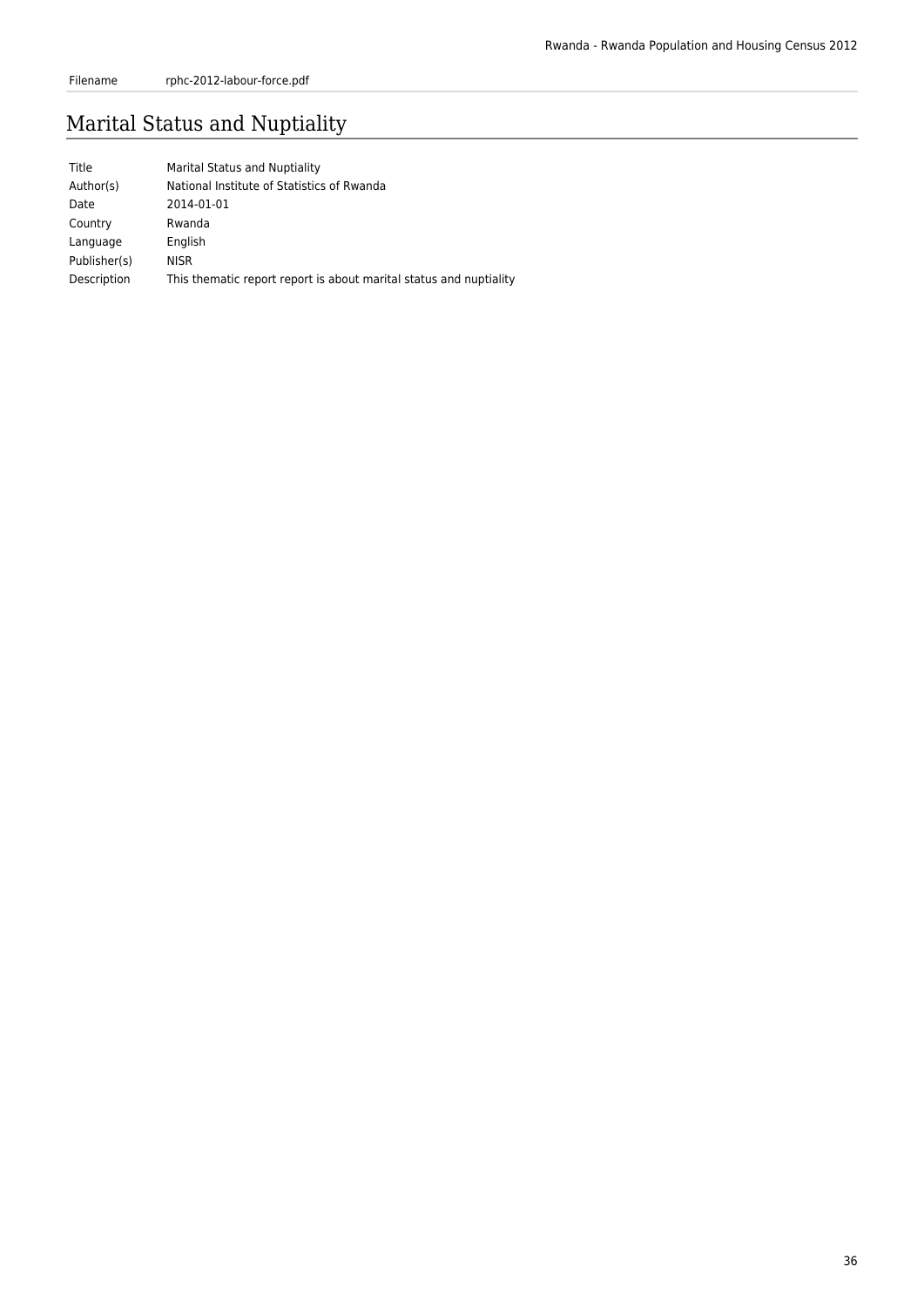| Filename | rphc-2012-labour-force.pdf |
|---|---|

## Marital Status and Nuptiality

| Title | Marital Status and Nuptiality |
|---|---|
| Author(s) | National Institute of Statistics of Rwanda |
| Date | 2014-01-01 |
| Country | Rwanda |
| Language | English |
| Publisher(s) | NISR |
| Description | This thematic report report is about marital status and nuptiality |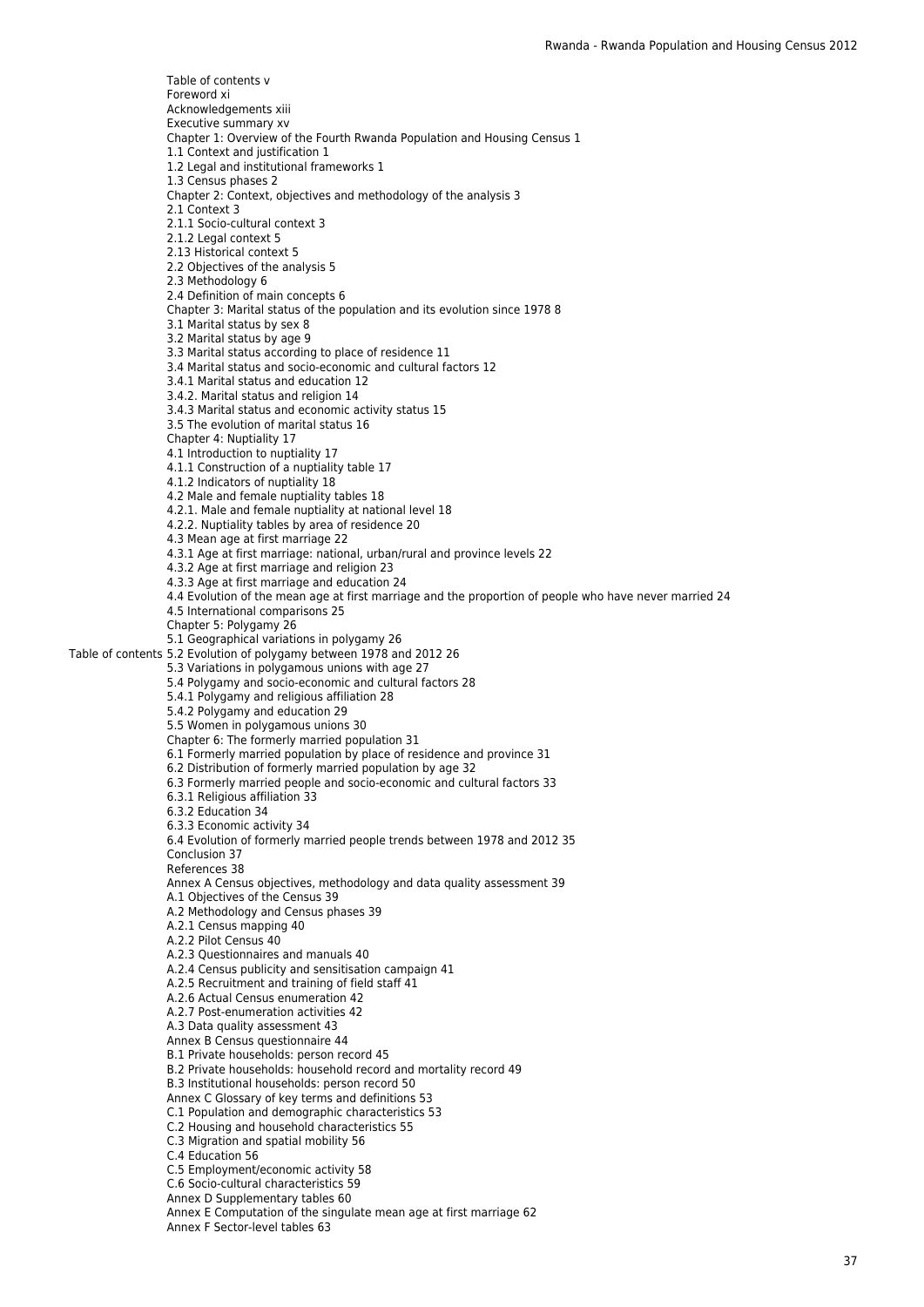Table of contents

Table of contents v
Foreword xi
Acknowledgements xiii
Executive summary xv
Chapter 1: Overview of the Fourth Rwanda Population and Housing Census 1
1.1 Context and justification 1
1.2 Legal and institutional frameworks 1
1.3 Census phases 2
Chapter 2: Context, objectives and methodology of the analysis 3
2.1 Context 3
2.1.1 Socio-cultural context 3
2.1.2 Legal context 5
2.13 Historical context 5
2.2 Objectives of the analysis 5
2.3 Methodology 6
2.4 Definition of main concepts 6
Chapter 3: Marital status of the population and its evolution since 1978 8
3.1 Marital status by sex 8
3.2 Marital status by age 9
3.3 Marital status according to place of residence 11
3.4 Marital status and socio-economic and cultural factors 12
3.4.1 Marital status and education 12
3.4.2. Marital status and religion 14
3.4.3 Marital status and economic activity status 15
3.5 The evolution of marital status 16
Chapter 4: Nuptiality 17
4.1 Introduction to nuptiality 17
4.1.1 Construction of a nuptiality table 17
4.1.2 Indicators of nuptiality 18
4.2 Male and female nuptiality tables 18
4.2.1. Male and female nuptiality at national level 18
4.2.2. Nuptiality tables by area of residence 20
4.3 Mean age at first marriage 22
4.3.1 Age at first marriage: national, urban/rural and province levels 22
4.3.2 Age at first marriage and religion 23
4.3.3 Age at first marriage and education 24
4.4 Evolution of the mean age at first marriage and the proportion of people who have never married 24
4.5 International comparisons 25
Chapter 5: Polygamy 26
5.1 Geographical variations in polygamy 26
5.2 Evolution of polygamy between 1978 and 2012 26
5.3 Variations in polygamous unions with age 27
5.4 Polygamy and socio-economic and cultural factors 28
5.4.1 Polygamy and religious affiliation 28
5.4.2 Polygamy and education 29
5.5 Women in polygamous unions 30
Chapter 6: The formerly married population 31
6.1 Formerly married population by place of residence and province 31
6.2 Distribution of formerly married population by age 32
6.3 Formerly married people and socio-economic and cultural factors 33
6.3.1 Religious affiliation 33
6.3.2 Education 34
6.3.3 Economic activity 34
6.4 Evolution of formerly married people trends between 1978 and 2012 35
Conclusion 37
References 38
Annex A Census objectives, methodology and data quality assessment 39
A.1 Objectives of the Census 39
A.2 Methodology and Census phases 39
A.2.1 Census mapping 40
A.2.2 Pilot Census 40
A.2.3 Questionnaires and manuals 40
A.2.4 Census publicity and sensitisation campaign 41
A.2.5 Recruitment and training of field staff 41
A.2.6 Actual Census enumeration 42
A.2.7 Post-enumeration activities 42
A.3 Data quality assessment 43
Annex B Census questionnaire 44
B.1 Private households: person record 45
B.2 Private households: household record and mortality record 49
B.3 Institutional households: person record 50
Annex C Glossary of key terms and definitions 53
C.1 Population and demographic characteristics 53
C.2 Housing and household characteristics 55
C.3 Migration and spatial mobility 56
C.4 Education 56
C.5 Employment/economic activity 58
C.6 Socio-cultural characteristics 59
Annex D Supplementary tables 60
Annex E Computation of the singulate mean age at first marriage 62
Annex F Sector-level tables 63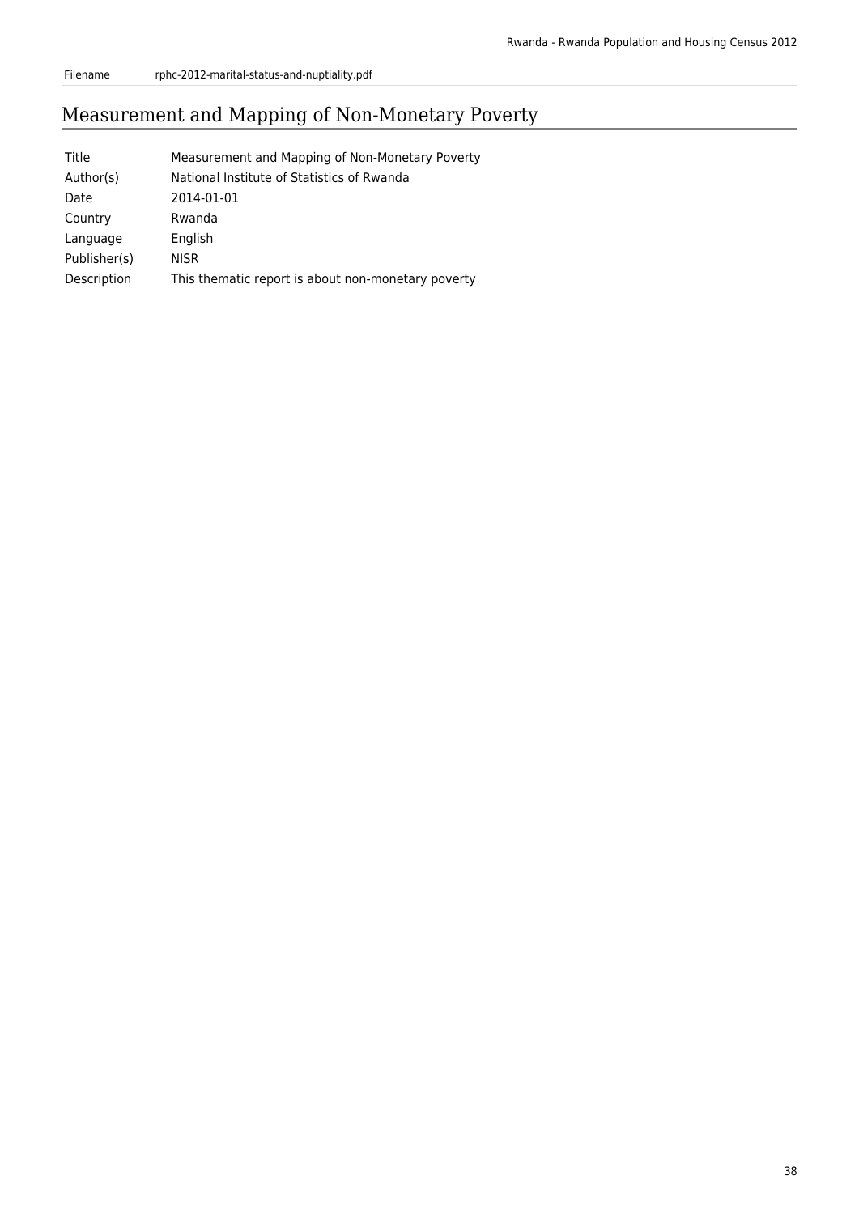| Filename | rphc-2012-marital-status-and-nuptiality.pdf |
| --- | --- |

## Measurement and Mapping of Non-Monetary Poverty

| Title | Measurement and Mapping of Non-Monetary Poverty |
| --- | --- |
| Author(s) | National Institute of Statistics of Rwanda |
| Date | 2014-01-01 |
| Country | Rwanda |
| Language | English |
| Publisher(s) | NISR |
| Description | This thematic report is about non-monetary poverty |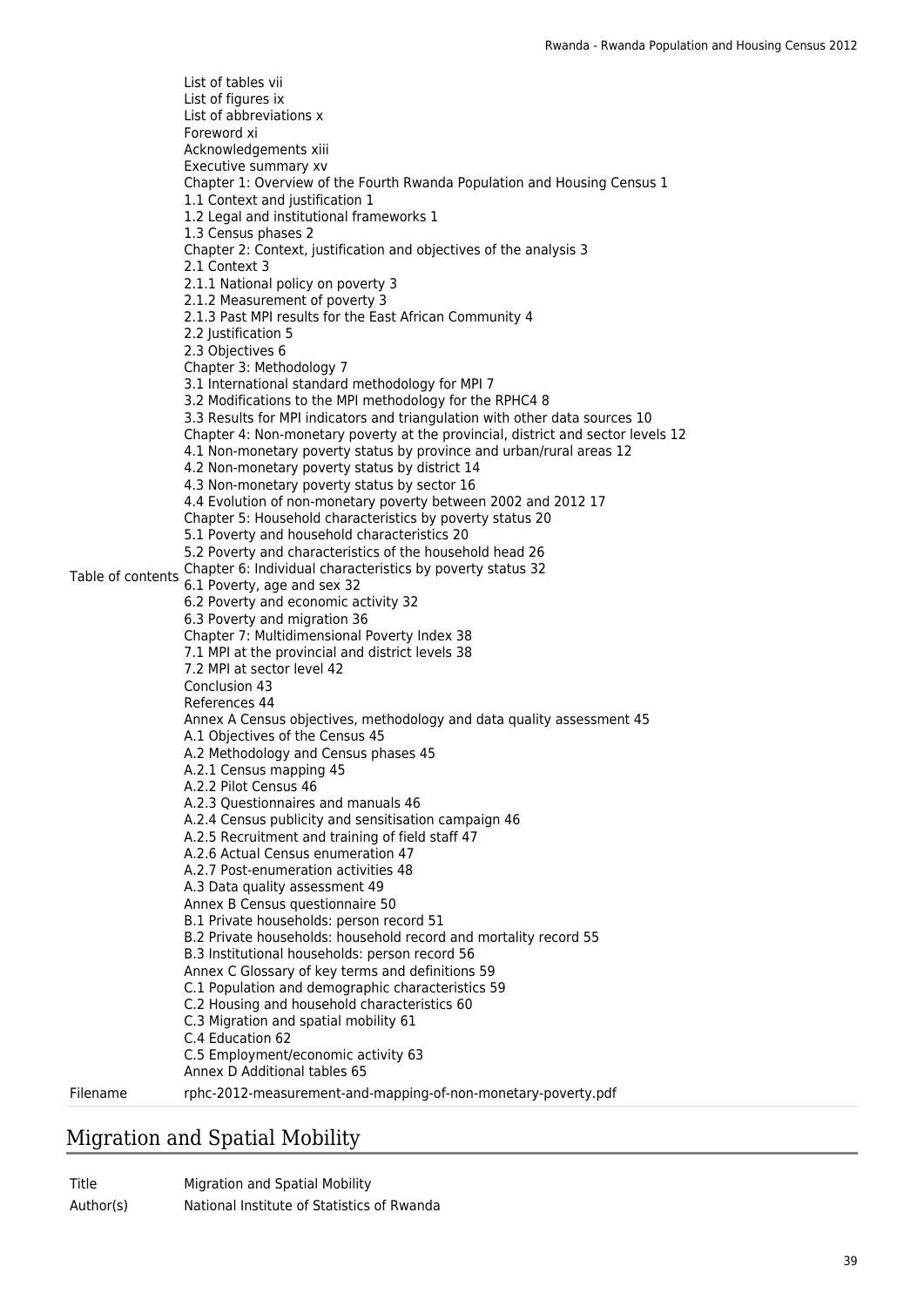| | |
|---|---|
| Table of contents | List of tables vii<br>List of figures ix<br>List of abbreviations x<br>Foreword xi<br>Acknowledgements xiii<br>Executive summary xv<br>Chapter 1: Overview of the Fourth Rwanda Population and Housing Census 1<br>1.1 Context and justification 1<br>1.2 Legal and institutional frameworks 1<br>1.3 Census phases 2<br>Chapter 2: Context, justification and objectives of the analysis 3<br>2.1 Context 3<br>2.1.1 National policy on poverty 3<br>2.1.2 Measurement of poverty 3<br>2.1.3 Past MPI results for the East African Community 4<br>2.2 Justification 5<br>2.3 Objectives 6<br>Chapter 3: Methodology 7<br>3.1 International standard methodology for MPI 7<br>3.2 Modifications to the MPI methodology for the RPHC4 8<br>3.3 Results for MPI indicators and triangulation with other data sources 10<br>Chapter 4: Non-monetary poverty at the provincial, district and sector levels 12<br>4.1 Non-monetary poverty status by province and urban/rural areas 12<br>4.2 Non-monetary poverty status by district 14<br>4.3 Non-monetary poverty status by sector 16<br>4.4 Evolution of non-monetary poverty between 2002 and 2012 17<br>Chapter 5: Household characteristics by poverty status 20<br>5.1 Poverty and household characteristics 20<br>5.2 Poverty and characteristics of the household head 26<br>Chapter 6: Individual characteristics by poverty status 32<br>6.1 Poverty, age and sex 32<br>6.2 Poverty and economic activity 32<br>6.3 Poverty and migration 36<br>Chapter 7: Multidimensional Poverty Index 38<br>7.1 MPI at the provincial and district levels 38<br>7.2 MPI at sector level 42<br>Conclusion 43<br>References 44<br>Annex A Census objectives, methodology and data quality assessment 45<br>A.1 Objectives of the Census 45<br>A.2 Methodology and Census phases 45<br>A.2.1 Census mapping 45<br>A.2.2 Pilot Census 46<br>A.2.3 Questionnaires and manuals 46<br>A.2.4 Census publicity and sensitisation campaign 46<br>A.2.5 Recruitment and training of field staff 47<br>A.2.6 Actual Census enumeration 47<br>A.2.7 Post-enumeration activities 48<br>A.3 Data quality assessment 49<br>Annex B Census questionnaire 50<br>B.1 Private households: person record 51<br>B.2 Private households: household record and mortality record 55<br>B.3 Institutional households: person record 56<br>Annex C Glossary of key terms and definitions 59<br>C.1 Population and demographic characteristics 59<br>C.2 Housing and household characteristics 60<br>C.3 Migration and spatial mobility 61<br>C.4 Education 62<br>C.5 Employment/economic activity 63<br>Annex D Additional tables 65 |
| Filename | rphc-2012-measurement-and-mapping-of-non-monetary-poverty.pdf |

## Migration and Spatial Mobility

| | |
|---|---|
| Title | Migration and Spatial Mobility |
| Author(s) | National Institute of Statistics of Rwanda |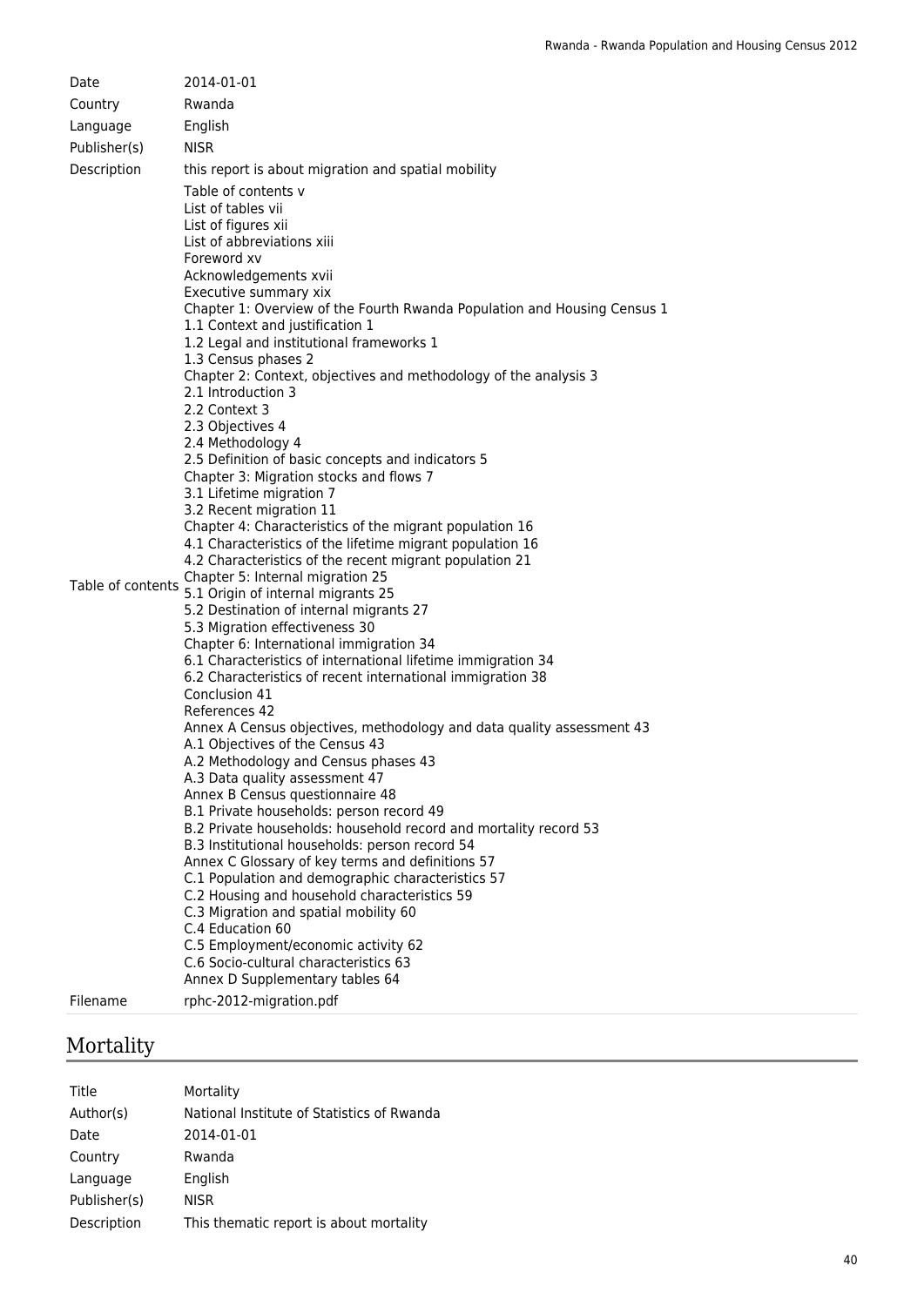| | |
|---|---|
| Date | 2014-01-01 |
| Country | Rwanda |
| Language | English |
| Publisher(s) | NISR |
| Description | this report is about migration and spatial mobility |
| Table of contents | Table of contents v<br>List of tables vii<br>List of figures xii<br>List of abbreviations xiii<br>Foreword xv<br>Acknowledgements xvii<br>Executive summary xix<br>Chapter 1: Overview of the Fourth Rwanda Population and Housing Census 1<br>1.1 Context and justification 1<br>1.2 Legal and institutional frameworks 1<br>1.3 Census phases 2<br>Chapter 2: Context, objectives and methodology of the analysis 3<br>2.1 Introduction 3<br>2.2 Context 3<br>2.3 Objectives 4<br>2.4 Methodology 4<br>2.5 Definition of basic concepts and indicators 5<br>Chapter 3: Migration stocks and flows 7<br>3.1 Lifetime migration 7<br>3.2 Recent migration 11<br>Chapter 4: Characteristics of the migrant population 16<br>4.1 Characteristics of the lifetime migrant population 16<br>4.2 Characteristics of the recent migrant population 21<br>Chapter 5: Internal migration 25<br>5.1 Origin of internal migrants 25<br>5.2 Destination of internal migrants 27<br>5.3 Migration effectiveness 30<br>Chapter 6: International immigration 34<br>6.1 Characteristics of international lifetime immigration 34<br>6.2 Characteristics of recent international immigration 38<br>Conclusion 41<br>References 42<br>Annex A Census objectives, methodology and data quality assessment 43<br>A.1 Objectives of the Census 43<br>A.2 Methodology and Census phases 43<br>A.3 Data quality assessment 47<br>Annex B Census questionnaire 48<br>B.1 Private households: person record 49<br>B.2 Private households: household record and mortality record 53<br>B.3 Institutional households: person record 54<br>Annex C Glossary of key terms and definitions 57<br>C.1 Population and demographic characteristics 57<br>C.2 Housing and household characteristics 59<br>C.3 Migration and spatial mobility 60<br>C.4 Education 60<br>C.5 Employment/economic activity 62<br>C.6 Socio-cultural characteristics 63<br>Annex D Supplementary tables 64 |
| Filename | rphc-2012-migration.pdf |

## Mortality

| | |
|---|---|
| Title | Mortality |
| Author(s) | National Institute of Statistics of Rwanda |
| Date | 2014-01-01 |
| Country | Rwanda |
| Language | English |
| Publisher(s) | NISR |
| Description | This thematic report is about mortality |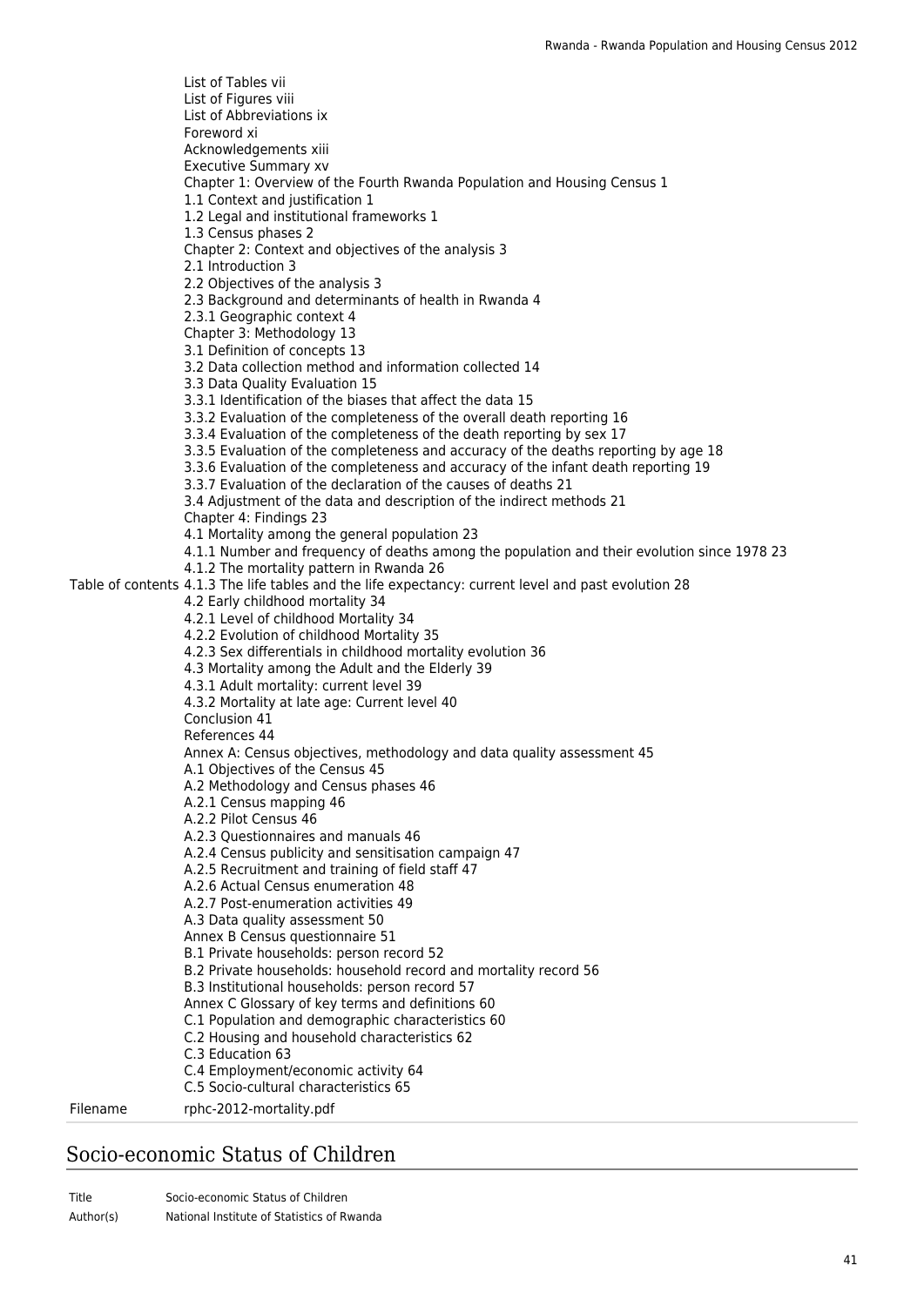| | |
|---|---|
| Table of contents | List of Tables vii<br>List of Figures viii<br>List of Abbreviations ix<br>Foreword xi<br>Acknowledgements xiii<br>Executive Summary xv<br>Chapter 1: Overview of the Fourth Rwanda Population and Housing Census 1<br>1.1 Context and justification 1<br>1.2 Legal and institutional frameworks 1<br>1.3 Census phases 2<br>Chapter 2: Context and objectives of the analysis 3<br>2.1 Introduction 3<br>2.2 Objectives of the analysis 3<br>2.3 Background and determinants of health in Rwanda 4<br>2.3.1 Geographic context 4<br>Chapter 3: Methodology 13<br>3.1 Definition of concepts 13<br>3.2 Data collection method and information collected 14<br>3.3 Data Quality Evaluation 15<br>3.3.1 Identification of the biases that affect the data 15<br>3.3.2 Evaluation of the completeness of the overall death reporting 16<br>3.3.4 Evaluation of the completeness of the death reporting by sex 17<br>3.3.5 Evaluation of the completeness and accuracy of the deaths reporting by age 18<br>3.3.6 Evaluation of the completeness and accuracy of the infant death reporting 19<br>3.3.7 Evaluation of the declaration of the causes of deaths 21<br>3.4 Adjustment of the data and description of the indirect methods 21<br>Chapter 4: Findings 23<br>4.1 Mortality among the general population 23<br>4.1.1 Number and frequency of deaths among the population and their evolution since 1978 23<br>4.1.2 The mortality pattern in Rwanda 26<br>4.1.3 The life tables and the life expectancy: current level and past evolution 28<br>4.2 Early childhood mortality 34<br>4.2.1 Level of childhood Mortality 34<br>4.2.2 Evolution of childhood Mortality 35<br>4.2.3 Sex differentials in childhood mortality evolution 36<br>4.3 Mortality among the Adult and the Elderly 39<br>4.3.1 Adult mortality: current level 39<br>4.3.2 Mortality at late age: Current level 40<br>Conclusion 41<br>References 44<br>Annex A: Census objectives, methodology and data quality assessment 45<br>A.1 Objectives of the Census 45<br>A.2 Methodology and Census phases 46<br>A.2.1 Census mapping 46<br>A.2.2 Pilot Census 46<br>A.2.3 Questionnaires and manuals 46<br>A.2.4 Census publicity and sensitisation campaign 47<br>A.2.5 Recruitment and training of field staff 47<br>A.2.6 Actual Census enumeration 48<br>A.2.7 Post-enumeration activities 49<br>A.3 Data quality assessment 50<br>Annex B Census questionnaire 51<br>B.1 Private households: person record 52<br>B.2 Private households: household record and mortality record 56<br>B.3 Institutional households: person record 57<br>Annex C Glossary of key terms and definitions 60<br>C.1 Population and demographic characteristics 60<br>C.2 Housing and household characteristics 62<br>C.3 Education 63<br>C.4 Employment/economic activity 64<br>C.5 Socio-cultural characteristics 65 |
| Filename | rphc-2012-mortality.pdf |

## Socio-economic Status of Children

| | |
|---|---|
| Title | Socio-economic Status of Children |
| Author(s) | National Institute of Statistics of Rwanda |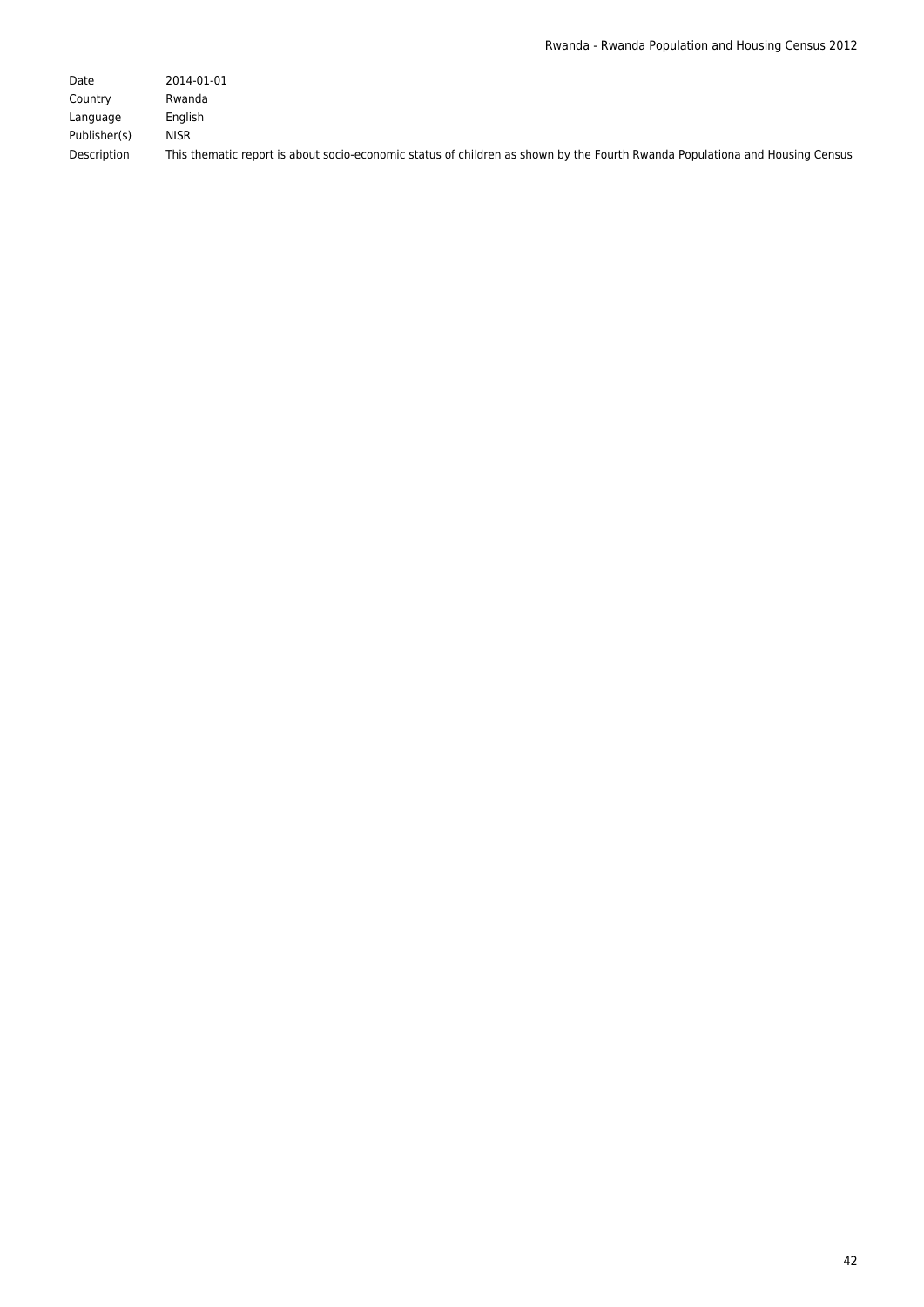| | |
|---|---|
| Date | 2014-01-01 |
| Country | Rwanda |
| Language | English |
| Publisher(s) | NISR |
| Description | This thematic report is about socio-economic status of children as shown by the Fourth Rwanda Populationa and Housing Census |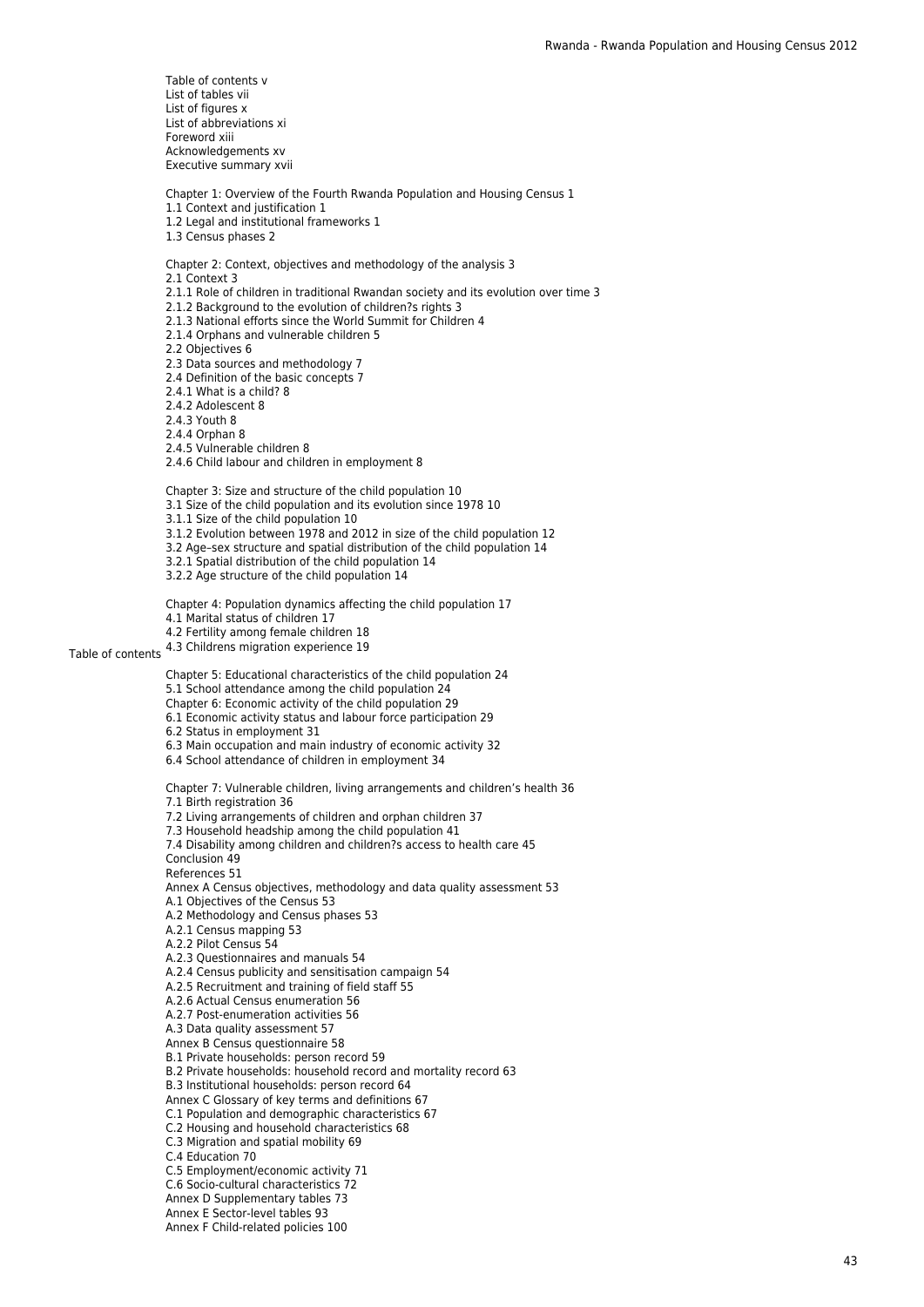Table of contents

Table of contents v
List of tables vii
List of figures x
List of abbreviations xi
Foreword xiii
Acknowledgements xv
Executive summary xvii

Chapter 1: Overview of the Fourth Rwanda Population and Housing Census 1
1.1 Context and justification 1
1.2 Legal and institutional frameworks 1
1.3 Census phases 2

Chapter 2: Context, objectives and methodology of the analysis 3
2.1 Context 3
2.1.1 Role of children in traditional Rwandan society and its evolution over time 3
2.1.2 Background to the evolution of children?s rights 3
2.1.3 National efforts since the World Summit for Children 4
2.1.4 Orphans and vulnerable children 5
2.2 Objectives 6
2.3 Data sources and methodology 7
2.4 Definition of the basic concepts 7
2.4.1 What is a child? 8
2.4.2 Adolescent 8
2.4.3 Youth 8
2.4.4 Orphan 8
2.4.5 Vulnerable children 8
2.4.6 Child labour and children in employment 8

Chapter 3: Size and structure of the child population 10
3.1 Size of the child population and its evolution since 1978 10
3.1.1 Size of the child population 10
3.1.2 Evolution between 1978 and 2012 in size of the child population 12
3.2 Age–sex structure and spatial distribution of the child population 14
3.2.1 Spatial distribution of the child population 14
3.2.2 Age structure of the child population 14

Chapter 4: Population dynamics affecting the child population 17
4.1 Marital status of children 17
4.2 Fertility among female children 18
4.3 Childrens migration experience 19

Chapter 5: Educational characteristics of the child population 24
5.1 School attendance among the child population 24
Chapter 6: Economic activity of the child population 29
6.1 Economic activity status and labour force participation 29
6.2 Status in employment 31
6.3 Main occupation and main industry of economic activity 32
6.4 School attendance of children in employment 34

Chapter 7: Vulnerable children, living arrangements and children's health 36
7.1 Birth registration 36
7.2 Living arrangements of children and orphan children 37
7.3 Household headship among the child population 41
7.4 Disability among children and children?s access to health care 45
Conclusion 49
References 51
Annex A Census objectives, methodology and data quality assessment 53
A.1 Objectives of the Census 53
A.2 Methodology and Census phases 53
A.2.1 Census mapping 53
A.2.2 Pilot Census 54
A.2.3 Questionnaires and manuals 54
A.2.4 Census publicity and sensitisation campaign 54
A.2.5 Recruitment and training of field staff 55
A.2.6 Actual Census enumeration 56
A.2.7 Post-enumeration activities 56
A.3 Data quality assessment 57
Annex B Census questionnaire 58
B.1 Private households: person record 59
B.2 Private households: household record and mortality record 63
B.3 Institutional households: person record 64
Annex C Glossary of key terms and definitions 67
C.1 Population and demographic characteristics 67
C.2 Housing and household characteristics 68
C.3 Migration and spatial mobility 69
C.4 Education 70
C.5 Employment/economic activity 71
C.6 Socio-cultural characteristics 72
Annex D Supplementary tables 73
Annex E Sector-level tables 93
Annex F Child-related policies 100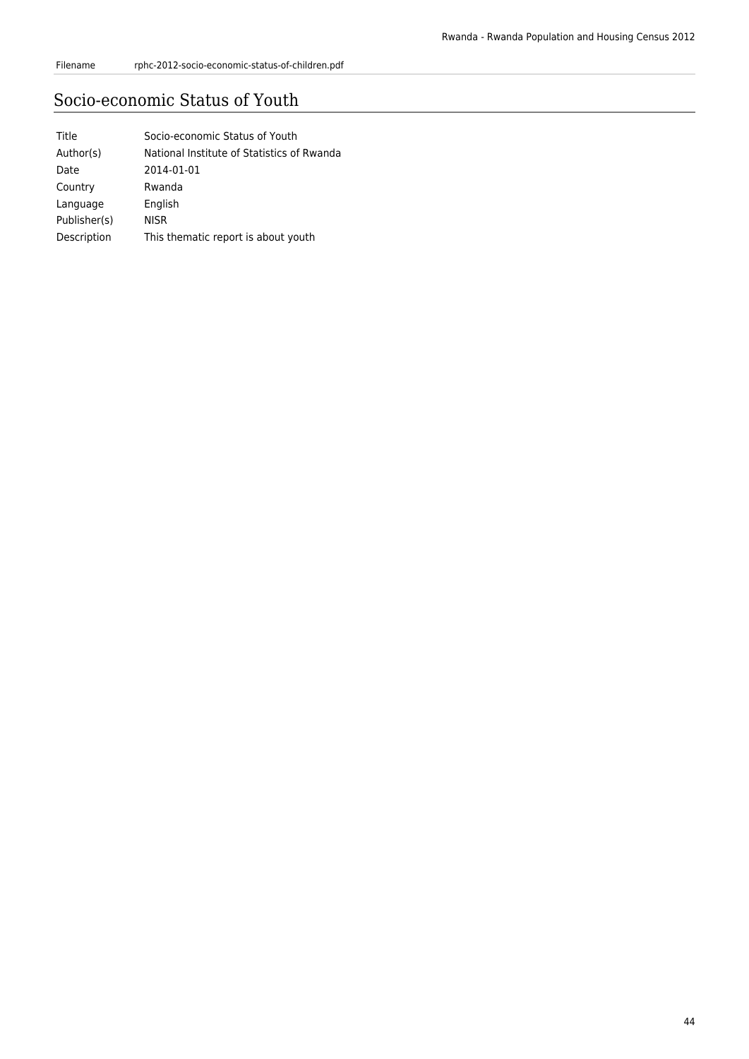| Filename | rphc-2012-socio-economic-status-of-children.pdf |
|---|---|

## Socio-economic Status of Youth

| Title | Socio-economic Status of Youth |
|---|---|
| Author(s) | National Institute of Statistics of Rwanda |
| Date | 2014-01-01 |
| Country | Rwanda |
| Language | English |
| Publisher(s) | NISR |
| Description | This thematic report is about youth |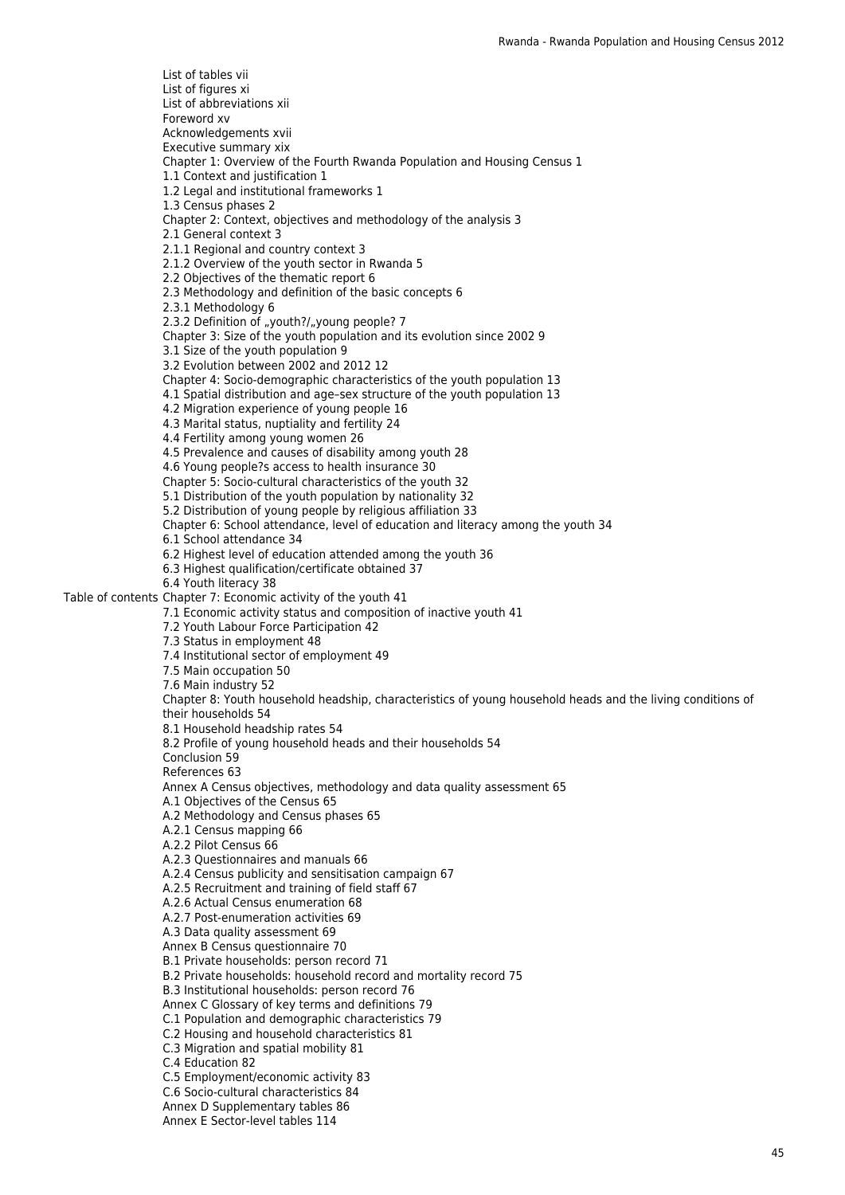**Table of contents**

List of tables vii
List of figures xi
List of abbreviations xii
Foreword xv
Acknowledgements xvii
Executive summary xix
Chapter 1: Overview of the Fourth Rwanda Population and Housing Census 1
1.1 Context and justification 1
1.2 Legal and institutional frameworks 1
1.3 Census phases 2
Chapter 2: Context, objectives and methodology of the analysis 3
2.1 General context 3
2.1.1 Regional and country context 3
2.1.2 Overview of the youth sector in Rwanda 5
2.2 Objectives of the thematic report 6
2.3 Methodology and definition of the basic concepts 6
2.3.1 Methodology 6
2.3.2 Definition of „youth?/„young people? 7
Chapter 3: Size of the youth population and its evolution since 2002 9
3.1 Size of the youth population 9
3.2 Evolution between 2002 and 2012 12
Chapter 4: Socio-demographic characteristics of the youth population 13
4.1 Spatial distribution and age–sex structure of the youth population 13
4.2 Migration experience of young people 16
4.3 Marital status, nuptiality and fertility 24
4.4 Fertility among young women 26
4.5 Prevalence and causes of disability among youth 28
4.6 Young people?s access to health insurance 30
Chapter 5: Socio-cultural characteristics of the youth 32
5.1 Distribution of the youth population by nationality 32
5.2 Distribution of young people by religious affiliation 33
Chapter 6: School attendance, level of education and literacy among the youth 34
6.1 School attendance 34
6.2 Highest level of education attended among the youth 36
6.3 Highest qualification/certificate obtained 37
6.4 Youth literacy 38
Chapter 7: Economic activity of the youth 41
7.1 Economic activity status and composition of inactive youth 41
7.2 Youth Labour Force Participation 42
7.3 Status in employment 48
7.4 Institutional sector of employment 49
7.5 Main occupation 50
7.6 Main industry 52
Chapter 8: Youth household headship, characteristics of young household heads and the living conditions of their households 54
8.1 Household headship rates 54
8.2 Profile of young household heads and their households 54
Conclusion 59
References 63
Annex A Census objectives, methodology and data quality assessment 65
A.1 Objectives of the Census 65
A.2 Methodology and Census phases 65
A.2.1 Census mapping 66
A.2.2 Pilot Census 66
A.2.3 Questionnaires and manuals 66
A.2.4 Census publicity and sensitisation campaign 67
A.2.5 Recruitment and training of field staff 67
A.2.6 Actual Census enumeration 68
A.2.7 Post-enumeration activities 69
A.3 Data quality assessment 69
Annex B Census questionnaire 70
B.1 Private households: person record 71
B.2 Private households: household record and mortality record 75
B.3 Institutional households: person record 76
Annex C Glossary of key terms and definitions 79
C.1 Population and demographic characteristics 79
C.2 Housing and household characteristics 81
C.3 Migration and spatial mobility 81
C.4 Education 82
C.5 Employment/economic activity 83
C.6 Socio-cultural characteristics 84
Annex D Supplementary tables 86
Annex E Sector-level tables 114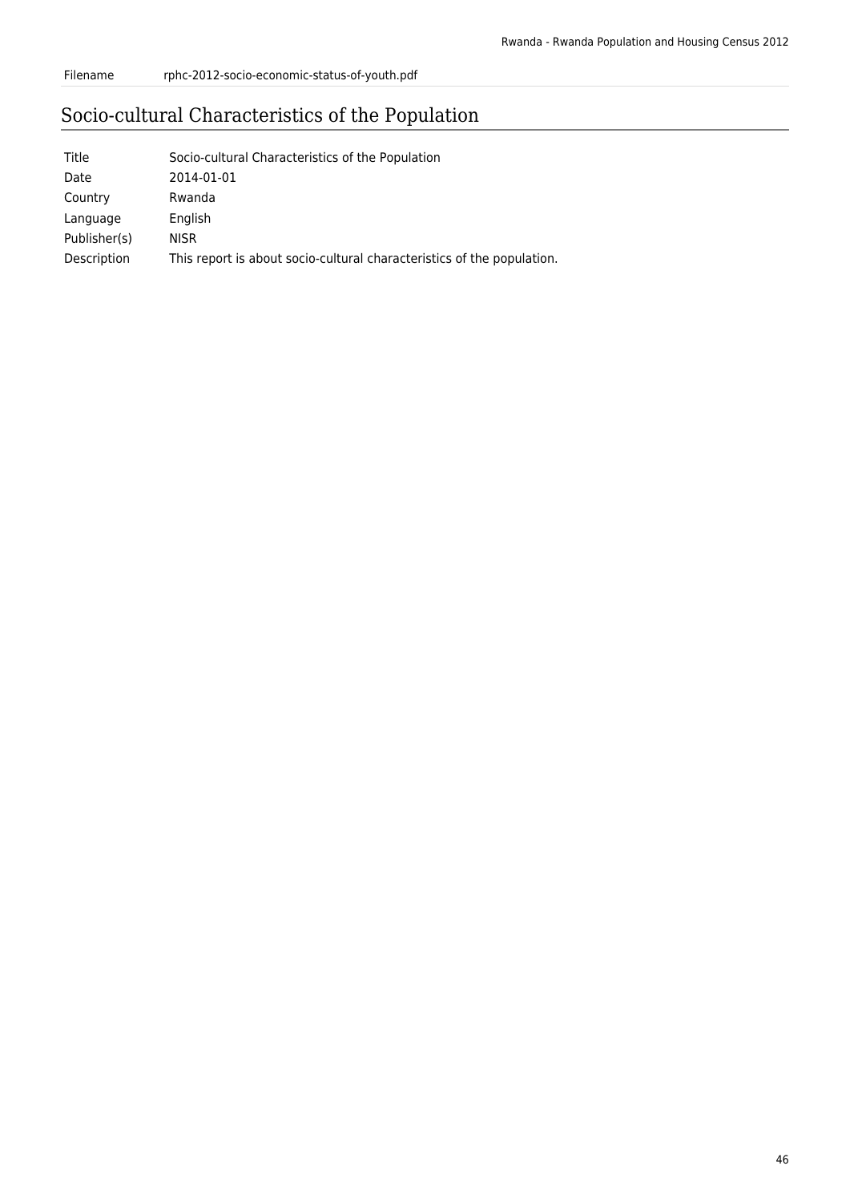| Filename | rphc-2012-socio-economic-status-of-youth.pdf |
| --- | --- |

## Socio-cultural Characteristics of the Population

| Title | Socio-cultural Characteristics of the Population |
| --- | --- |
| Date | 2014-01-01 |
| Country | Rwanda |
| Language | English |
| Publisher(s) | NISR |
| Description | This report is about socio-cultural characteristics of the population. |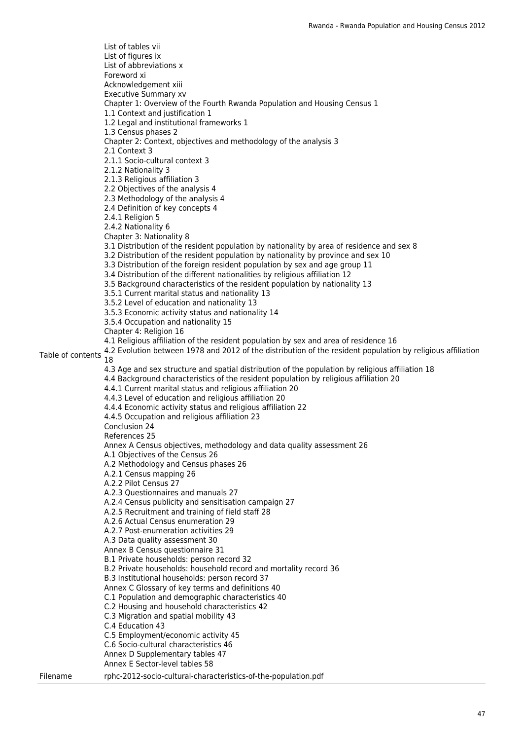| | |
|---|---|
| Table of contents | List of tables vii<br>List of figures ix<br>List of abbreviations x<br>Foreword xi<br>Acknowledgement xiii<br>Executive Summary xv<br>Chapter 1: Overview of the Fourth Rwanda Population and Housing Census 1<br>1.1 Context and justification 1<br>1.2 Legal and institutional frameworks 1<br>1.3 Census phases 2<br>Chapter 2: Context, objectives and methodology of the analysis 3<br>2.1 Context 3<br>2.1.1 Socio-cultural context 3<br>2.1.2 Nationality 3<br>2.1.3 Religious affiliation 3<br>2.2 Objectives of the analysis 4<br>2.3 Methodology of the analysis 4<br>2.4 Definition of key concepts 4<br>2.4.1 Religion 5<br>2.4.2 Nationality 6<br>Chapter 3: Nationality 8<br>3.1 Distribution of the resident population by nationality by area of residence and sex 8<br>3.2 Distribution of the resident population by nationality by province and sex 10<br>3.3 Distribution of the foreign resident population by sex and age group 11<br>3.4 Distribution of the different nationalities by religious affiliation 12<br>3.5 Background characteristics of the resident population by nationality 13<br>3.5.1 Current marital status and nationality 13<br>3.5.2 Level of education and nationality 13<br>3.5.3 Economic activity status and nationality 14<br>3.5.4 Occupation and nationality 15<br>Chapter 4: Religion 16<br>4.1 Religious affiliation of the resident population by sex and area of residence 16<br>4.2 Evolution between 1978 and 2012 of the distribution of the resident population by religious affiliation 18<br>4.3 Age and sex structure and spatial distribution of the population by religious affiliation 18<br>4.4 Background characteristics of the resident population by religious affiliation 20<br>4.4.1 Current marital status and religious affiliation 20<br>4.4.3 Level of education and religious affiliation 20<br>4.4.4 Economic activity status and religious affiliation 22<br>4.4.5 Occupation and religious affiliation 23<br>Conclusion 24<br>References 25<br>Annex A Census objectives, methodology and data quality assessment 26<br>A.1 Objectives of the Census 26<br>A.2 Methodology and Census phases 26<br>A.2.1 Census mapping 26<br>A.2.2 Pilot Census 27<br>A.2.3 Questionnaires and manuals 27<br>A.2.4 Census publicity and sensitisation campaign 27<br>A.2.5 Recruitment and training of field staff 28<br>A.2.6 Actual Census enumeration 29<br>A.2.7 Post-enumeration activities 29<br>A.3 Data quality assessment 30<br>Annex B Census questionnaire 31<br>B.1 Private households: person record 32<br>B.2 Private households: household record and mortality record 36<br>B.3 Institutional households: person record 37<br>Annex C Glossary of key terms and definitions 40<br>C.1 Population and demographic characteristics 40<br>C.2 Housing and household characteristics 42<br>C.3 Migration and spatial mobility 43<br>C.4 Education 43<br>C.5 Employment/economic activity 45<br>C.6 Socio-cultural characteristics 46<br>Annex D Supplementary tables 47<br>Annex E Sector-level tables 58 |
| Filename | rphc-2012-socio-cultural-characteristics-of-the-population.pdf |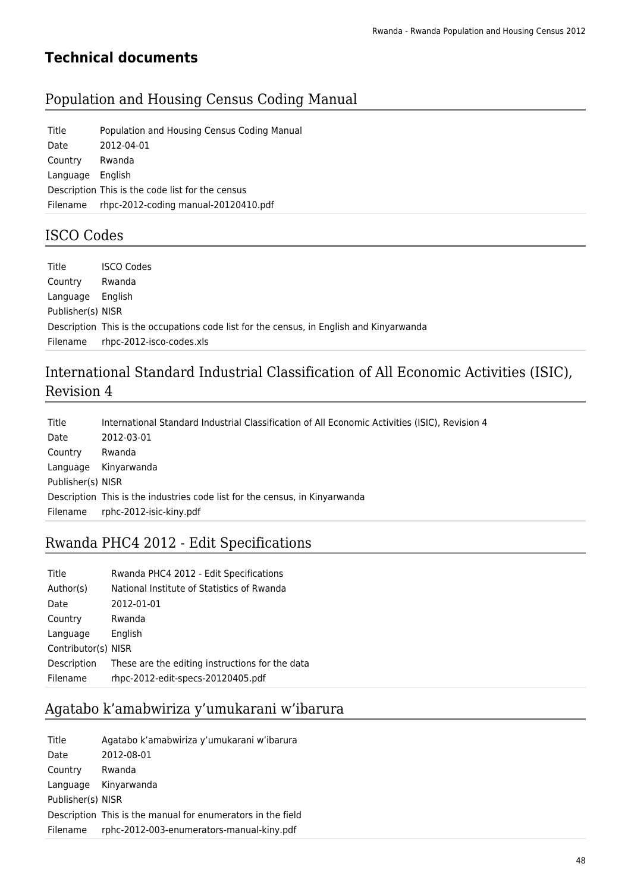## Technical documents

### Population and Housing Census Coding Manual

| | |
|---|---|
| Title | Population and Housing Census Coding Manual |
| Date | 2012-04-01 |
| Country | Rwanda |
| Language | English |
| Description | This is the code list for the census |
| Filename | rhpc-2012-coding manual-20120410.pdf |

### ISCO Codes

| | |
|---|---|
| Title | ISCO Codes |
| Country | Rwanda |
| Language | English |
| Publisher(s) | NISR |
| Description | This is the occupations code list for the census, in English and Kinyarwanda |
| Filename | rhpc-2012-isco-codes.xls |

### International Standard Industrial Classification of All Economic Activities (ISIC), Revision 4

| | |
|---|---|
| Title | International Standard Industrial Classification of All Economic Activities (ISIC), Revision 4 |
| Date | 2012-03-01 |
| Country | Rwanda |
| Language | Kinyarwanda |
| Publisher(s) | NISR |
| Description | This is the industries code list for the census, in Kinyarwanda |
| Filename | rphc-2012-isic-kiny.pdf |

### Rwanda PHC4 2012 - Edit Specifications

| | |
|---|---|
| Title | Rwanda PHC4 2012 - Edit Specifications |
| Author(s) | National Institute of Statistics of Rwanda |
| Date | 2012-01-01 |
| Country | Rwanda |
| Language | English |
| Contributor(s) | NISR |
| Description | These are the editing instructions for the data |
| Filename | rhpc-2012-edit-specs-20120405.pdf |

### Agatabo k'amabwiriza y'umukarani w'ibarura

| | |
|---|---|
| Title | Agatabo k'amabwiriza y'umukarani w'ibarura |
| Date | 2012-08-01 |
| Country | Rwanda |
| Language | Kinyarwanda |
| Publisher(s) | NISR |
| Description | This is the manual for enumerators in the field |
| Filename | rphc-2012-003-enumerators-manual-kiny.pdf |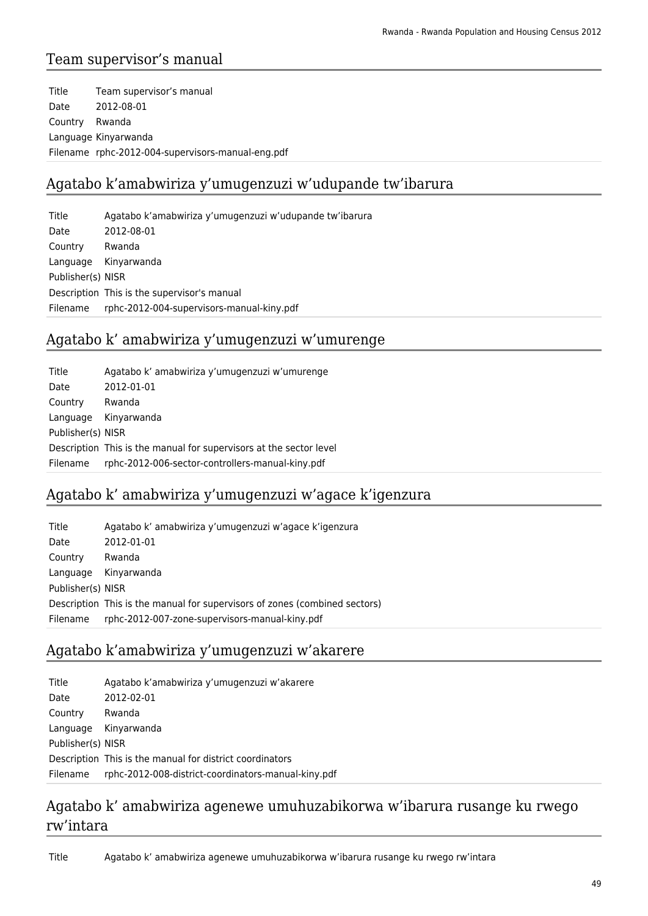## Team supervisor’s manual

| | |
|---|---|
| Title | Team supervisor’s manual |
| Date | 2012-08-01 |
| Country | Rwanda |
| Language | Kinyarwanda |
| Filename | rphc-2012-004-supervisors-manual-eng.pdf |

## Agatabo k’amabwiriza y’umugenzuzi w’udupande tw’ibarura

| | |
|---|---|
| Title | Agatabo k’amabwiriza y’umugenzuzi w’udupande tw’ibarura |
| Date | 2012-08-01 |
| Country | Rwanda |
| Language | Kinyarwanda |
| Publisher(s) | NISR |
| Description | This is the supervisor's manual |
| Filename | rphc-2012-004-supervisors-manual-kiny.pdf |

## Agatabo k’ amabwiriza y’umugenzuzi w’umurenge

| | |
|---|---|
| Title | Agatabo k’ amabwiriza y’umugenzuzi w’umurenge |
| Date | 2012-01-01 |
| Country | Rwanda |
| Language | Kinyarwanda |
| Publisher(s) | NISR |
| Description | This is the manual for supervisors at the sector level |
| Filename | rphc-2012-006-sector-controllers-manual-kiny.pdf |

## Agatabo k’ amabwiriza y’umugenzuzi w’agace k’igenzura

| | |
|---|---|
| Title | Agatabo k’ amabwiriza y’umugenzuzi w’agace k’igenzura |
| Date | 2012-01-01 |
| Country | Rwanda |
| Language | Kinyarwanda |
| Publisher(s) | NISR |
| Description | This is the manual for supervisors of zones (combined sectors) |
| Filename | rphc-2012-007-zone-supervisors-manual-kiny.pdf |

## Agatabo k’amabwiriza y’umugenzuzi w’akarere

| | |
|---|---|
| Title | Agatabo k’amabwiriza y’umugenzuzi w’akarere |
| Date | 2012-02-01 |
| Country | Rwanda |
| Language | Kinyarwanda |
| Publisher(s) | NISR |
| Description | This is the manual for district coordinators |
| Filename | rphc-2012-008-district-coordinators-manual-kiny.pdf |

## Agatabo k’ amabwiriza agenewe umuhuzabikorwa w’ibarura rusange ku rwego rw’intara

| | |
|---|---|
| Title | Agatabo k’ amabwiriza agenewe umuhuzabikorwa w’ibarura rusange ku rwego rw’intara |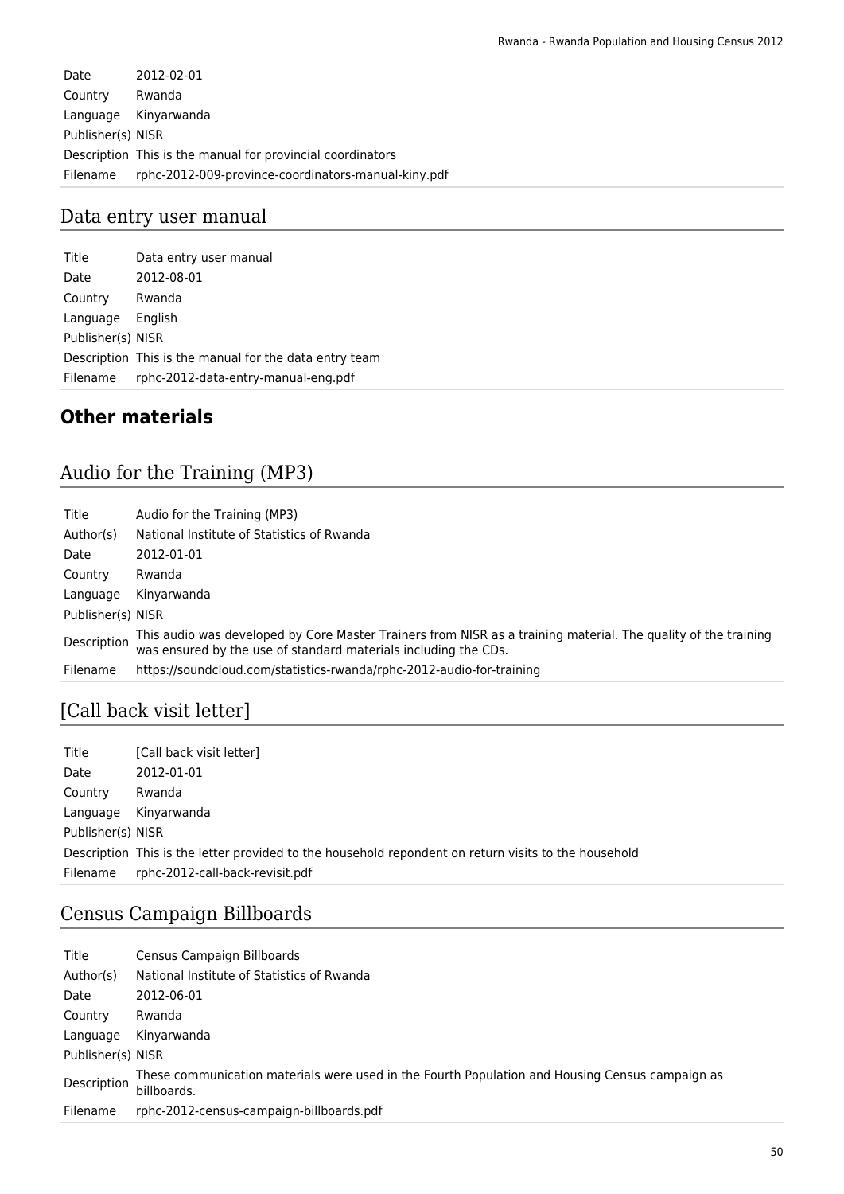| | |
|---|---|
| Date | 2012-02-01 |
| Country | Rwanda |
| Language | Kinyarwanda |
| Publisher(s) | NISR |
| Description | This is the manual for provincial coordinators |
| Filename | rphc-2012-009-province-coordinators-manual-kiny.pdf |

## Data entry user manual

| | |
|---|---|
| Title | Data entry user manual |
| Date | 2012-08-01 |
| Country | Rwanda |
| Language | English |
| Publisher(s) | NISR |
| Description | This is the manual for the data entry team |
| Filename | rphc-2012-data-entry-manual-eng.pdf |

# Other materials

## Audio for the Training (MP3)

| | |
|---|---|
| Title | Audio for the Training (MP3) |
| Author(s) | National Institute of Statistics of Rwanda |
| Date | 2012-01-01 |
| Country | Rwanda |
| Language | Kinyarwanda |
| Publisher(s) | NISR |
| Description | This audio was developed by Core Master Trainers from NISR as a training material. The quality of the training was ensured by the use of standard materials including the CDs. |
| Filename | https://soundcloud.com/statistics-rwanda/rphc-2012-audio-for-training |

## [Call back visit letter]

| | |
|---|---|
| Title | [Call back visit letter] |
| Date | 2012-01-01 |
| Country | Rwanda |
| Language | Kinyarwanda |
| Publisher(s) | NISR |
| Description | This is the letter provided to the household repondent on return visits to the household |
| Filename | rphc-2012-call-back-revisit.pdf |

## Census Campaign Billboards

| | |
|---|---|
| Title | Census Campaign Billboards |
| Author(s) | National Institute of Statistics of Rwanda |
| Date | 2012-06-01 |
| Country | Rwanda |
| Language | Kinyarwanda |
| Publisher(s) | NISR |
| Description | These communication materials were used in the Fourth Population and Housing Census campaign as billboards. |
| Filename | rphc-2012-census-campaign-billboards.pdf |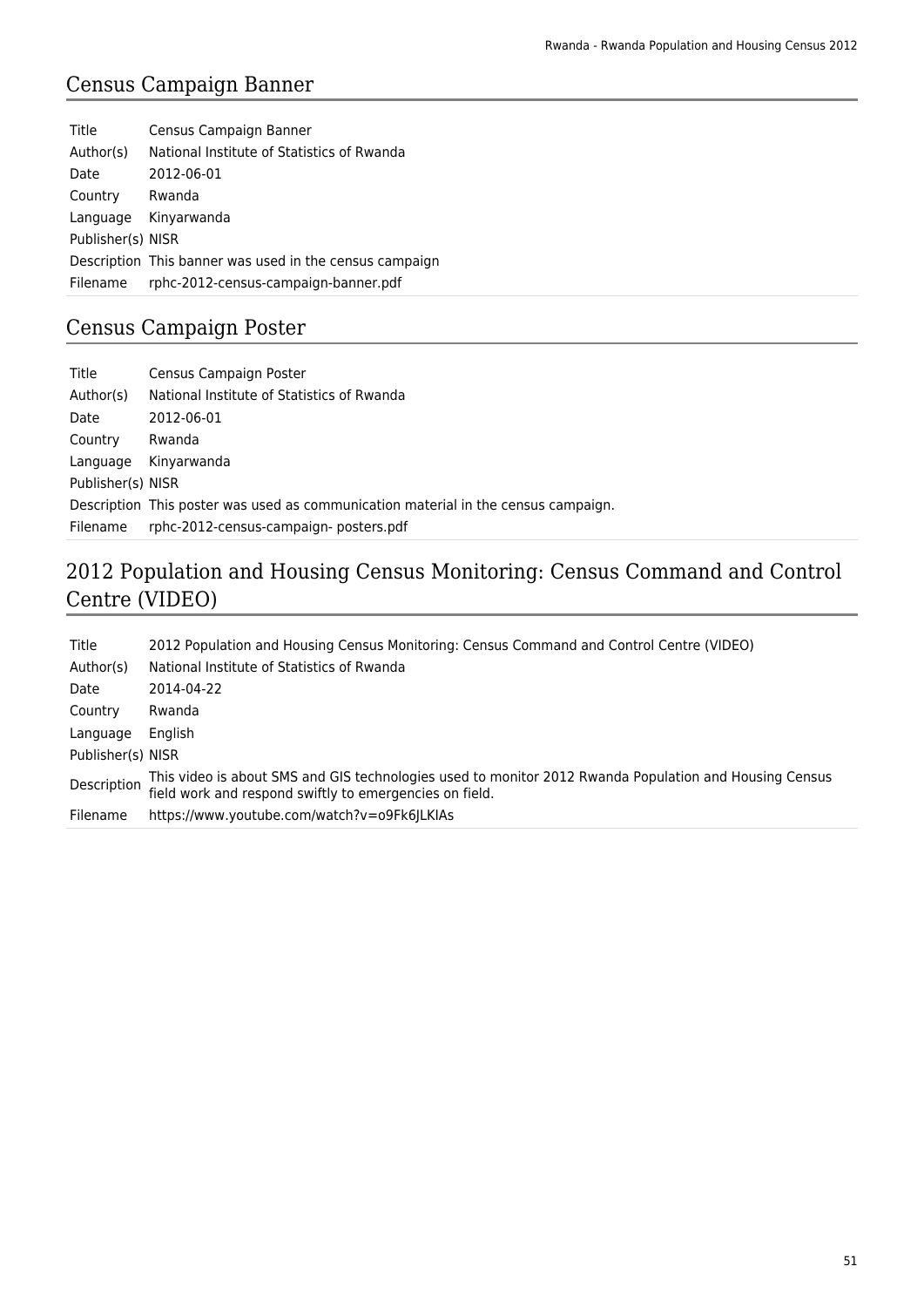## Census Campaign Banner

| | |
|---|---|
| Title | Census Campaign Banner |
| Author(s) | National Institute of Statistics of Rwanda |
| Date | 2012-06-01 |
| Country | Rwanda |
| Language | Kinyarwanda |
| Publisher(s) | NISR |
| Description | This banner was used in the census campaign |
| Filename | rphc-2012-census-campaign-banner.pdf |

## Census Campaign Poster

| | |
|---|---|
| Title | Census Campaign Poster |
| Author(s) | National Institute of Statistics of Rwanda |
| Date | 2012-06-01 |
| Country | Rwanda |
| Language | Kinyarwanda |
| Publisher(s) | NISR |
| Description | This poster was used as communication material in the census campaign. |
| Filename | rphc-2012-census-campaign- posters.pdf |

## 2012 Population and Housing Census Monitoring: Census Command and Control Centre (VIDEO)

| | |
|---|---|
| Title | 2012 Population and Housing Census Monitoring: Census Command and Control Centre (VIDEO) |
| Author(s) | National Institute of Statistics of Rwanda |
| Date | 2014-04-22 |
| Country | Rwanda |
| Language | English |
| Publisher(s) | NISR |
| Description | This video is about SMS and GIS technologies used to monitor 2012 Rwanda Population and Housing Census field work and respond swiftly to emergencies on field. |
| Filename | https://www.youtube.com/watch?v=o9Fk6JLKIAs |